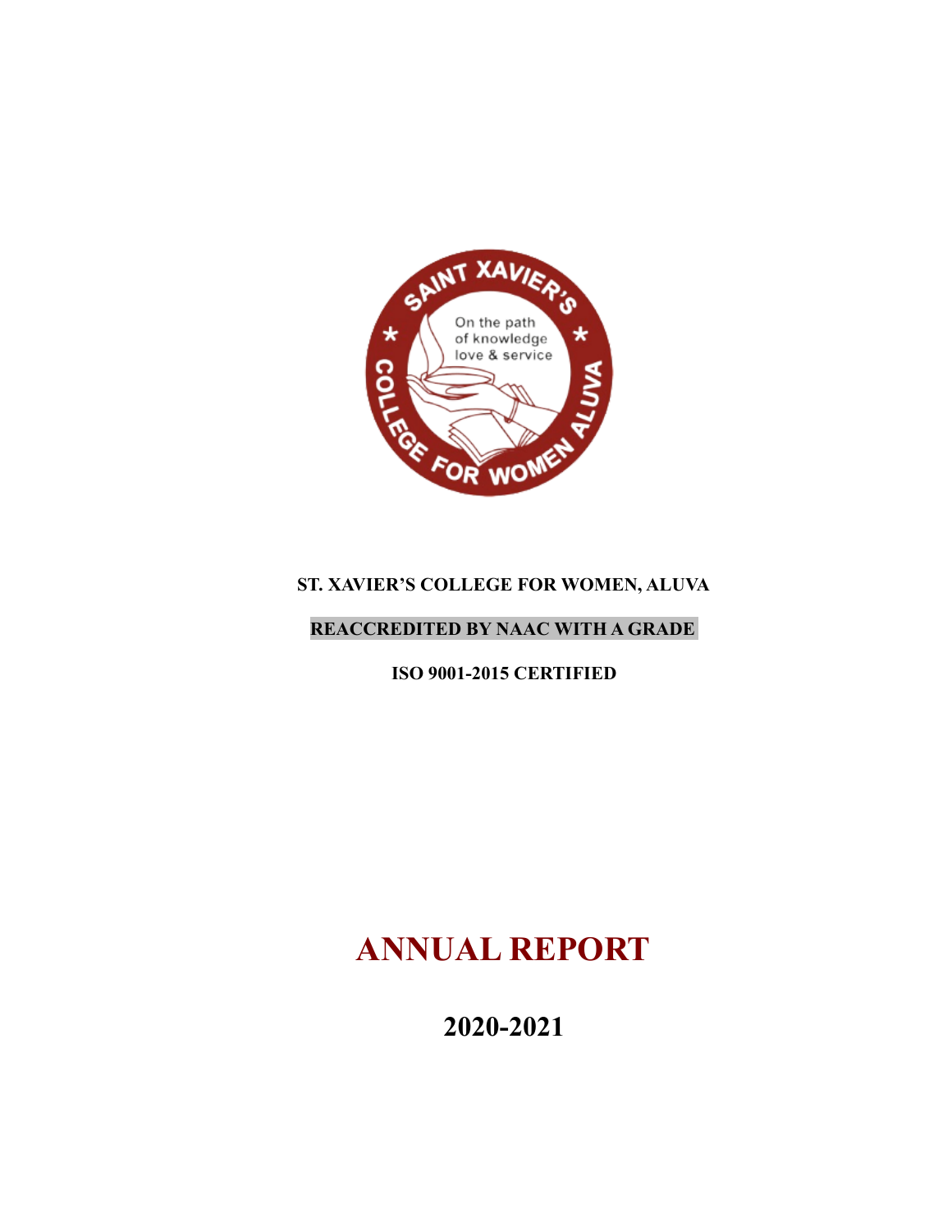**ST. XAVIER'S COLLEGE FOR WOMEN, ALUVA**

**REACCREDITED BY NAAC WITH A GRADE**

**ISO 9001-2015 CERTIFIED**

# ANNUAL REPORT

## 2020-2021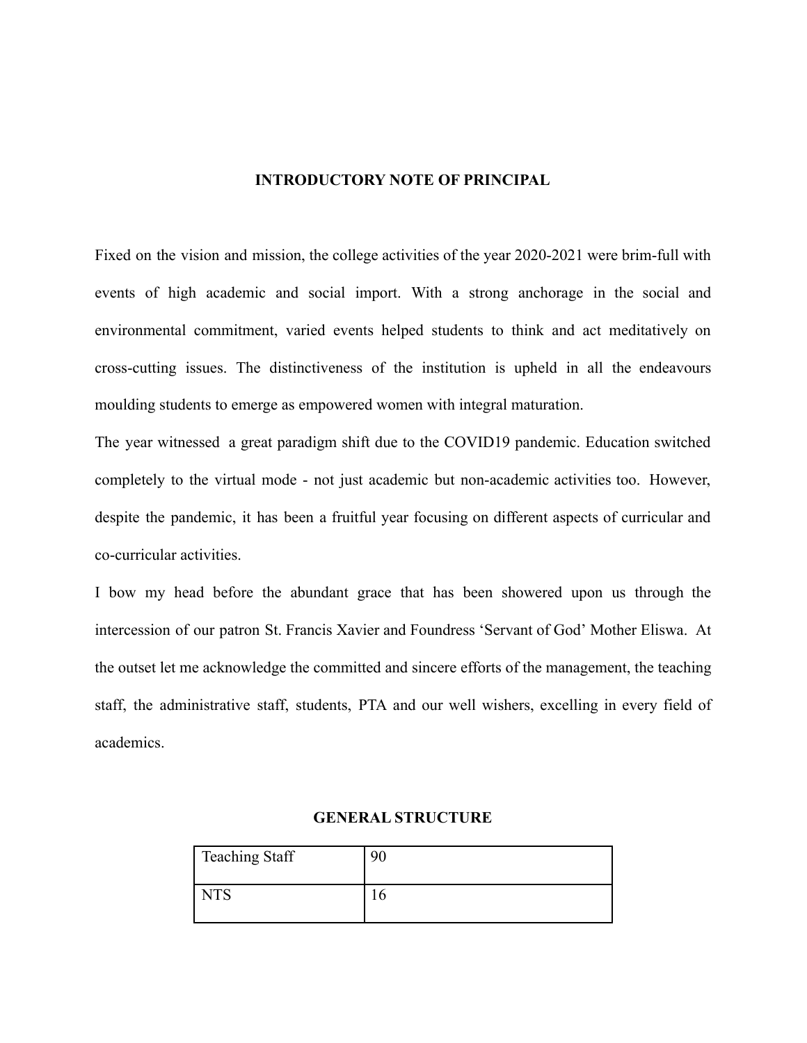## INTRODUCTORY NOTE OF PRINCIPAL

Fixed on the vision and mission, the college activities of the year 2020-2021 were brim-full with events of high academic and social import. With a strong anchorage in the social and environmental commitment, varied events helped students to think and act meditatively on cross-cutting issues. The distinctiveness of the institution is upheld in all the endeavours moulding students to emerge as empowered women with integral maturation.

The year witnessed a great paradigm shift due to the COVID19 pandemic. Education switched completely to the virtual mode - not just academic but non-academic activities too. However, despite the pandemic, it has been a fruitful year focusing on different aspects of curricular and co-curricular activities.

I bow my head before the abundant grace that has been showered upon us through the intercession of our patron St. Francis Xavier and Foundress 'Servant of God' Mother Eliswa. At the outset let me acknowledge the committed and sincere efforts of the management, the teaching staff, the administrative staff, students, PTA and our well wishers, excelling in every field of academics.

## GENERAL STRUCTURE

| | |
|---|---|
| Teaching Staff | 90 |
| NTS | 16 |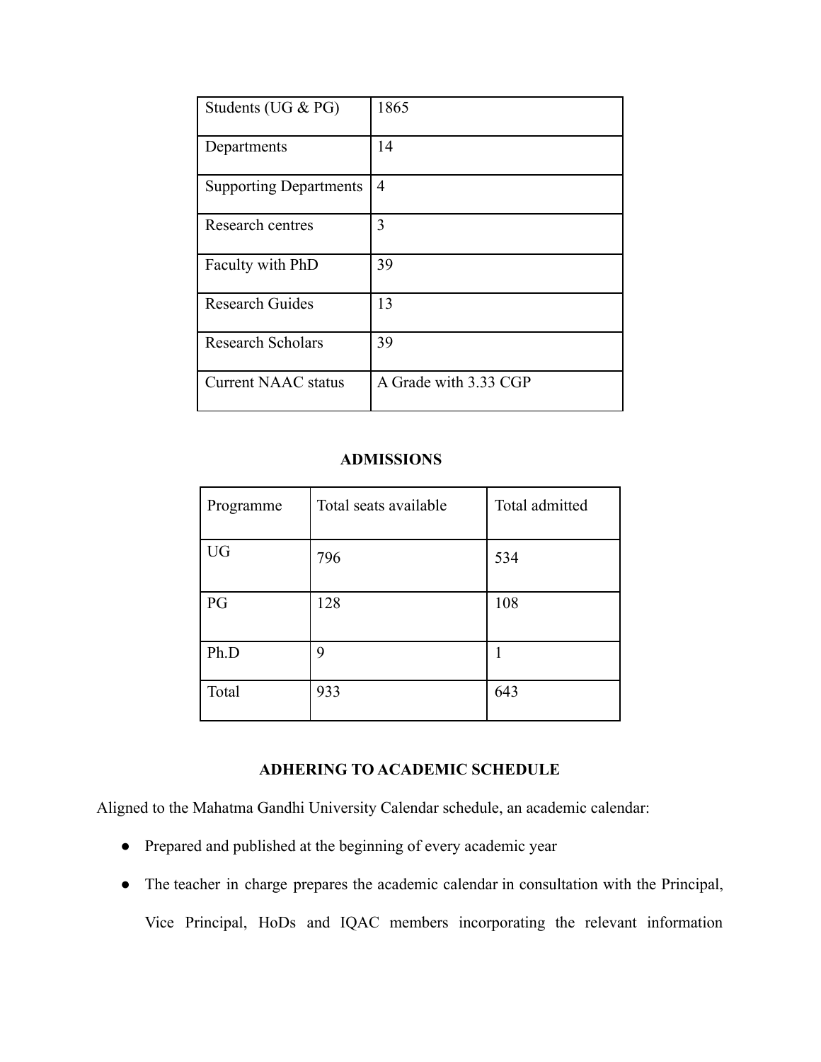| Students (UG & PG) | 1865 |
|---|---|
| Departments | 14 |
| Supporting Departments | 4 |
| Research centres | 3 |
| Faculty with PhD | 39 |
| Research Guides | 13 |
| Research Scholars | 39 |
| Current NAAC status | A Grade with 3.33 CGP |

## ADMISSIONS

| Programme | Total seats available | Total admitted |
|---|---|---|
| UG | 796 | 534 |
| PG | 128 | 108 |
| Ph.D | 9 | 1 |
| Total | 933 | 643 |

## ADHERING TO ACADEMIC SCHEDULE

Aligned to the Mahatma Gandhi University Calendar schedule, an academic calendar:

- Prepared and published at the beginning of every academic year
- The teacher in charge prepares the academic calendar in consultation with the Principal, Vice Principal, HoDs and IQAC members incorporating the relevant information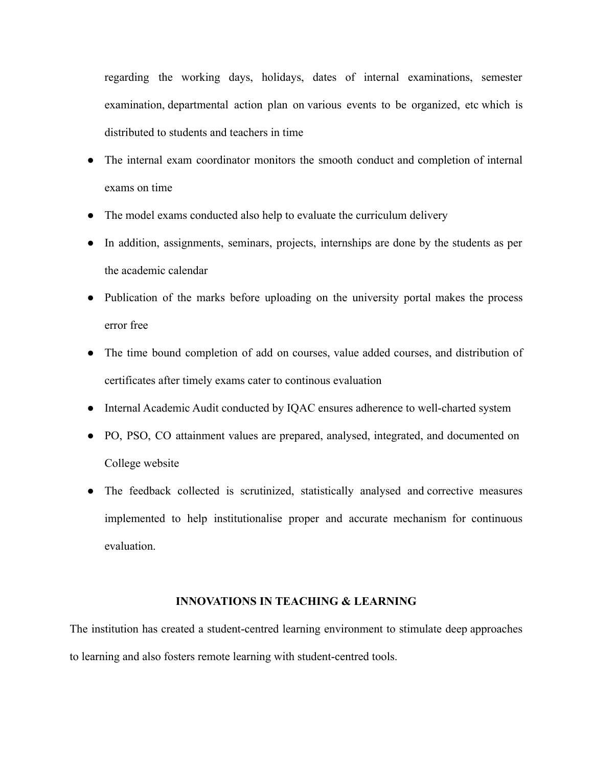regarding the working days, holidays, dates of internal examinations, semester examination, departmental action plan on various events to be organized, etc which is distributed to students and teachers in time

- The internal exam coordinator monitors the smooth conduct and completion of internal exams on time
- The model exams conducted also help to evaluate the curriculum delivery
- In addition, assignments, seminars, projects, internships are done by the students as per the academic calendar
- Publication of the marks before uploading on the university portal makes the process error free
- The time bound completion of add on courses, value added courses, and distribution of certificates after timely exams cater to continous evaluation
- Internal Academic Audit conducted by IQAC ensures adherence to well-charted system
- PO, PSO, CO attainment values are prepared, analysed, integrated, and documented on College website
- The feedback collected is scrutinized, statistically analysed and corrective measures implemented to help institutionalise proper and accurate mechanism for continuous evaluation.

## INNOVATIONS IN TEACHING & LEARNING

The institution has created a student-centred learning environment to stimulate deep approaches to learning and also fosters remote learning with student-centred tools.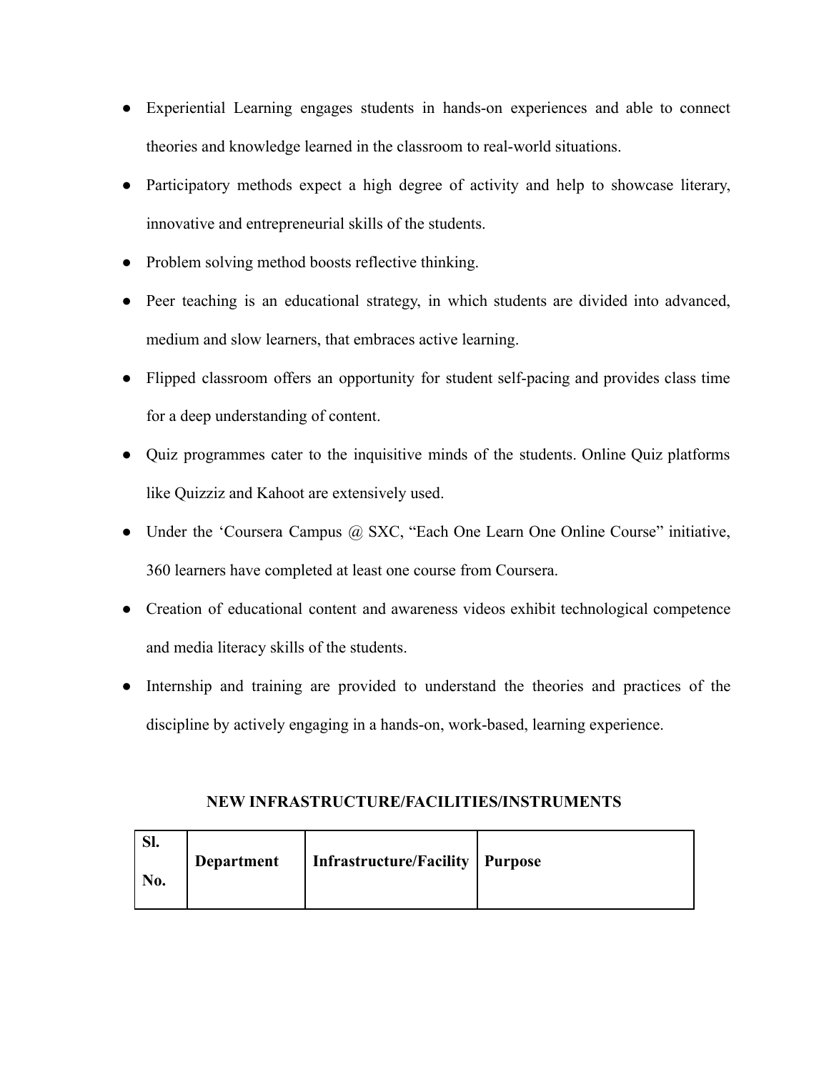- Experiential Learning engages students in hands-on experiences and able to connect theories and knowledge learned in the classroom to real-world situations.
- Participatory methods expect a high degree of activity and help to showcase literary, innovative and entrepreneurial skills of the students.
- Problem solving method boosts reflective thinking.
- Peer teaching is an educational strategy, in which students are divided into advanced, medium and slow learners, that embraces active learning.
- Flipped classroom offers an opportunity for student self-pacing and provides class time for a deep understanding of content.
- Quiz programmes cater to the inquisitive minds of the students. Online Quiz platforms like Quizziz and Kahoot are extensively used.
- Under the 'Coursera Campus @ SXC, "Each One Learn One Online Course" initiative, 360 learners have completed at least one course from Coursera.
- Creation of educational content and awareness videos exhibit technological competence and media literacy skills of the students.
- Internship and training are provided to understand the theories and practices of the discipline by actively engaging in a hands-on, work-based, learning experience.

**NEW INFRASTRUCTURE/FACILITIES/INSTRUMENTS**

| **Sl. No.** | **Department** | **Infrastructure/Facility** | **Purpose** |
| --- | --- | --- | --- |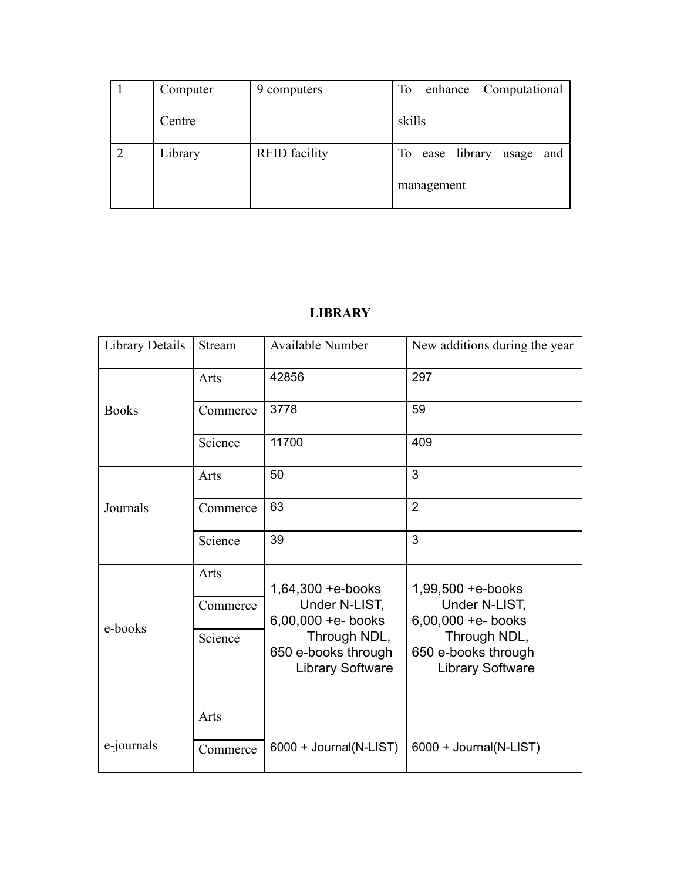| 1 | Computer Centre | 9 computers | To enhance Computational skills |
|---|---|---|---|
| 2 | Library | RFID facility | To ease library usage and management |

**LIBRARY**

| Library Details | Stream | Available Number | New additions during the year |
|---|---|---|---|
| Books | Arts | 42856 | 297 |
| | Commerce | 3778 | 59 |
| | Science | 11700 | 409 |
| Journals | Arts | 50 | 3 |
| | Commerce | 63 | 2 |
| | Science | 39 | 3 |
| e-books | Arts | 1,64,300 +e-books Under N-LIST, 6,00,000 +e- books Through NDL, 650 e-books through Library Software | 1,99,500 +e-books Under N-LIST, 6,00,000 +e- books Through NDL, 650 e-books through Library Software |
| | Commerce | | |
| | Science | | |
| e-journals | Arts | 6000 + Journal(N-LIST) | 6000 + Journal(N-LIST) |
| | Commerce | | |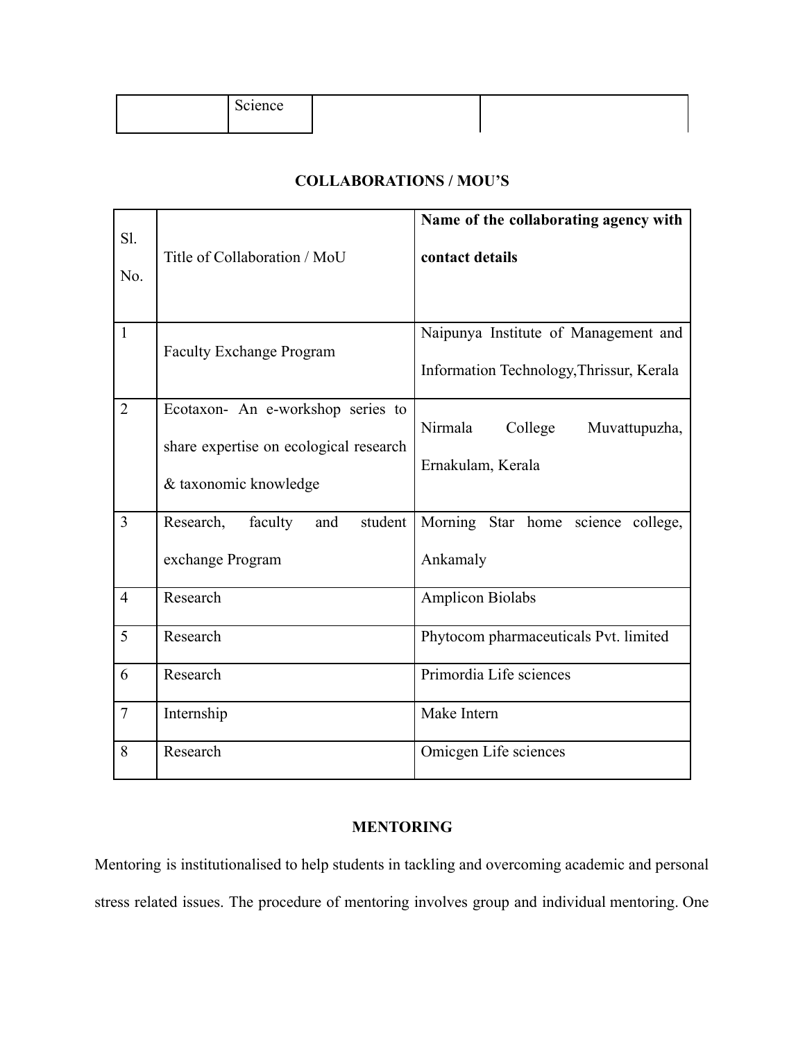| | Science | | |
|---|---|---|---|

**COLLABORATIONS / MOU'S**

| Sl. No. | Title of Collaboration / MoU | **Name of the collaborating agency with contact details** |
|---|---|---|
| 1 | Faculty Exchange Program | Naipunya Institute of Management and Information Technology,Thrissur, Kerala |
| 2 | Ecotaxon- An e-workshop series to share expertise on ecological research & taxonomic knowledge | Nirmala College Muvattupuzha, Ernakulam, Kerala |
| 3 | Research, faculty and student exchange Program | Morning Star home science college, Ankamaly |
| 4 | Research | Amplicon Biolabs |
| 5 | Research | Phytocom pharmaceuticals Pvt. limited |
| 6 | Research | Primordia Life sciences |
| 7 | Internship | Make Intern |
| 8 | Research | Omicgen Life sciences |

**MENTORING**

Mentoring is institutionalised to help students in tackling and overcoming academic and personal stress related issues. The procedure of mentoring involves group and individual mentoring. One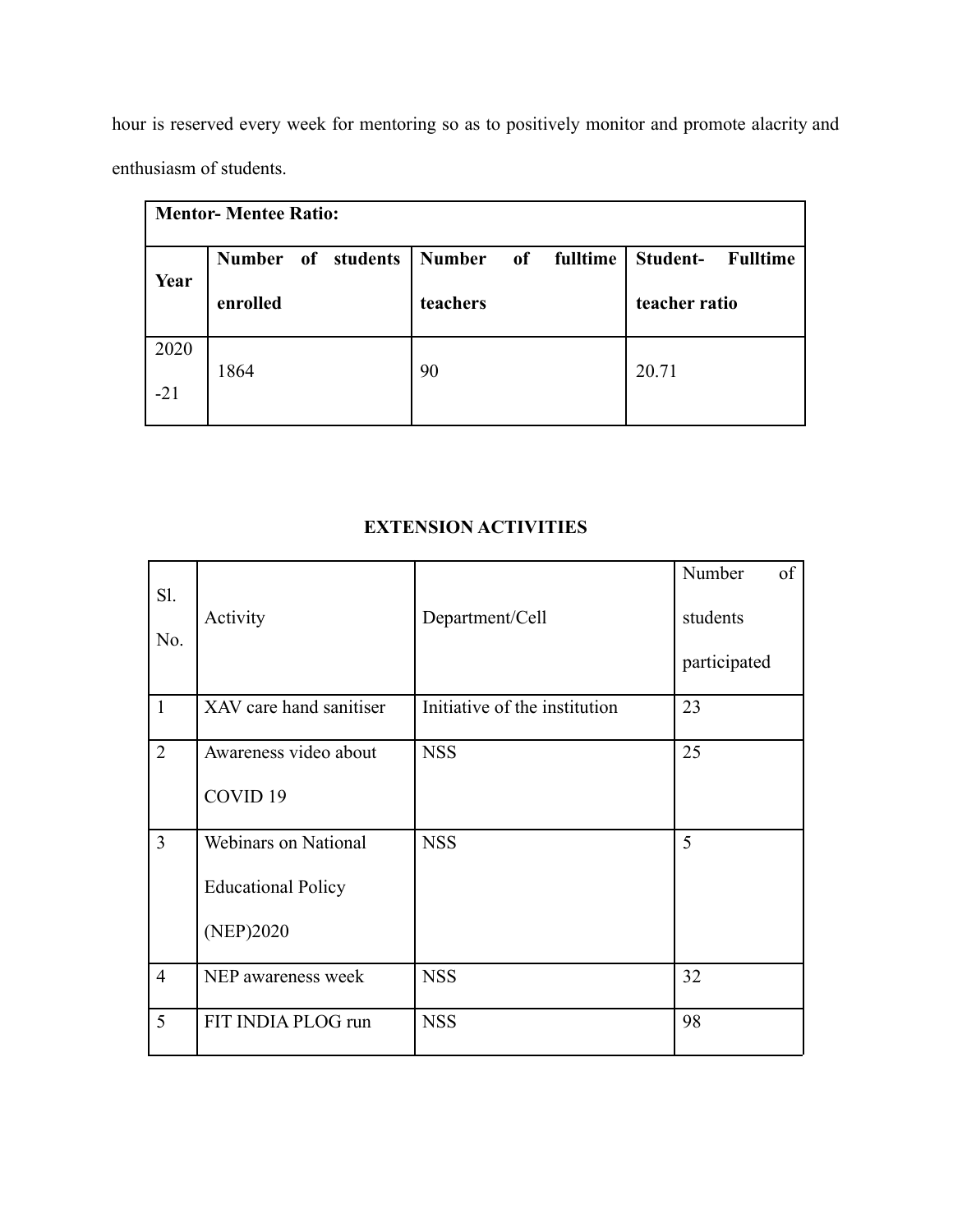hour is reserved every week for mentoring so as to positively monitor and promote alacrity and enthusiasm of students.

| **Mentor- Mentee Ratio:** | | | |
|---|---|---|---|
| **Year** | **Number of students enrolled** | **Number of fulltime teachers** | **Student- Fulltime teacher ratio** |
| 2020-21 | 1864 | 90 | 20.71 |

## EXTENSION ACTIVITIES

| Sl. No. | Activity | Department/Cell | Number of students participated |
|---|---|---|---|
| 1 | XAV care hand sanitiser | Initiative of the institution | 23 |
| 2 | Awareness video about COVID 19 | NSS | 25 |
| 3 | Webinars on National Educational Policy (NEP)2020 | NSS | 5 |
| 4 | NEP awareness week | NSS | 32 |
| 5 | FIT INDIA PLOG run | NSS | 98 |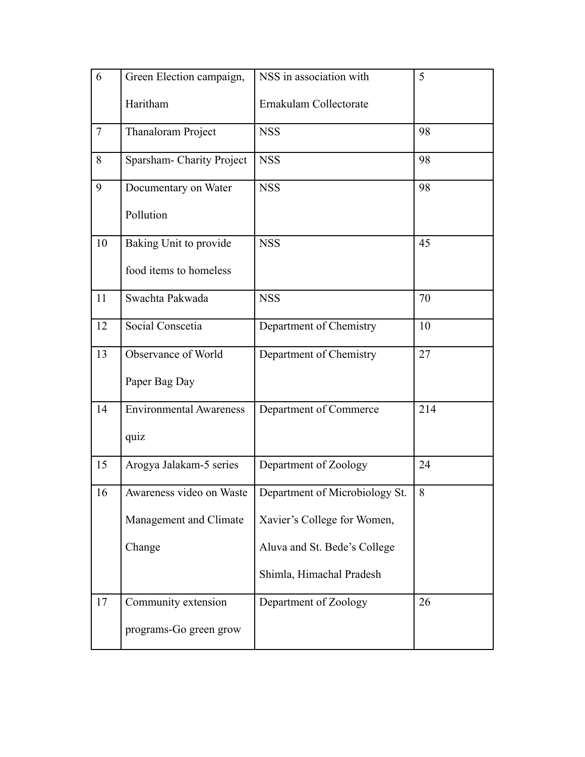| 6 | Green Election campaign, Haritham | NSS in association with Ernakulam Collectorate | 5 |
|---|---|---|---|
| 7 | Thanaloram Project | NSS | 98 |
| 8 | Sparsham- Charity Project | NSS | 98 |
| 9 | Documentary on Water Pollution | NSS | 98 |
| 10 | Baking Unit to provide food items to homeless | NSS | 45 |
| 11 | Swachta Pakwada | NSS | 70 |
| 12 | Social Conscetia | Department of Chemistry | 10 |
| 13 | Observance of World Paper Bag Day | Department of Chemistry | 27 |
| 14 | Environmental Awareness quiz | Department of Commerce | 214 |
| 15 | Arogya Jalakam-5 series | Department of Zoology | 24 |
| 16 | Awareness video on Waste Management and Climate Change | Department of Microbiology St. Xavier's College for Women, Aluva and St. Bede's College Shimla, Himachal Pradesh | 8 |
| 17 | Community extension programs-Go green grow | Department of Zoology | 26 |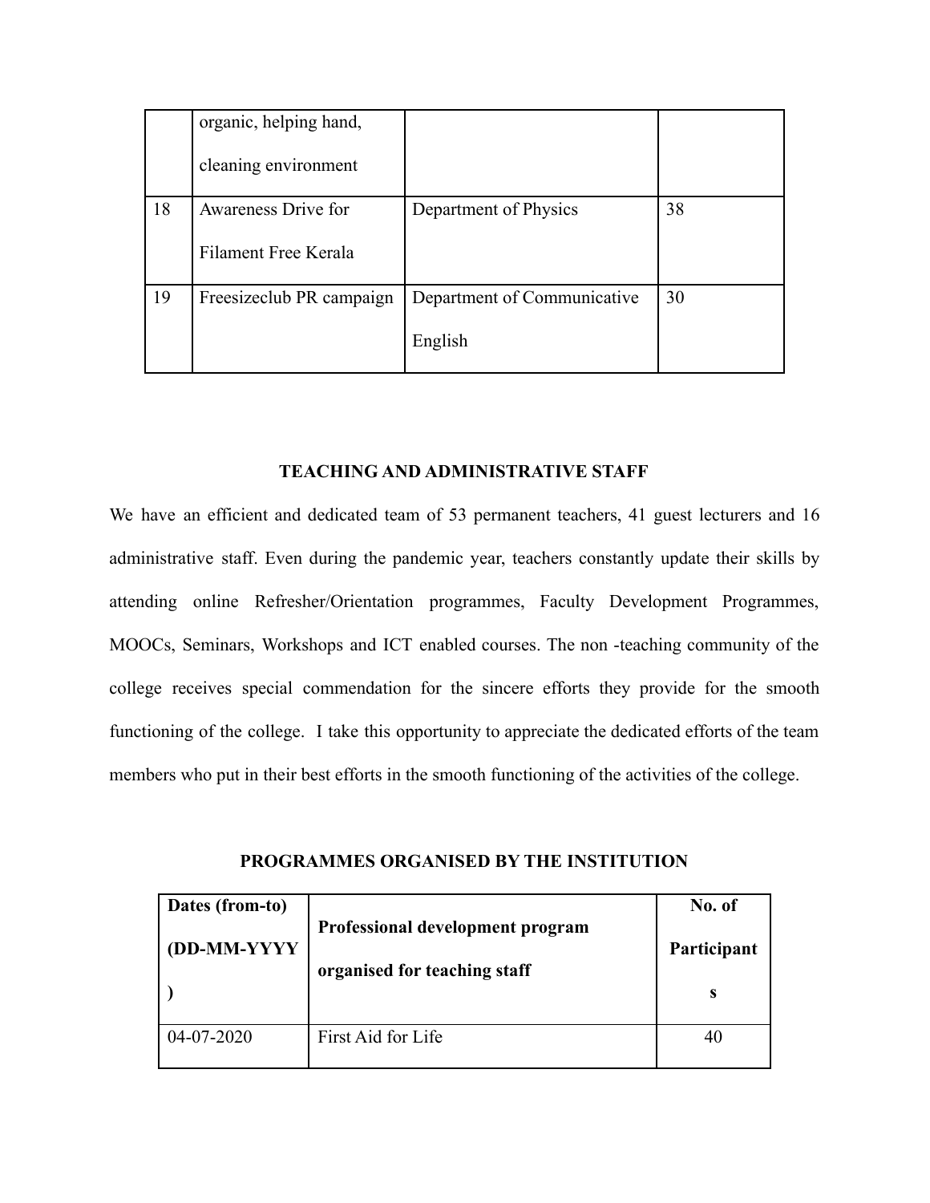| | organic, helping hand, cleaning environment | | |
|---|---|---|---|
| 18 | Awareness Drive for Filament Free Kerala | Department of Physics | 38 |
| 19 | Freesizeclub PR campaign | Department of Communicative English | 30 |

## TEACHING AND ADMINISTRATIVE STAFF

We have an efficient and dedicated team of 53 permanent teachers, 41 guest lecturers and 16 administrative staff. Even during the pandemic year, teachers constantly update their skills by attending online Refresher/Orientation programmes, Faculty Development Programmes, MOOCs, Seminars, Workshops and ICT enabled courses. The non -teaching community of the college receives special commendation for the sincere efforts they provide for the smooth functioning of the college. I take this opportunity to appreciate the dedicated efforts of the team members who put in their best efforts in the smooth functioning of the activities of the college.

## PROGRAMMES ORGANISED BY THE INSTITUTION

| Dates (from-to) (DD-MM-YYYY) | Professional development program organised for teaching staff | No. of Participants |
|---|---|---|
| 04-07-2020 | First Aid for Life | 40 |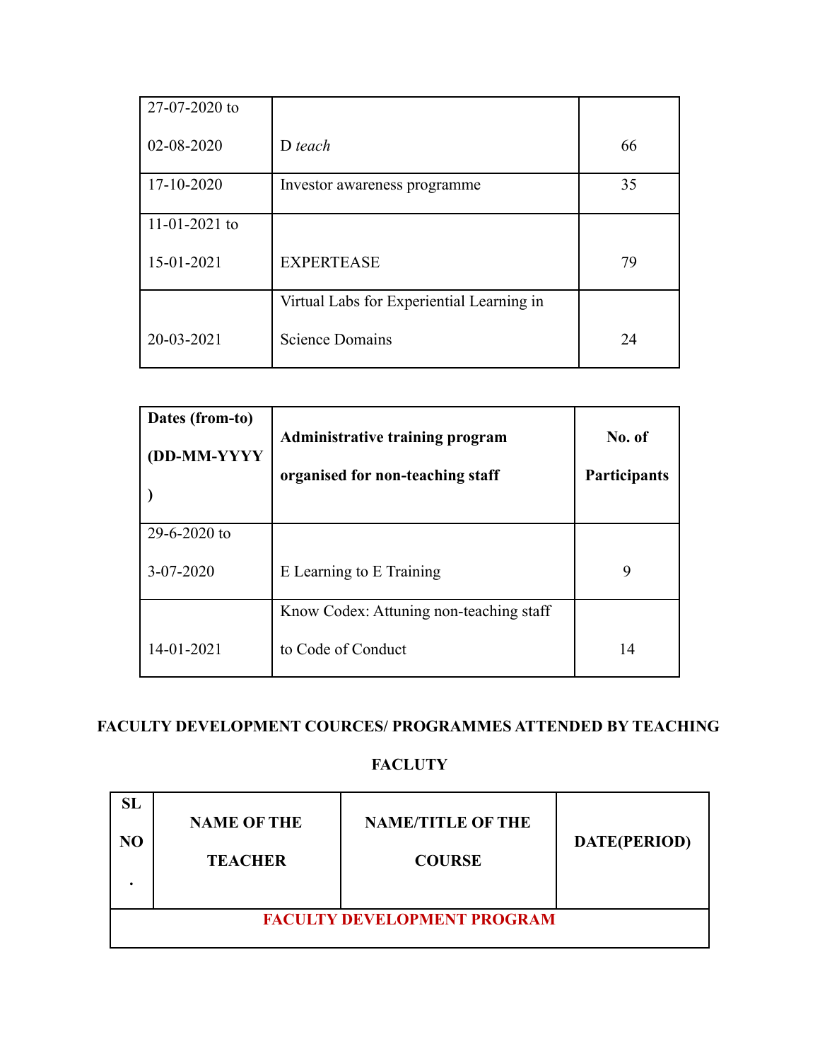| | | |
|---|---|---|
| 27-07-2020 to 02-08-2020 | D *teach* | 66 |
| 17-10-2020 | Investor awareness programme | 35 |
| 11-01-2021 to 15-01-2021 | EXPERTEASE | 79 |
| 20-03-2021 | Virtual Labs for Experiential Learning in Science Domains | 24 |

| **Dates (from-to) (DD-MM-YYYY)** | **Administrative training program organised for non-teaching staff** | **No. of Participants** |
|---|---|---|
| 29-6-2020 to 3-07-2020 | E Learning to E Training | 9 |
| 14-01-2021 | Know Codex: Attuning non-teaching staff to Code of Conduct | 14 |

**FACULTY DEVELOPMENT COURCES/ PROGRAMMES ATTENDED BY TEACHING FACLUTY**

| **SL NO.** | **NAME OF THE TEACHER** | **NAME/TITLE OF THE COURSE** | **DATE(PERIOD)** |
|---|---|---|---|
| **FACULTY DEVELOPMENT PROGRAM** | | | |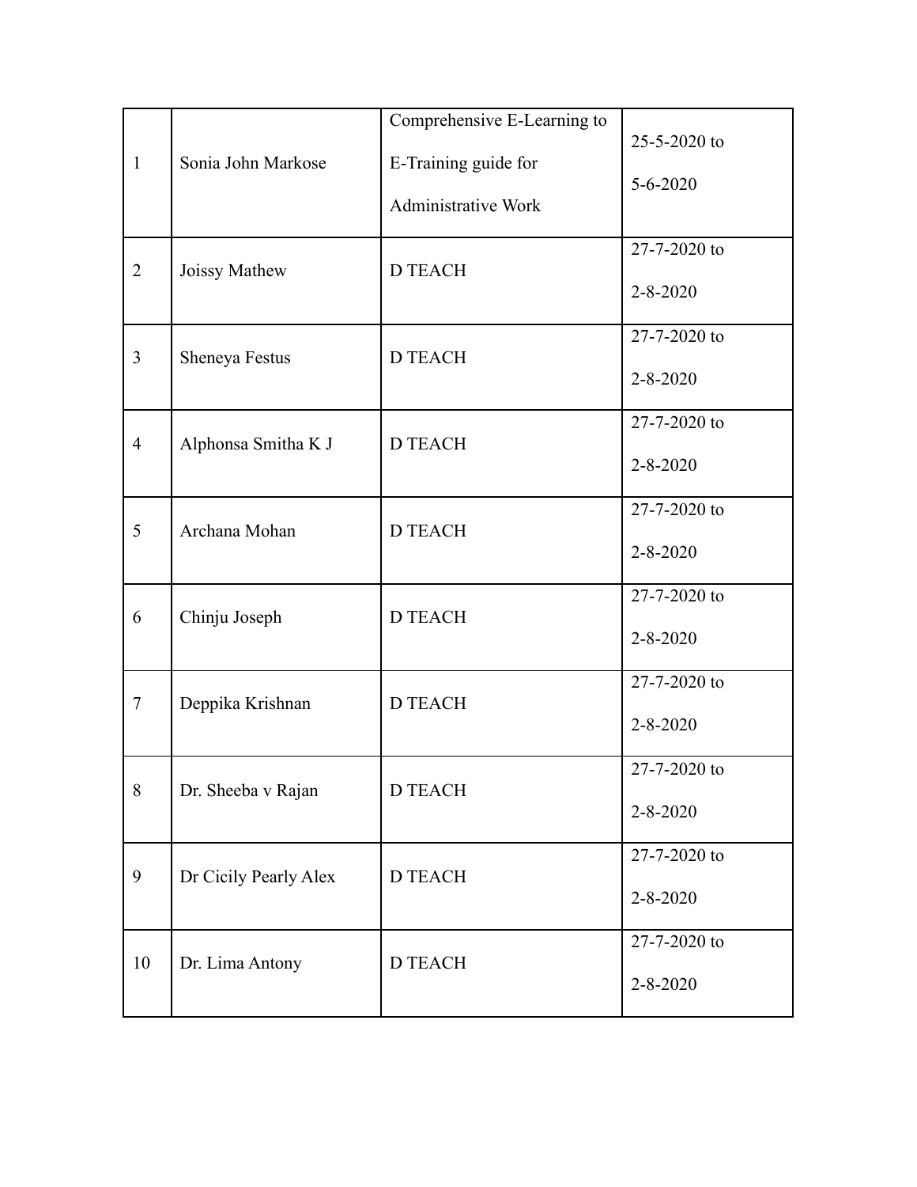| 1 | Sonia John Markose | Comprehensive E-Learning to E-Training guide for Administrative Work | 25-5-2020 to 5-6-2020 |
|---|---|---|---|
| 2 | Joissy Mathew | D TEACH | 27-7-2020 to 2-8-2020 |
| 3 | Sheneya Festus | D TEACH | 27-7-2020 to 2-8-2020 |
| 4 | Alphonsa Smitha K J | D TEACH | 27-7-2020 to 2-8-2020 |
| 5 | Archana Mohan | D TEACH | 27-7-2020 to 2-8-2020 |
| 6 | Chinju Joseph | D TEACH | 27-7-2020 to 2-8-2020 |
| 7 | Deppika Krishnan | D TEACH | 27-7-2020 to 2-8-2020 |
| 8 | Dr. Sheeba v Rajan | D TEACH | 27-7-2020 to 2-8-2020 |
| 9 | Dr Cicily Pearly Alex | D TEACH | 27-7-2020 to 2-8-2020 |
| 10 | Dr. Lima Antony | D TEACH | 27-7-2020 to 2-8-2020 |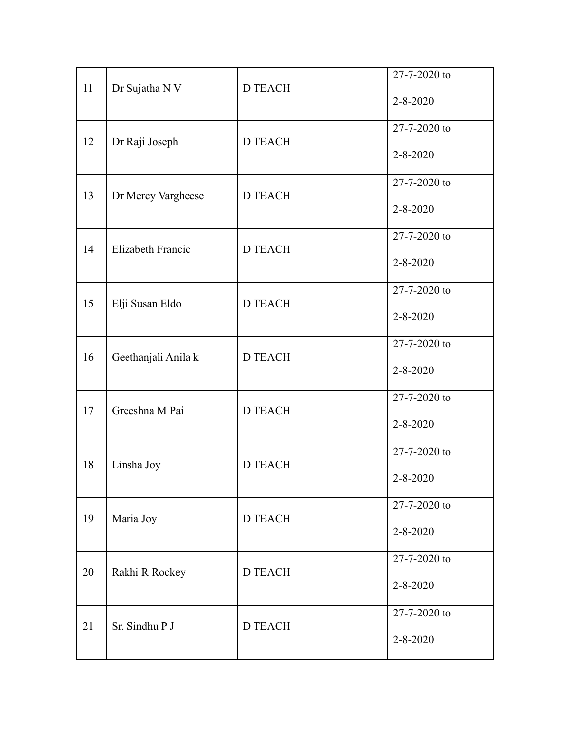| 11 | Dr Sujatha N V | D TEACH | 27-7-2020 to 2-8-2020 |
|---|---|---|---|
| 12 | Dr Raji Joseph | D TEACH | 27-7-2020 to 2-8-2020 |
| 13 | Dr Mercy Vargheese | D TEACH | 27-7-2020 to 2-8-2020 |
| 14 | Elizabeth Francic | D TEACH | 27-7-2020 to 2-8-2020 |
| 15 | Elji Susan Eldo | D TEACH | 27-7-2020 to 2-8-2020 |
| 16 | Geethanjali Anila k | D TEACH | 27-7-2020 to 2-8-2020 |
| 17 | Greeshna M Pai | D TEACH | 27-7-2020 to 2-8-2020 |
| 18 | Linsha Joy | D TEACH | 27-7-2020 to 2-8-2020 |
| 19 | Maria Joy | D TEACH | 27-7-2020 to 2-8-2020 |
| 20 | Rakhi R Rockey | D TEACH | 27-7-2020 to 2-8-2020 |
| 21 | Sr. Sindhu P J | D TEACH | 27-7-2020 to 2-8-2020 |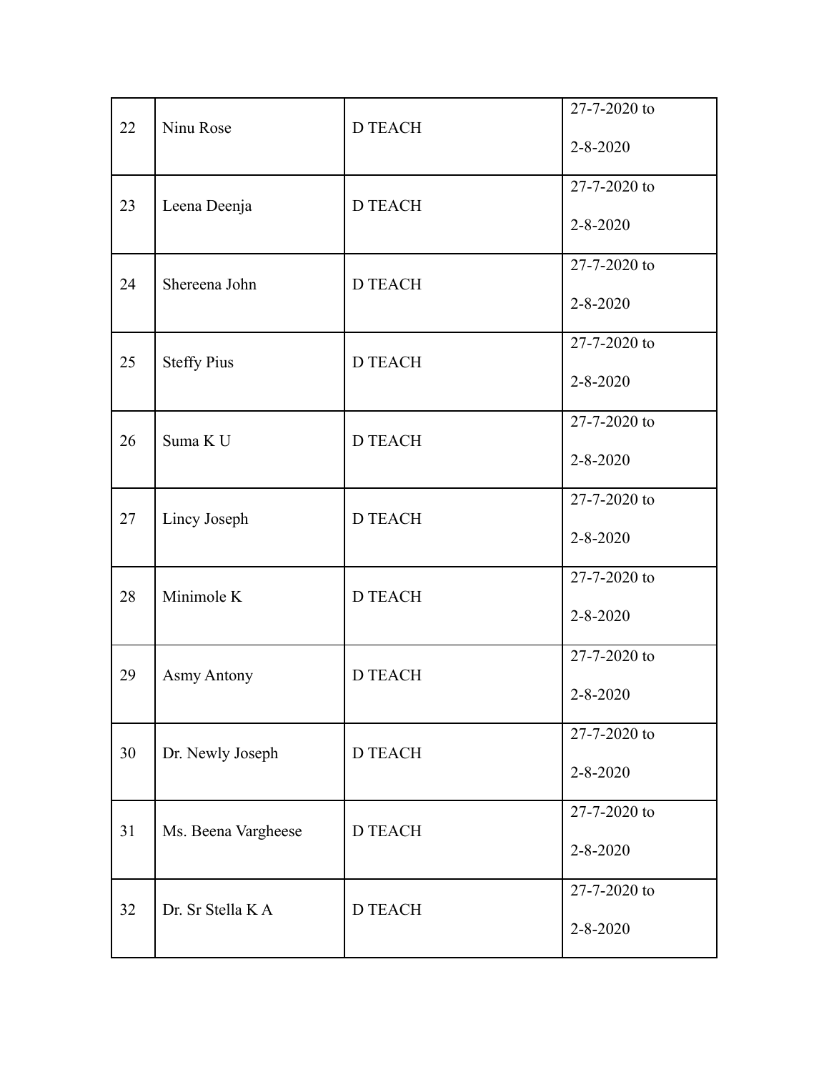| | | | |
|---|---|---|---|
| 22 | Ninu Rose | D TEACH | 27-7-2020 to 2-8-2020 |
| 23 | Leena Deenja | D TEACH | 27-7-2020 to 2-8-2020 |
| 24 | Shereena John | D TEACH | 27-7-2020 to 2-8-2020 |
| 25 | Steffy Pius | D TEACH | 27-7-2020 to 2-8-2020 |
| 26 | Suma K U | D TEACH | 27-7-2020 to 2-8-2020 |
| 27 | Lincy Joseph | D TEACH | 27-7-2020 to 2-8-2020 |
| 28 | Minimole K | D TEACH | 27-7-2020 to 2-8-2020 |
| 29 | Asmy Antony | D TEACH | 27-7-2020 to 2-8-2020 |
| 30 | Dr. Newly Joseph | D TEACH | 27-7-2020 to 2-8-2020 |
| 31 | Ms. Beena Vargheese | D TEACH | 27-7-2020 to 2-8-2020 |
| 32 | Dr. Sr Stella K A | D TEACH | 27-7-2020 to 2-8-2020 |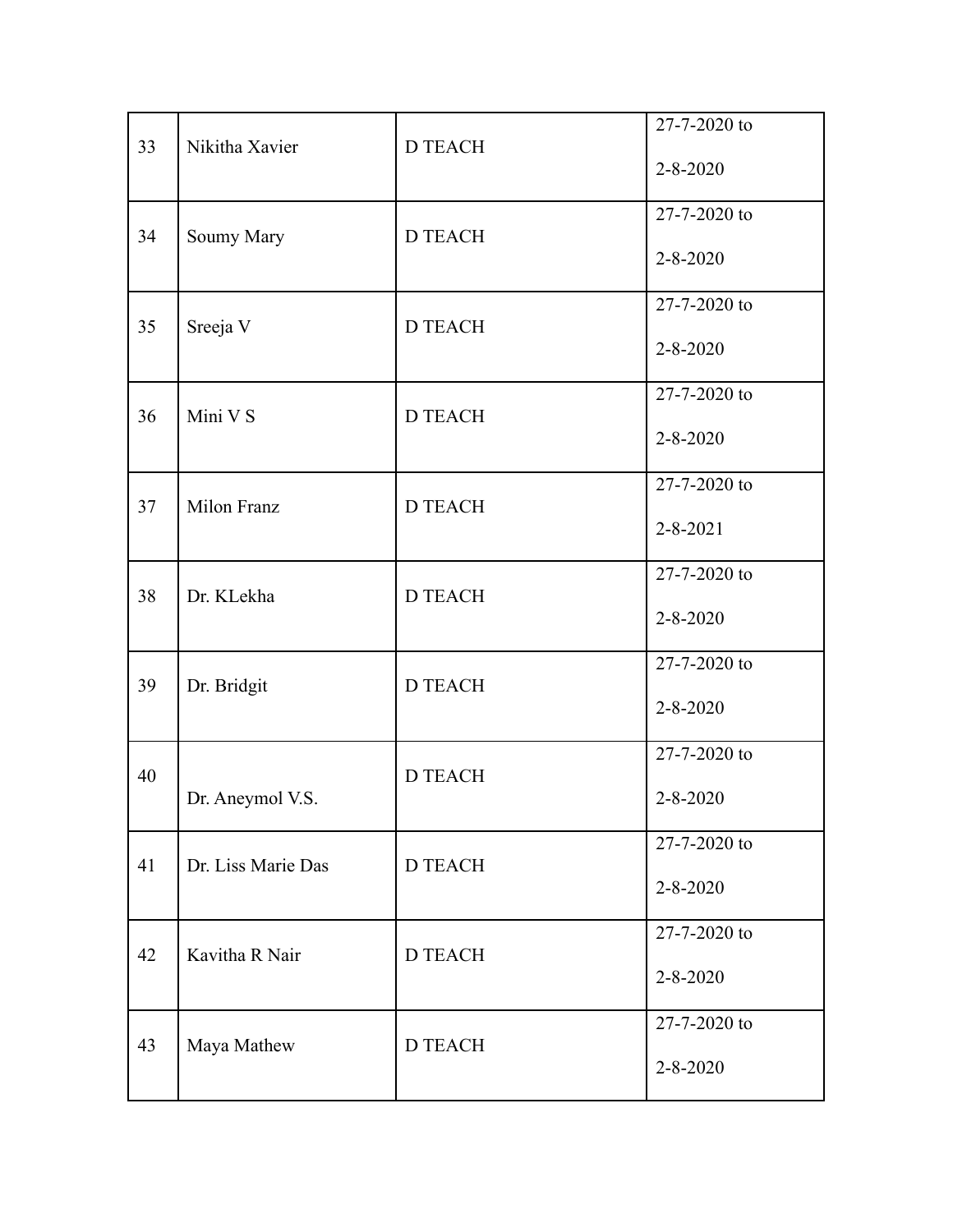| 33 | Nikitha Xavier | D TEACH | 27-7-2020 to 2-8-2020 |
|---|---|---|---|
| 34 | Soumy Mary | D TEACH | 27-7-2020 to 2-8-2020 |
| 35 | Sreeja V | D TEACH | 27-7-2020 to 2-8-2020 |
| 36 | Mini V S | D TEACH | 27-7-2020 to 2-8-2020 |
| 37 | Milon Franz | D TEACH | 27-7-2020 to 2-8-2021 |
| 38 | Dr. KLekha | D TEACH | 27-7-2020 to 2-8-2020 |
| 39 | Dr. Bridgit | D TEACH | 27-7-2020 to 2-8-2020 |
| 40 | Dr. Aneymol V.S. | D TEACH | 27-7-2020 to 2-8-2020 |
| 41 | Dr. Liss Marie Das | D TEACH | 27-7-2020 to 2-8-2020 |
| 42 | Kavitha R Nair | D TEACH | 27-7-2020 to 2-8-2020 |
| 43 | Maya Mathew | D TEACH | 27-7-2020 to 2-8-2020 |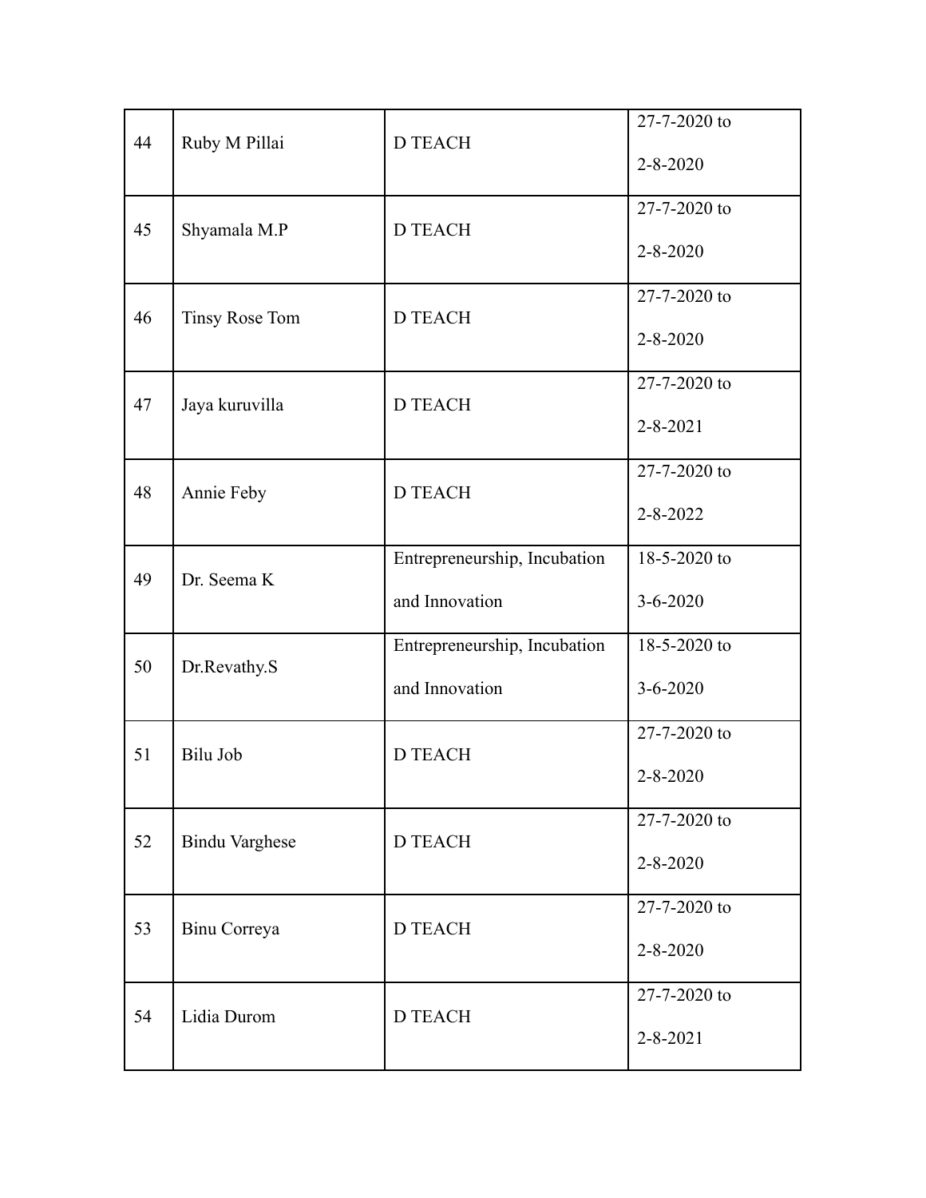| 44 | Ruby M Pillai | D TEACH | 27-7-2020 to 2-8-2020 |
|---|---|---|---|
| 45 | Shyamala M.P | D TEACH | 27-7-2020 to 2-8-2020 |
| 46 | Tinsy Rose Tom | D TEACH | 27-7-2020 to 2-8-2020 |
| 47 | Jaya kuruvilla | D TEACH | 27-7-2020 to 2-8-2021 |
| 48 | Annie Feby | D TEACH | 27-7-2020 to 2-8-2022 |
| 49 | Dr. Seema K | Entrepreneurship, Incubation and Innovation | 18-5-2020 to 3-6-2020 |
| 50 | Dr.Revathy.S | Entrepreneurship, Incubation and Innovation | 18-5-2020 to 3-6-2020 |
| 51 | Bilu Job | D TEACH | 27-7-2020 to 2-8-2020 |
| 52 | Bindu Varghese | D TEACH | 27-7-2020 to 2-8-2020 |
| 53 | Binu Correya | D TEACH | 27-7-2020 to 2-8-2020 |
| 54 | Lidia Durom | D TEACH | 27-7-2020 to 2-8-2021 |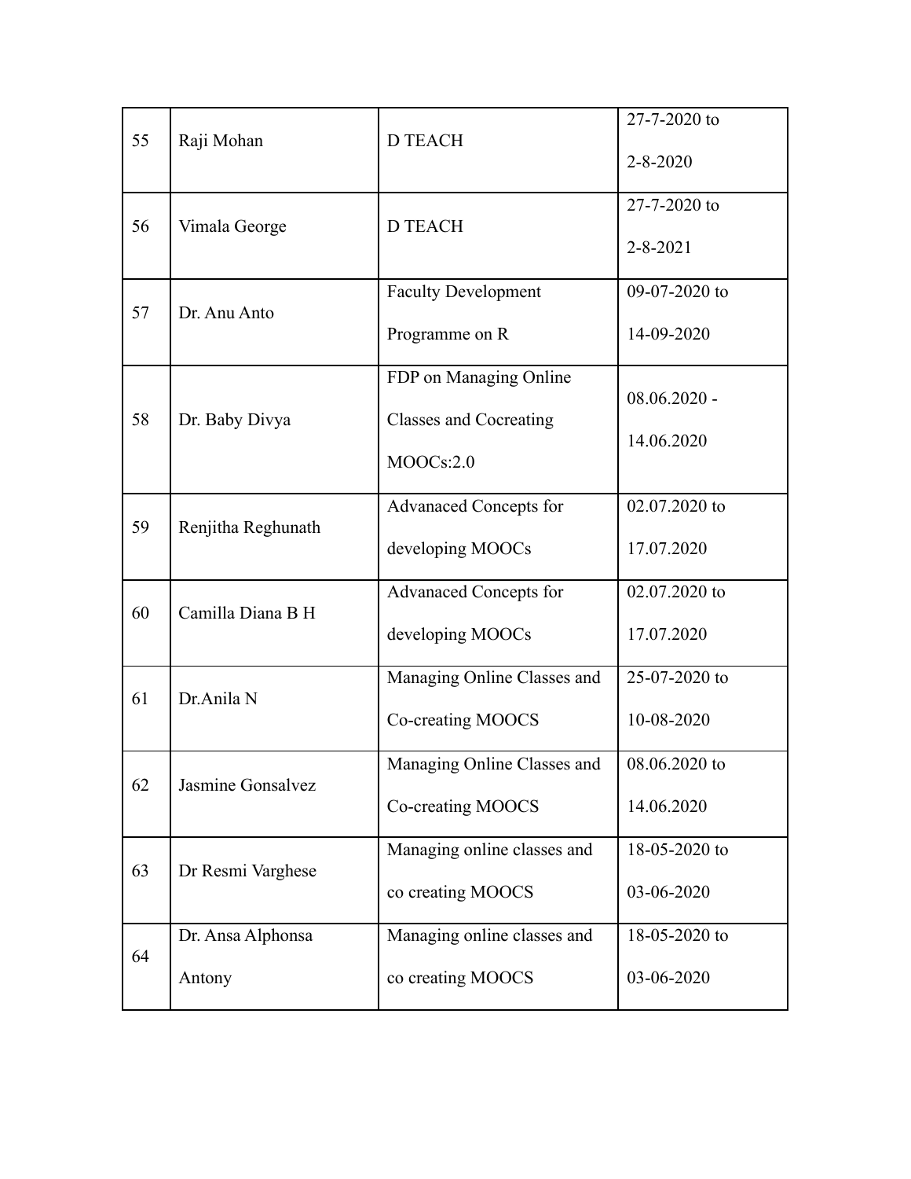| 55 | Raji Mohan | D TEACH | 27-7-2020 to 2-8-2020 |
|---|---|---|---|
| 56 | Vimala George | D TEACH | 27-7-2020 to 2-8-2021 |
| 57 | Dr. Anu Anto | Faculty Development Programme on R | 09-07-2020 to 14-09-2020 |
| 58 | Dr. Baby Divya | FDP on Managing Online Classes and Cocreating MOOCs:2.0 | 08.06.2020 - 14.06.2020 |
| 59 | Renjitha Reghunath | Advanaced Concepts for developing MOOCs | 02.07.2020 to 17.07.2020 |
| 60 | Camilla Diana B H | Advanaced Concepts for developing MOOCs | 02.07.2020 to 17.07.2020 |
| 61 | Dr.Anila N | Managing Online Classes and Co-creating MOOCS | 25-07-2020 to 10-08-2020 |
| 62 | Jasmine Gonsalvez | Managing Online Classes and Co-creating MOOCS | 08.06.2020 to 14.06.2020 |
| 63 | Dr Resmi Varghese | Managing online classes and co creating MOOCS | 18-05-2020 to 03-06-2020 |
| 64 | Dr. Ansa Alphonsa Antony | Managing online classes and co creating MOOCS | 18-05-2020 to 03-06-2020 |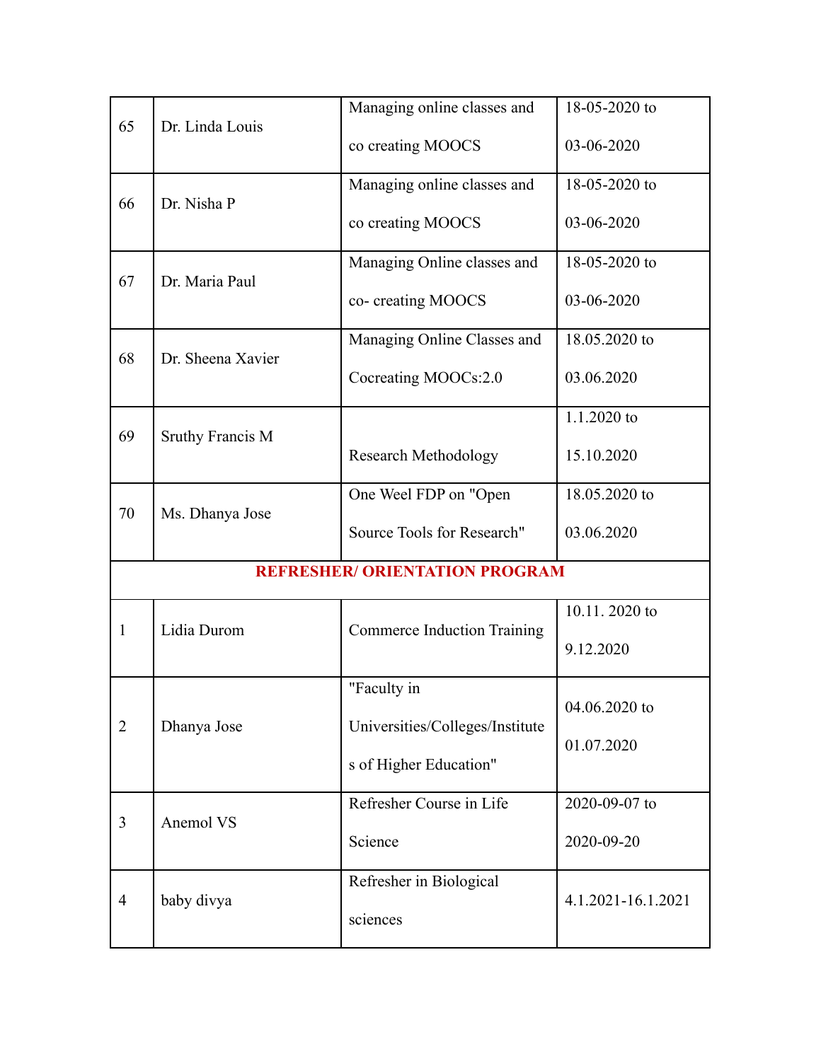| 65 | Dr. Linda Louis | Managing online classes and co creating MOOCS | 18-05-2020 to 03-06-2020 |
|---|---|---|---|
| 66 | Dr. Nisha P | Managing online classes and co creating MOOCS | 18-05-2020 to 03-06-2020 |
| 67 | Dr. Maria Paul | Managing Online classes and co- creating MOOCS | 18-05-2020 to 03-06-2020 |
| 68 | Dr. Sheena Xavier | Managing Online Classes and Cocreating MOOCs:2.0 | 18.05.2020 to 03.06.2020 |
| 69 | Sruthy Francis M | Research Methodology | 1.1.2020 to 15.10.2020 |
| 70 | Ms. Dhanya Jose | One Weel FDP on "Open Source Tools for Research" | 18.05.2020 to 03.06.2020 |
| **REFRESHER/ ORIENTATION PROGRAM** | | | |
| 1 | Lidia Durom | Commerce Induction Training | 10.11. 2020 to 9.12.2020 |
| 2 | Dhanya Jose | "Faculty in Universities/Colleges/Institutes of Higher Education" | 04.06.2020 to 01.07.2020 |
| 3 | Anemol VS | Refresher Course in Life Science | 2020-09-07 to 2020-09-20 |
| 4 | baby divya | Refresher in Biological sciences | 4.1.2021-16.1.2021 |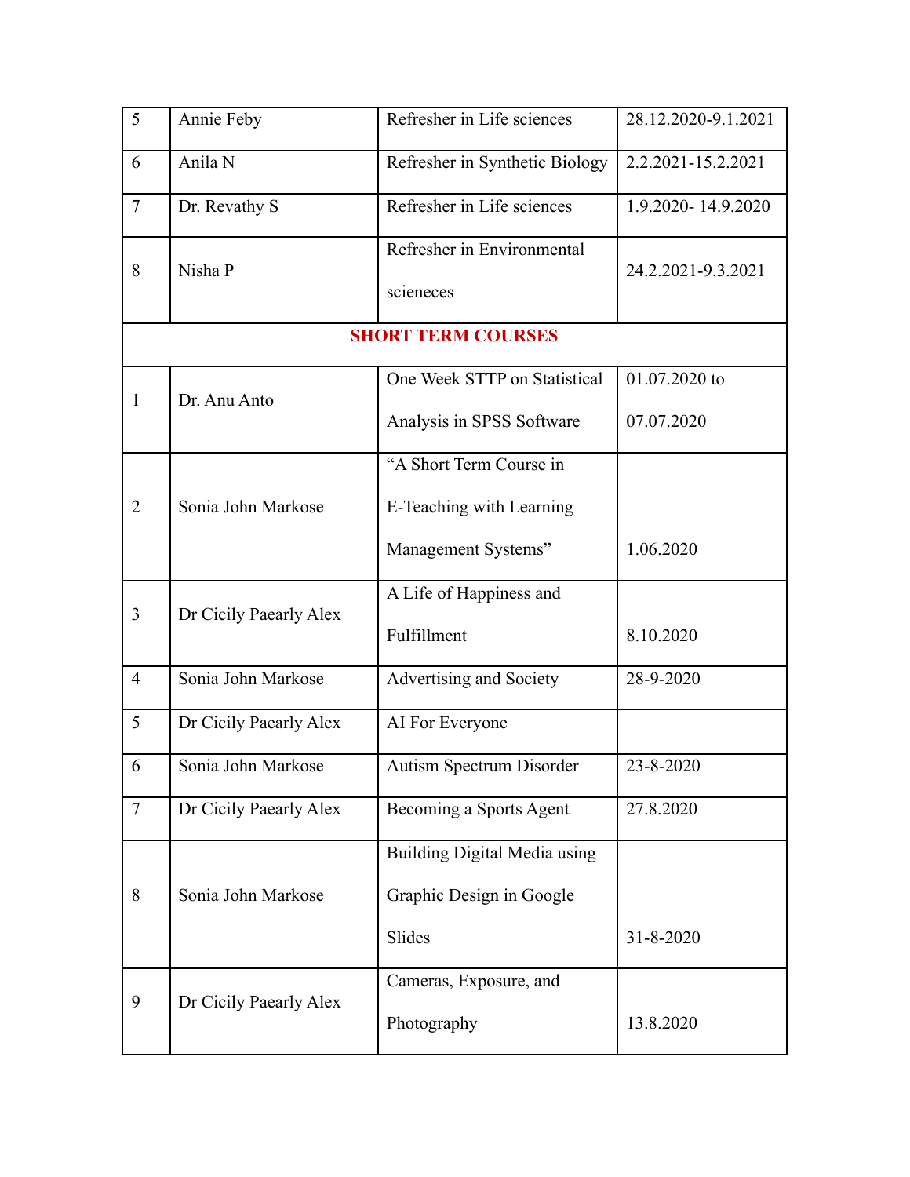| 5 | Annie Feby | Refresher in Life sciences | 28.12.2020-9.1.2021 |
|---|---|---|---|
| 6 | Anila N | Refresher in Synthetic Biology | 2.2.2021-15.2.2021 |
| 7 | Dr. Revathy S | Refresher in Life sciences | 1.9.2020- 14.9.2020 |
| 8 | Nisha P | Refresher in Environmental scieneces | 24.2.2021-9.3.2021 |
| **SHORT TERM COURSES** | | | |
| 1 | Dr. Anu Anto | One Week STTP on Statistical Analysis in SPSS Software | 01.07.2020 to 07.07.2020 |
| 2 | Sonia John Markose | "A Short Term Course in E-Teaching with Learning Management Systems" | 1.06.2020 |
| 3 | Dr Cicily Paearly Alex | A Life of Happiness and Fulfillment | 8.10.2020 |
| 4 | Sonia John Markose | Advertising and Society | 28-9-2020 |
| 5 | Dr Cicily Paearly Alex | AI For Everyone | |
| 6 | Sonia John Markose | Autism Spectrum Disorder | 23-8-2020 |
| 7 | Dr Cicily Paearly Alex | Becoming a Sports Agent | 27.8.2020 |
| 8 | Sonia John Markose | Building Digital Media using Graphic Design in Google Slides | 31-8-2020 |
| 9 | Dr Cicily Paearly Alex | Cameras, Exposure, and Photography | 13.8.2020 |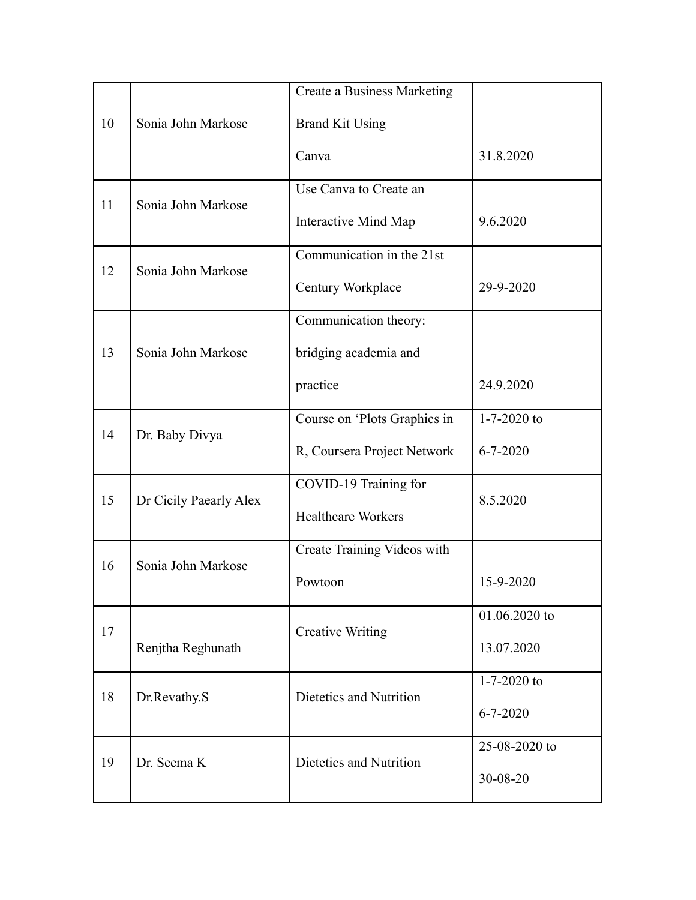| 10 | Sonia John Markose | Create a Business Marketing Brand Kit Using Canva | 31.8.2020 |
|---|---|---|---|
| 11 | Sonia John Markose | Use Canva to Create an Interactive Mind Map | 9.6.2020 |
| 12 | Sonia John Markose | Communication in the 21st Century Workplace | 29-9-2020 |
| 13 | Sonia John Markose | Communication theory: bridging academia and practice | 24.9.2020 |
| 14 | Dr. Baby Divya | Course on ‘Plots Graphics in R, Coursera Project Network | 1-7-2020 to 6-7-2020 |
| 15 | Dr Cicily Paearly Alex | COVID-19 Training for Healthcare Workers | 8.5.2020 |
| 16 | Sonia John Markose | Create Training Videos with Powtoon | 15-9-2020 |
| 17 | Renjtha Reghunath | Creative Writing | 01.06.2020 to 13.07.2020 |
| 18 | Dr.Revathy.S | Dietetics and Nutrition | 1-7-2020 to 6-7-2020 |
| 19 | Dr. Seema K | Dietetics and Nutrition | 25-08-2020 to 30-08-20 |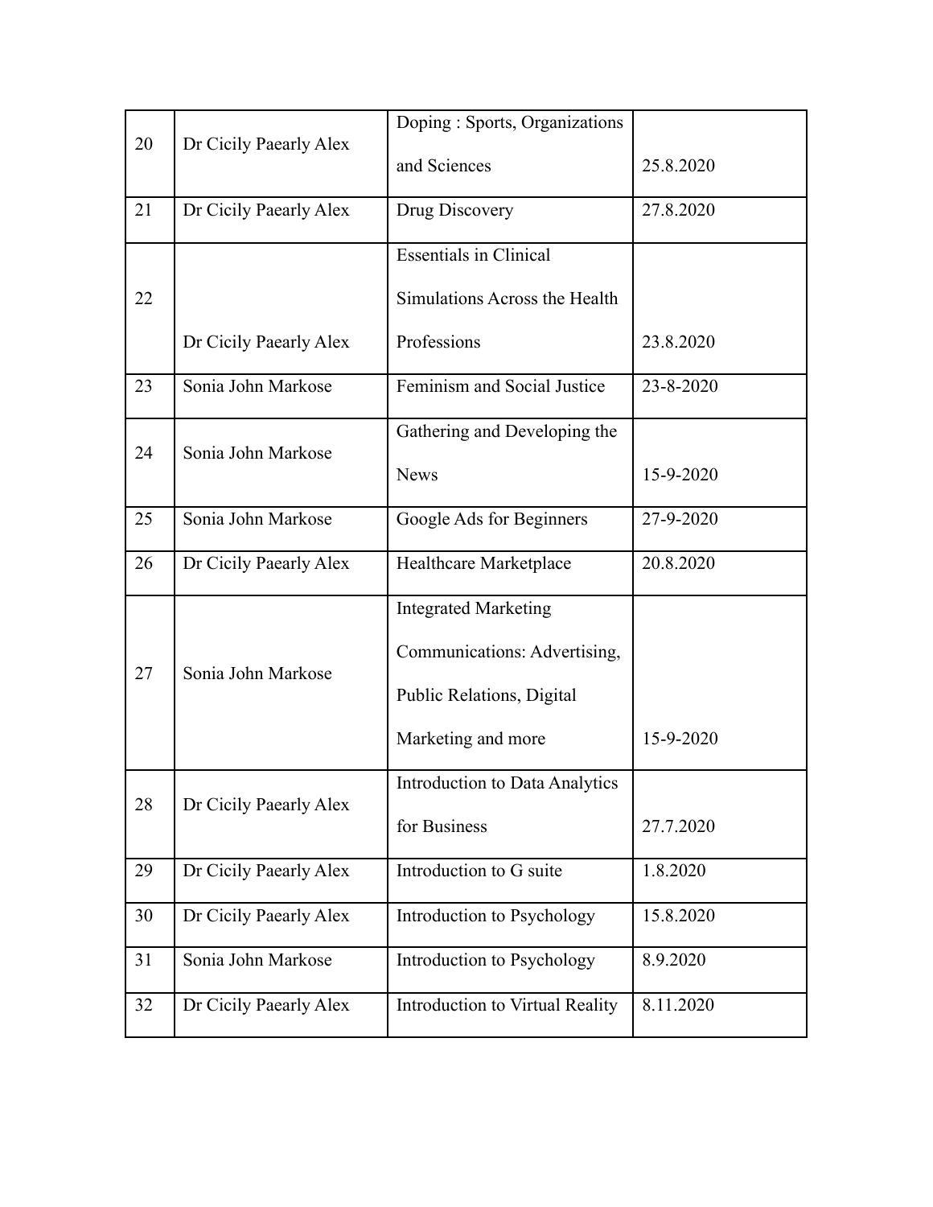| 20 | Dr Cicily Paearly Alex | Doping : Sports, Organizations and Sciences | 25.8.2020 |
|---|---|---|---|
| 21 | Dr Cicily Paearly Alex | Drug Discovery | 27.8.2020 |
| 22 | Dr Cicily Paearly Alex | Essentials in Clinical Simulations Across the Health Professions | 23.8.2020 |
| 23 | Sonia John Markose | Feminism and Social Justice | 23-8-2020 |
| 24 | Sonia John Markose | Gathering and Developing the News | 15-9-2020 |
| 25 | Sonia John Markose | Google Ads for Beginners | 27-9-2020 |
| 26 | Dr Cicily Paearly Alex | Healthcare Marketplace | 20.8.2020 |
| 27 | Sonia John Markose | Integrated Marketing Communications: Advertising, Public Relations, Digital Marketing and more | 15-9-2020 |
| 28 | Dr Cicily Paearly Alex | Introduction to Data Analytics for Business | 27.7.2020 |
| 29 | Dr Cicily Paearly Alex | Introduction to G suite | 1.8.2020 |
| 30 | Dr Cicily Paearly Alex | Introduction to Psychology | 15.8.2020 |
| 31 | Sonia John Markose | Introduction to Psychology | 8.9.2020 |
| 32 | Dr Cicily Paearly Alex | Introduction to Virtual Reality | 8.11.2020 |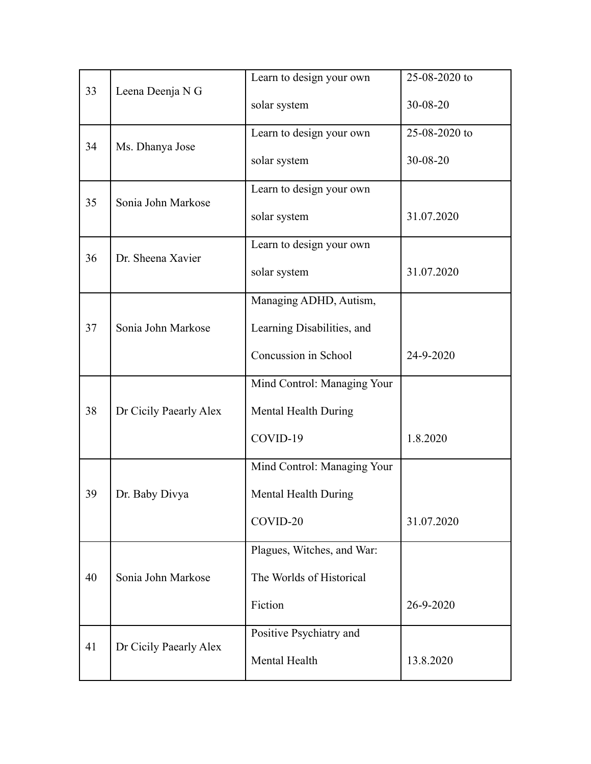| 33 | Leena Deenja N G | Learn to design your own solar system | 25-08-2020 to 30-08-20 |
|---|---|---|---|
| 34 | Ms. Dhanya Jose | Learn to design your own solar system | 25-08-2020 to 30-08-20 |
| 35 | Sonia John Markose | Learn to design your own solar system | 31.07.2020 |
| 36 | Dr. Sheena Xavier | Learn to design your own solar system | 31.07.2020 |
| 37 | Sonia John Markose | Managing ADHD, Autism, Learning Disabilities, and Concussion in School | 24-9-2020 |
| 38 | Dr Cicily Paearly Alex | Mind Control: Managing Your Mental Health During COVID-19 | 1.8.2020 |
| 39 | Dr. Baby Divya | Mind Control: Managing Your Mental Health During COVID-20 | 31.07.2020 |
| 40 | Sonia John Markose | Plagues, Witches, and War: The Worlds of Historical Fiction | 26-9-2020 |
| 41 | Dr Cicily Paearly Alex | Positive Psychiatry and Mental Health | 13.8.2020 |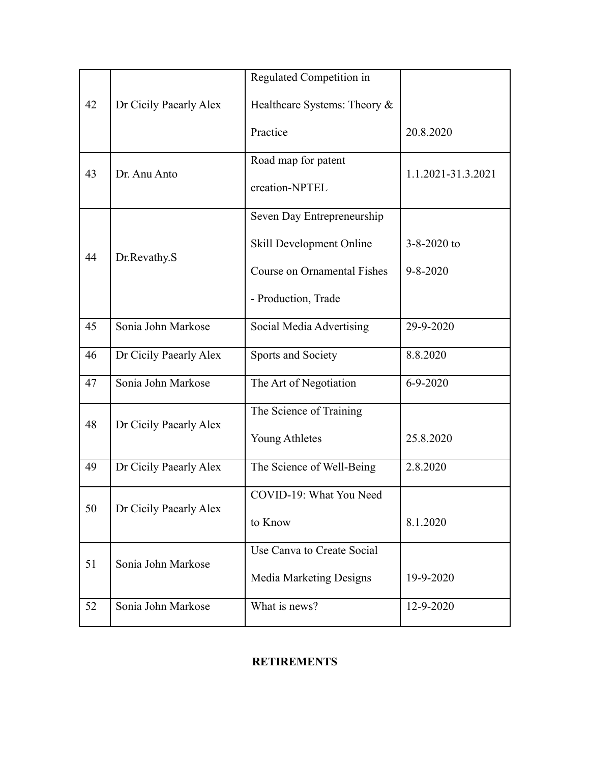| 42 | Dr Cicily Paearly Alex | Regulated Competition in Healthcare Systems: Theory & Practice | 20.8.2020 |
|---|---|---|---|
| 43 | Dr. Anu Anto | Road map for patent creation-NPTEL | 1.1.2021-31.3.2021 |
| 44 | Dr.Revathy.S | Seven Day Entrepreneurship Skill Development Online Course on Ornamental Fishes - Production, Trade | 3-8-2020 to 9-8-2020 |
| 45 | Sonia John Markose | Social Media Advertising | 29-9-2020 |
| 46 | Dr Cicily Paearly Alex | Sports and Society | 8.8.2020 |
| 47 | Sonia John Markose | The Art of Negotiation | 6-9-2020 |
| 48 | Dr Cicily Paearly Alex | The Science of Training Young Athletes | 25.8.2020 |
| 49 | Dr Cicily Paearly Alex | The Science of Well-Being | 2.8.2020 |
| 50 | Dr Cicily Paearly Alex | COVID-19: What You Need to Know | 8.1.2020 |
| 51 | Sonia John Markose | Use Canva to Create Social Media Marketing Designs | 19-9-2020 |
| 52 | Sonia John Markose | What is news? | 12-9-2020 |

**RETIREMENTS**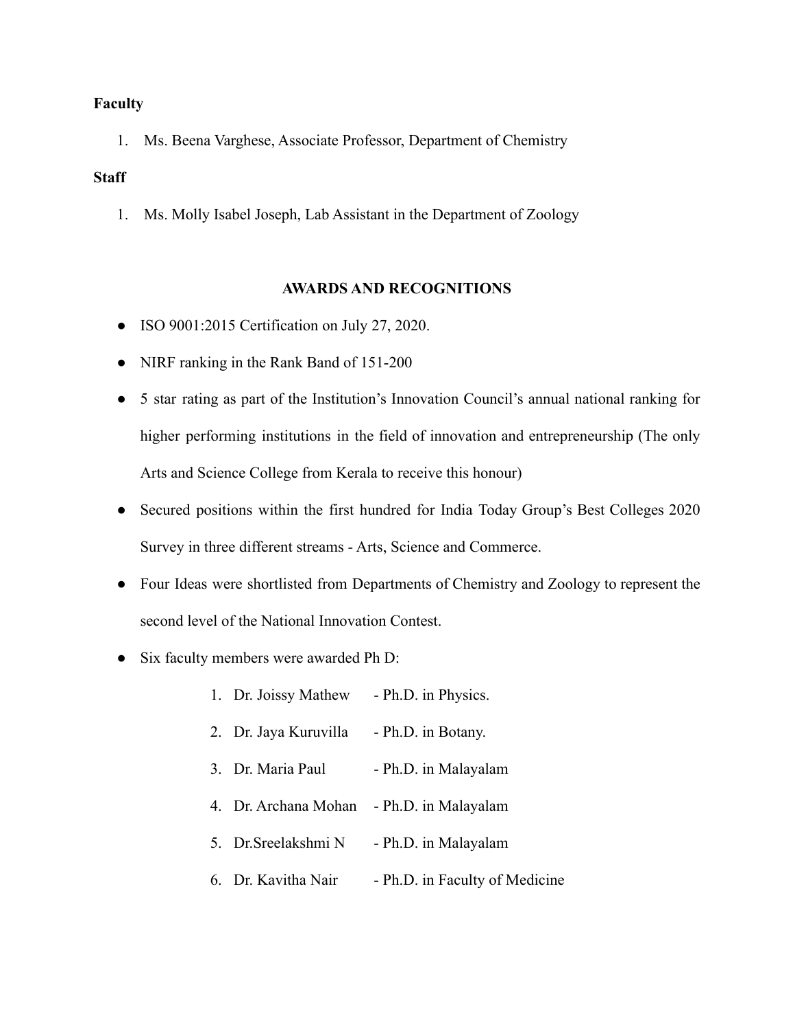**Faculty**

1. Ms. Beena Varghese, Associate Professor, Department of Chemistry

**Staff**

1. Ms. Molly Isabel Joseph, Lab Assistant in the Department of Zoology

## AWARDS AND RECOGNITIONS

- ISO 9001:2015 Certification on July 27, 2020.
- NIRF ranking in the Rank Band of 151-200
- 5 star rating as part of the Institution's Innovation Council's annual national ranking for higher performing institutions in the field of innovation and entrepreneurship (The only Arts and Science College from Kerala to receive this honour)
- Secured positions within the first hundred for India Today Group's Best Colleges 2020 Survey in three different streams - Arts, Science and Commerce.
- Four Ideas were shortlisted from Departments of Chemistry and Zoology to represent the second level of the National Innovation Contest.
- Six faculty members were awarded Ph D:
    1. Dr. Joissy Mathew - Ph.D. in Physics.
    2. Dr. Jaya Kuruvilla - Ph.D. in Botany.
    3. Dr. Maria Paul - Ph.D. in Malayalam
    4. Dr. Archana Mohan - Ph.D. in Malayalam
    5. Dr.Sreelakshmi N - Ph.D. in Malayalam
    6. Dr. Kavitha Nair - Ph.D. in Faculty of Medicine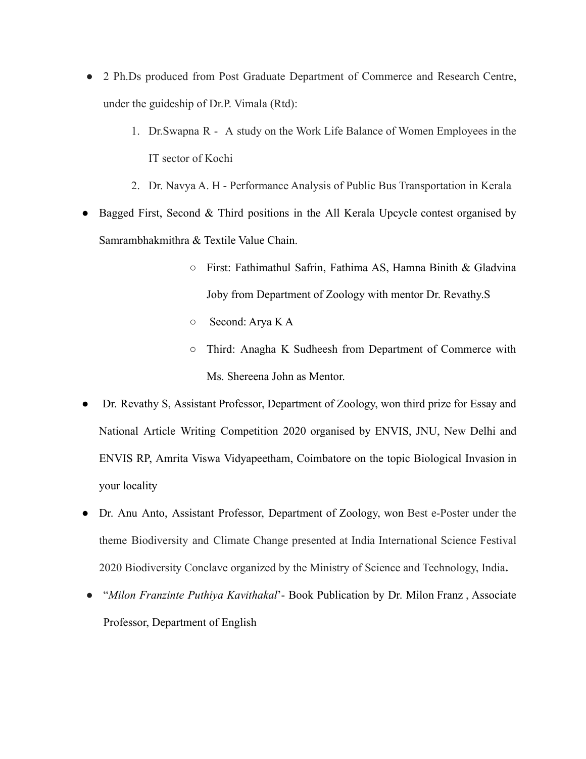- 2 Ph.Ds produced from Post Graduate Department of Commerce and Research Centre, under the guideship of Dr.P. Vimala (Rtd):
    1. Dr.Swapna R - A study on the Work Life Balance of Women Employees in the IT sector of Kochi
    2. Dr. Navya A. H - Performance Analysis of Public Bus Transportation in Kerala
- Bagged First, Second & Third positions in the All Kerala Upcycle contest organised by Samrambhakmithra & Textile Value Chain.
    - First: Fathimathul Safrin, Fathima AS, Hamna Binith & Gladvina Joby from Department of Zoology with mentor Dr. Revathy.S
    - Second: Arya K A
    - Third: Anagha K Sudheesh from Department of Commerce with Ms. Shereena John as Mentor.
- Dr. Revathy S, Assistant Professor, Department of Zoology, won third prize for Essay and National Article Writing Competition 2020 organised by ENVIS, JNU, New Delhi and ENVIS RP, Amrita Viswa Vidyapeetham, Coimbatore on the topic Biological Invasion in your locality
- Dr. Anu Anto, Assistant Professor, Department of Zoology, won Best e-Poster under the theme Biodiversity and Climate Change presented at India International Science Festival 2020 Biodiversity Conclave organized by the Ministry of Science and Technology, India**.**
- "*Milon Franzinte Puthiya Kavithakal*"- Book Publication by Dr. Milon Franz , Associate Professor, Department of English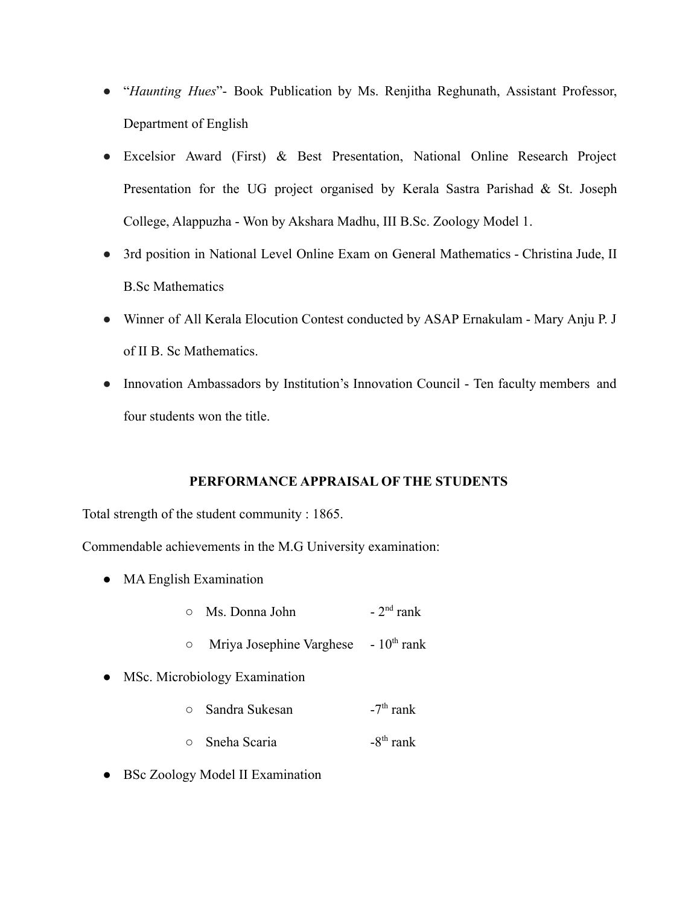- "*Haunting Hues*"- Book Publication by Ms. Renjitha Reghunath, Assistant Professor, Department of English
- Excelsior Award (First) & Best Presentation, National Online Research Project Presentation for the UG project organised by Kerala Sastra Parishad & St. Joseph College, Alappuzha - Won by Akshara Madhu, III B.Sc. Zoology Model 1.
- 3rd position in National Level Online Exam on General Mathematics - Christina Jude, II B.Sc Mathematics
- Winner of All Kerala Elocution Contest conducted by ASAP Ernakulam - Mary Anju P. J of II B. Sc Mathematics.
- Innovation Ambassadors by Institution's Innovation Council - Ten faculty members and four students won the title.

**PERFORMANCE APPRAISAL OF THE STUDENTS**

Total strength of the student community : 1865.

Commendable achievements in the M.G University examination:

- MA English Examination
  - Ms. Donna John - 2nd rank
  - Mriya Josephine Varghese - 10th rank
- MSc. Microbiology Examination
  - Sandra Sukesan -7th rank
  - Sneha Scaria -8th rank
- BSc Zoology Model II Examination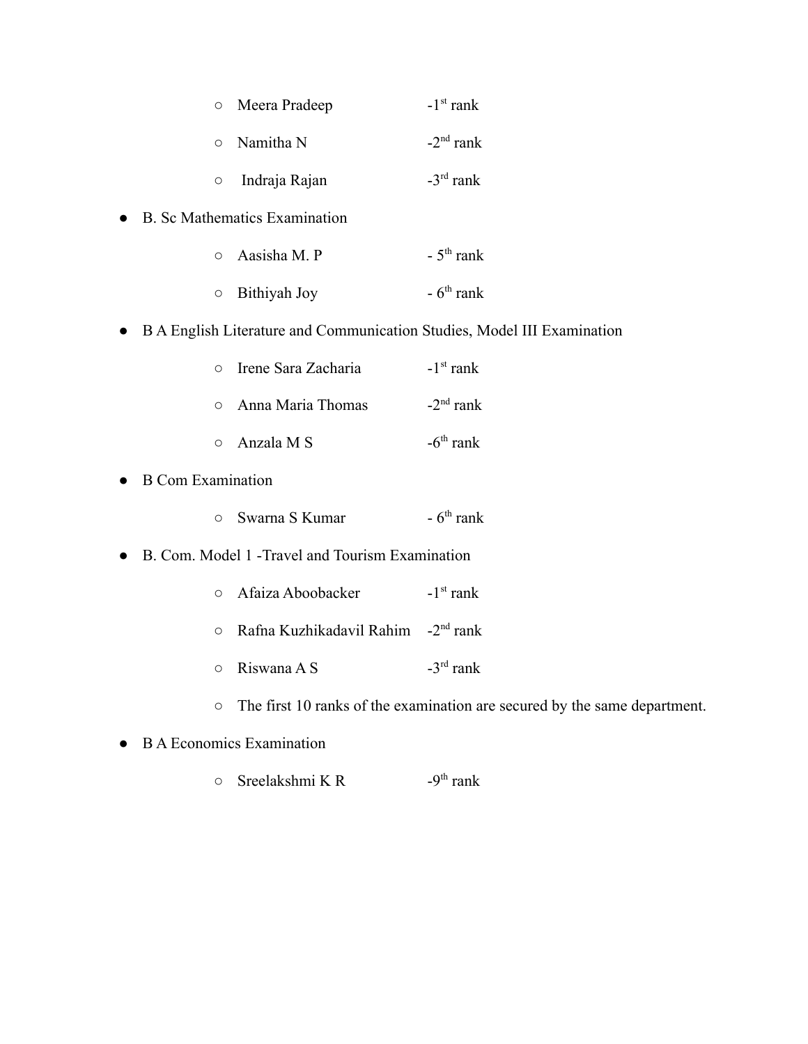- Meera Pradeep -1st rank
    - Namitha N -2nd rank
    - Indraja Rajan -3rd rank
- B. Sc Mathematics Examination
    - Aasisha M. P - 5th rank
    - Bithiyah Joy - 6th rank
- B A English Literature and Communication Studies, Model III Examination
    - Irene Sara Zacharia -1st rank
    - Anna Maria Thomas -2nd rank
    - Anzala M S -6th rank
- B Com Examination
    - Swarna S Kumar - 6th rank
- B. Com. Model 1 -Travel and Tourism Examination
    - Afaiza Aboobacker -1st rank
    - Rafna Kuzhikadavil Rahim -2nd rank
    - Riswana A S -3rd rank
    - The first 10 ranks of the examination are secured by the same department.
- B A Economics Examination
    - Sreelakshmi K R -9th rank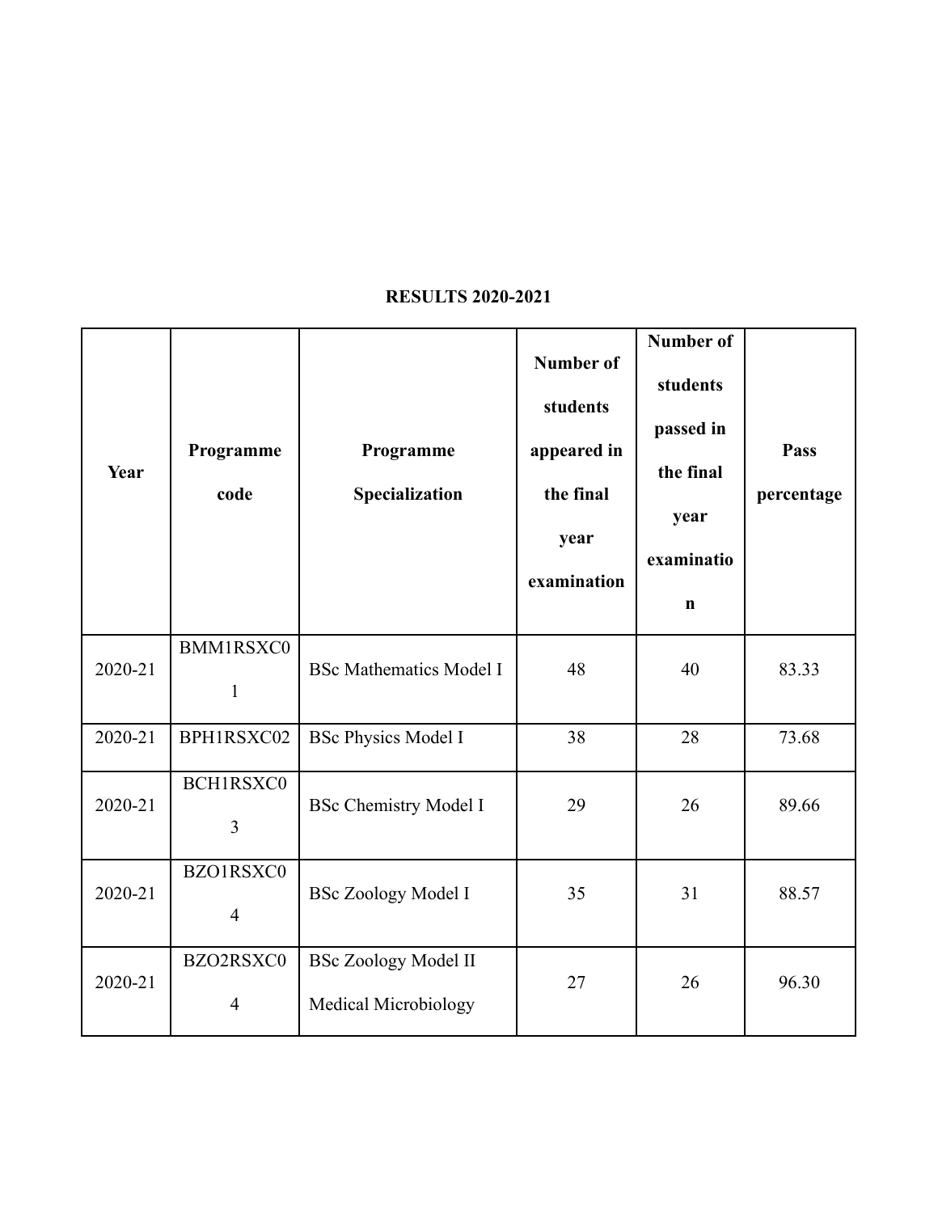**RESULTS 2020-2021**

| Year | Programme code | Programme Specialization | Number of students appeared in the final year examination | Number of students passed in the final year examination | Pass percentage |
|---|---|---|---|---|---|
| 2020-21 | BMM1RSXC01 | BSc Mathematics Model I | 48 | 40 | 83.33 |
| 2020-21 | BPH1RSXC02 | BSc Physics Model I | 38 | 28 | 73.68 |
| 2020-21 | BCH1RSXC03 | BSc Chemistry Model I | 29 | 26 | 89.66 |
| 2020-21 | BZO1RSXC04 | BSc Zoology Model I | 35 | 31 | 88.57 |
| 2020-21 | BZO2RSXC04 | BSc Zoology Model II Medical Microbiology | 27 | 26 | 96.30 |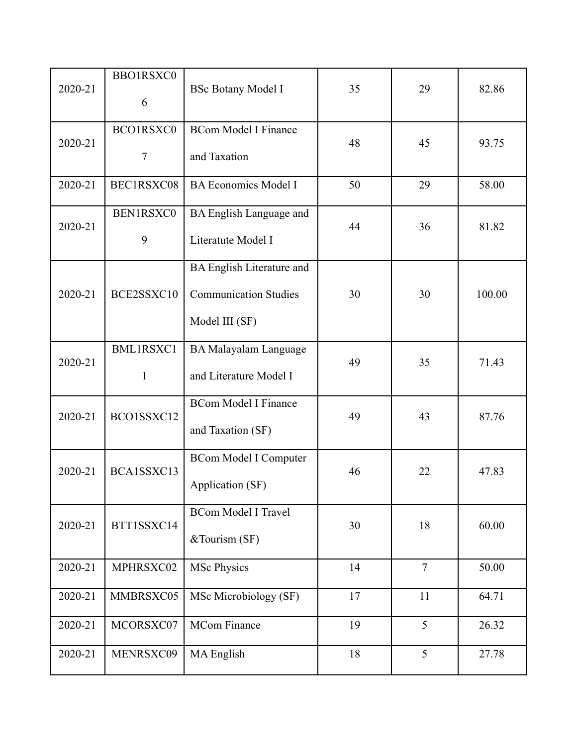| 2020-21 | BBO1RSXC06 | BSc Botany Model I | 35 | 29 | 82.86 |
|---|---|---|---|---|---|
| 2020-21 | BCO1RSXC07 | BCom Model I Finance and Taxation | 48 | 45 | 93.75 |
| 2020-21 | BEC1RSXC08 | BA Economics Model I | 50 | 29 | 58.00 |
| 2020-21 | BEN1RSXC09 | BA English Language and Literatute Model I | 44 | 36 | 81.82 |
| 2020-21 | BCE2SSXC10 | BA English Literature and Communication Studies Model III (SF) | 30 | 30 | 100.00 |
| 2020-21 | BML1RSXC11 | BA Malayalam Language and Literature Model I | 49 | 35 | 71.43 |
| 2020-21 | BCO1SSXC12 | BCom Model I Finance and Taxation (SF) | 49 | 43 | 87.76 |
| 2020-21 | BCA1SSXC13 | BCom Model I Computer Application (SF) | 46 | 22 | 47.83 |
| 2020-21 | BTT1SSXC14 | BCom Model I Travel &Tourism (SF) | 30 | 18 | 60.00 |
| 2020-21 | MPHRSXC02 | MSc Physics | 14 | 7 | 50.00 |
| 2020-21 | MMBRSXC05 | MSc Microbiology (SF) | 17 | 11 | 64.71 |
| 2020-21 | MCORSXC07 | MCom Finance | 19 | 5 | 26.32 |
| 2020-21 | MENRSXC09 | MA English | 18 | 5 | 27.78 |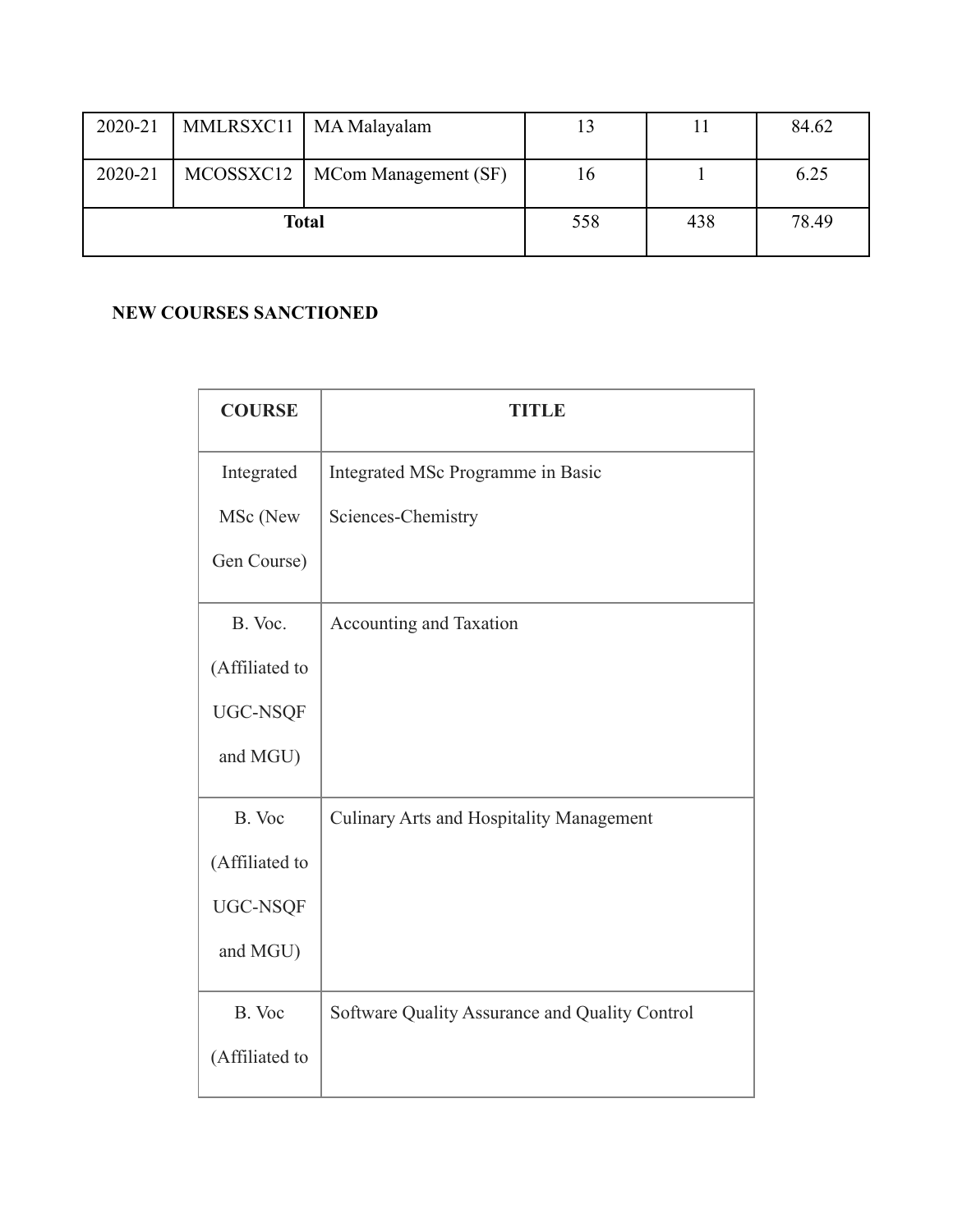| 2020-21 | MMLRSXC11 | MA Malayalam | 13 | 11 | 84.62 |
|---|---|---|---|---|---|
| 2020-21 | MCOSSXC12 | MCom Management (SF) | 16 | 1 | 6.25 |
| **Total** | | | 558 | 438 | 78.49 |

**NEW COURSES SANCTIONED**

| COURSE | TITLE |
|---|---|
| Integrated MSc (New Gen Course) | Integrated MSc Programme in Basic Sciences-Chemistry |
| B. Voc. (Affiliated to UGC-NSQF and MGU) | Accounting and Taxation |
| B. Voc (Affiliated to UGC-NSQF and MGU) | Culinary Arts and Hospitality Management |
| B. Voc (Affiliated to | Software Quality Assurance and Quality Control |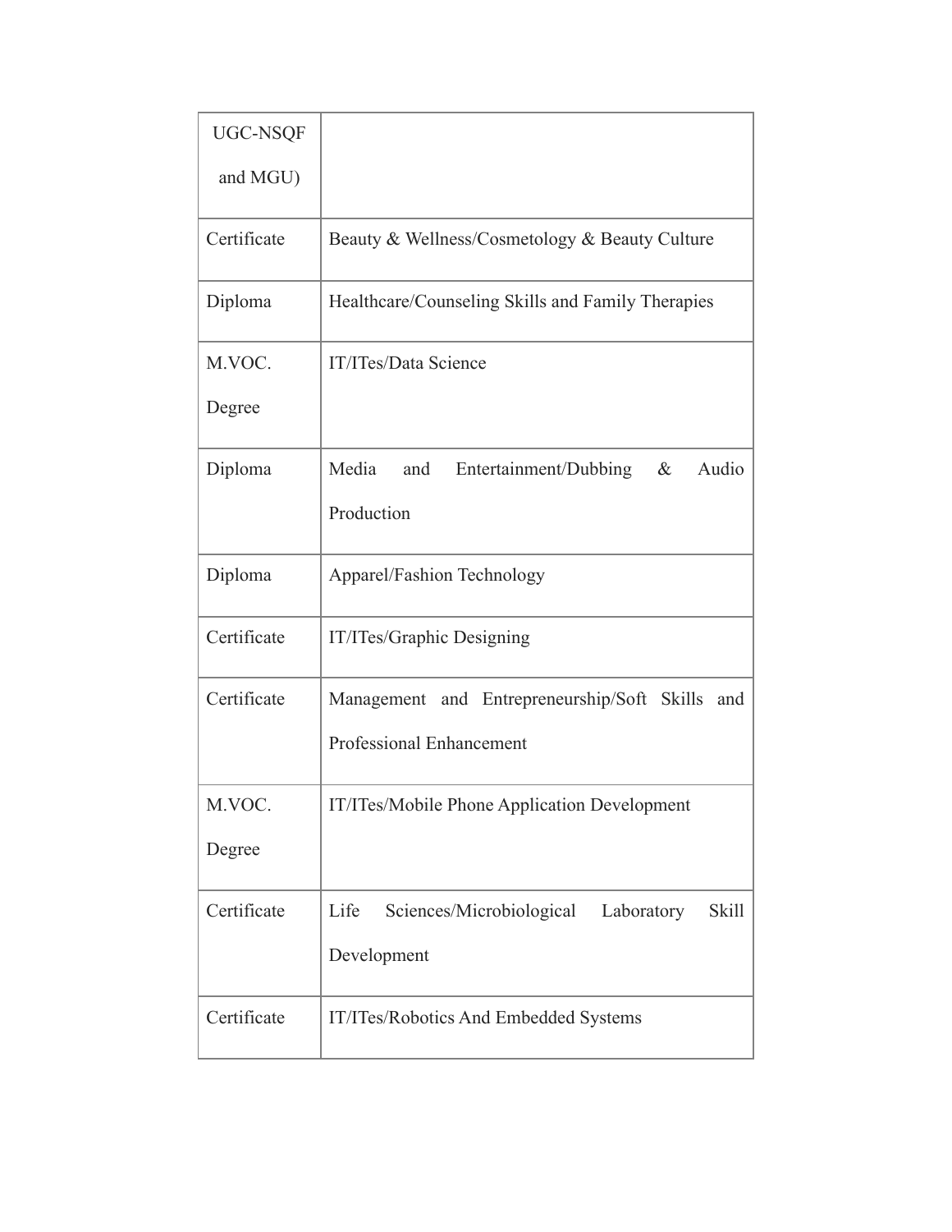| UGC-NSQF and MGU) | |
|---|---|
| Certificate | Beauty & Wellness/Cosmetology & Beauty Culture |
| Diploma | Healthcare/Counseling Skills and Family Therapies |
| M.VOC. Degree | IT/ITes/Data Science |
| Diploma | Media and Entertainment/Dubbing & Audio Production |
| Diploma | Apparel/Fashion Technology |
| Certificate | IT/ITes/Graphic Designing |
| Certificate | Management and Entrepreneurship/Soft Skills and Professional Enhancement |
| M.VOC. Degree | IT/ITes/Mobile Phone Application Development |
| Certificate | Life Sciences/Microbiological Laboratory Skill Development |
| Certificate | IT/ITes/Robotics And Embedded Systems |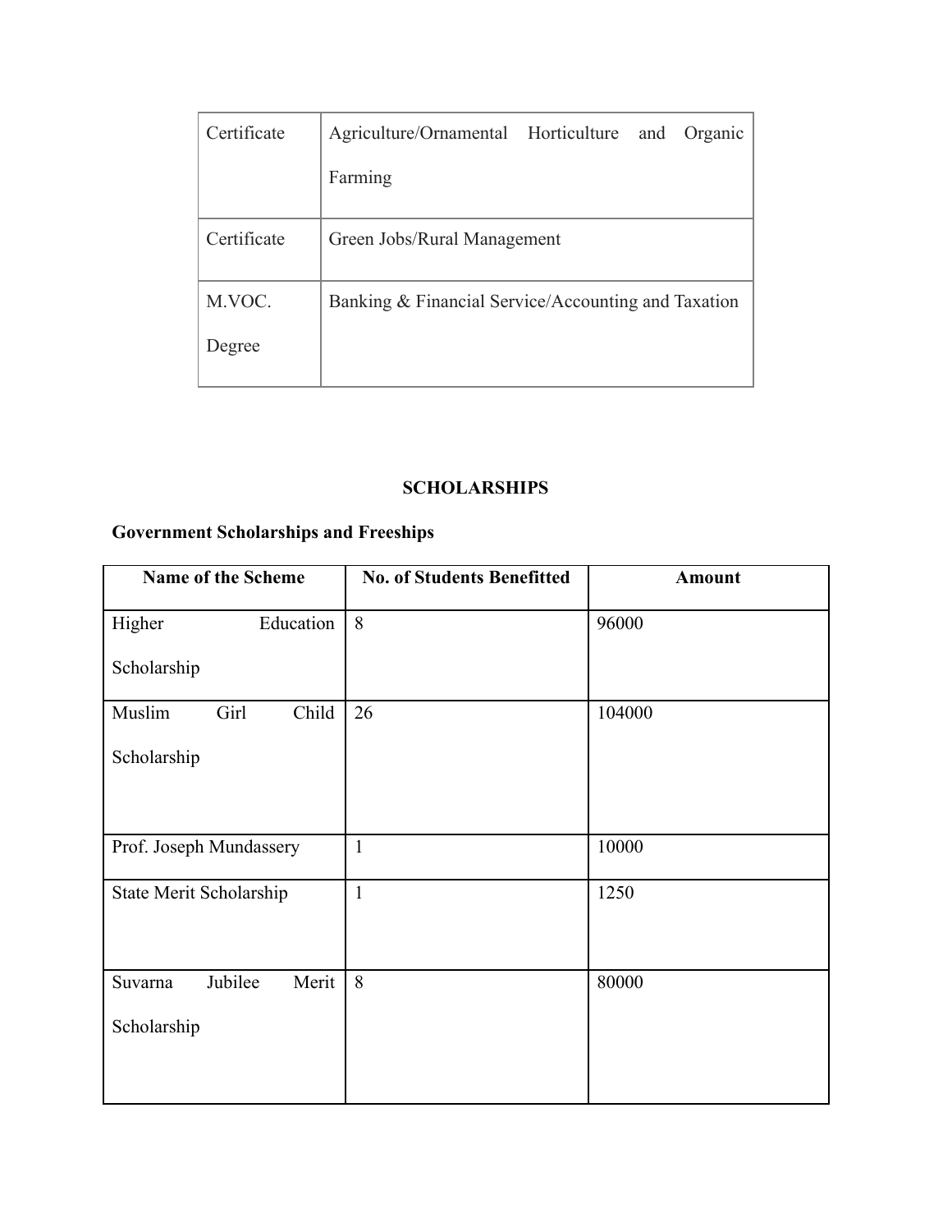| Certificate | Agriculture/Ornamental Horticulture and Organic Farming |
|---|---|
| Certificate | Green Jobs/Rural Management |
| M.VOC. Degree | Banking & Financial Service/Accounting and Taxation |

## SCHOLARSHIPS

### Government Scholarships and Freeships

| Name of the Scheme | No. of Students Benefitted | Amount |
|---|---|---|
| Higher Education Scholarship | 8 | 96000 |
| Muslim Girl Child Scholarship | 26 | 104000 |
| Prof. Joseph Mundassery | 1 | 10000 |
| State Merit Scholarship | 1 | 1250 |
| Suvarna Jubilee Merit Scholarship | 8 | 80000 |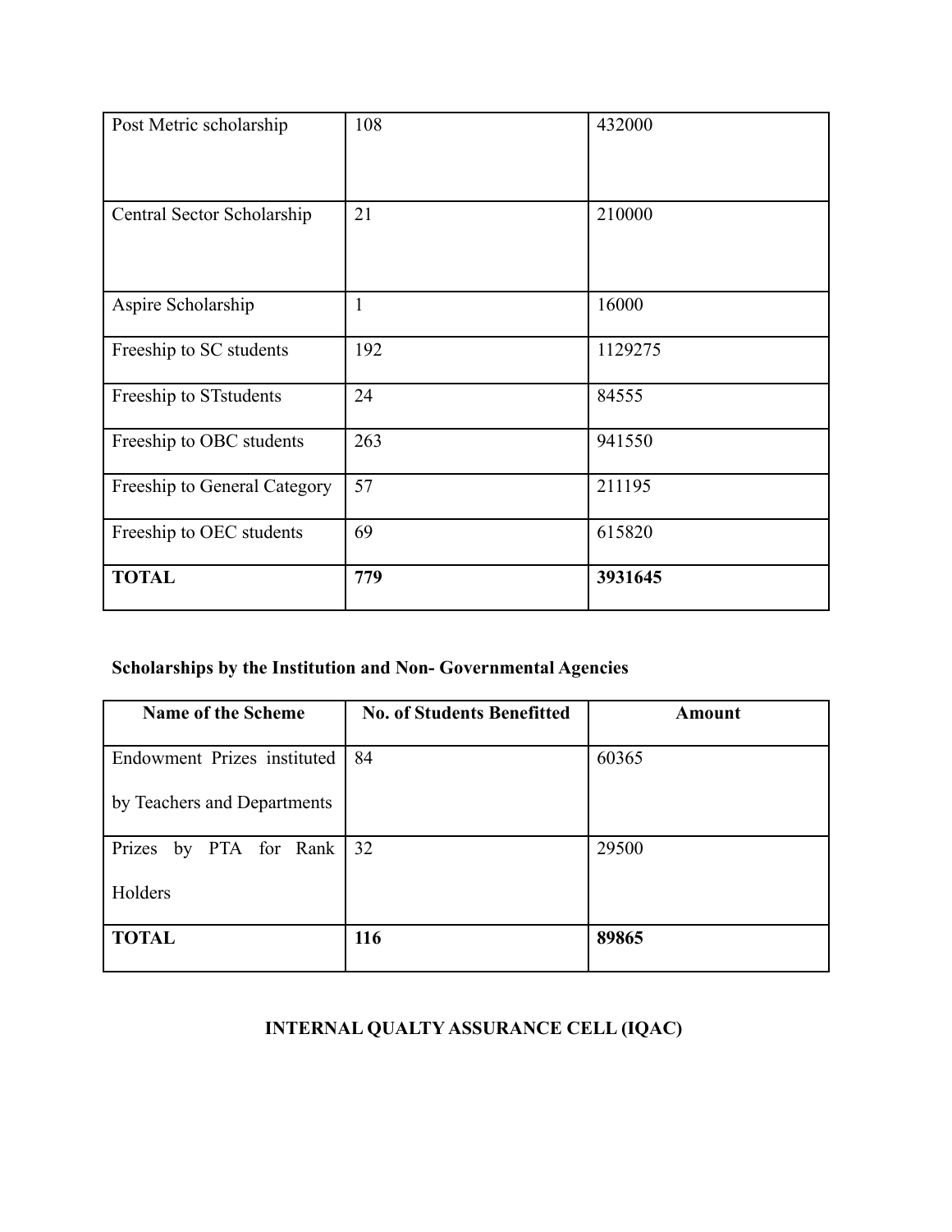| | | |
|---|---|---|
| Post Metric scholarship | 108 | 432000 |
| Central Sector Scholarship | 21 | 210000 |
| Aspire Scholarship | 1 | 16000 |
| Freeship to SC students | 192 | 1129275 |
| Freeship to STstudents | 24 | 84555 |
| Freeship to OBC students | 263 | 941550 |
| Freeship to General Category | 57 | 211195 |
| Freeship to OEC students | 69 | 615820 |
| **TOTAL** | **779** | **3931645** |

**Scholarships by the Institution and Non- Governmental Agencies**

| Name of the Scheme | No. of Students Benefitted | Amount |
|---|---|---|
| Endowment Prizes instituted by Teachers and Departments | 84 | 60365 |
| Prizes by PTA for Rank Holders | 32 | 29500 |
| **TOTAL** | **116** | **89865** |

## INTERNAL QUALTY ASSURANCE CELL (IQAC)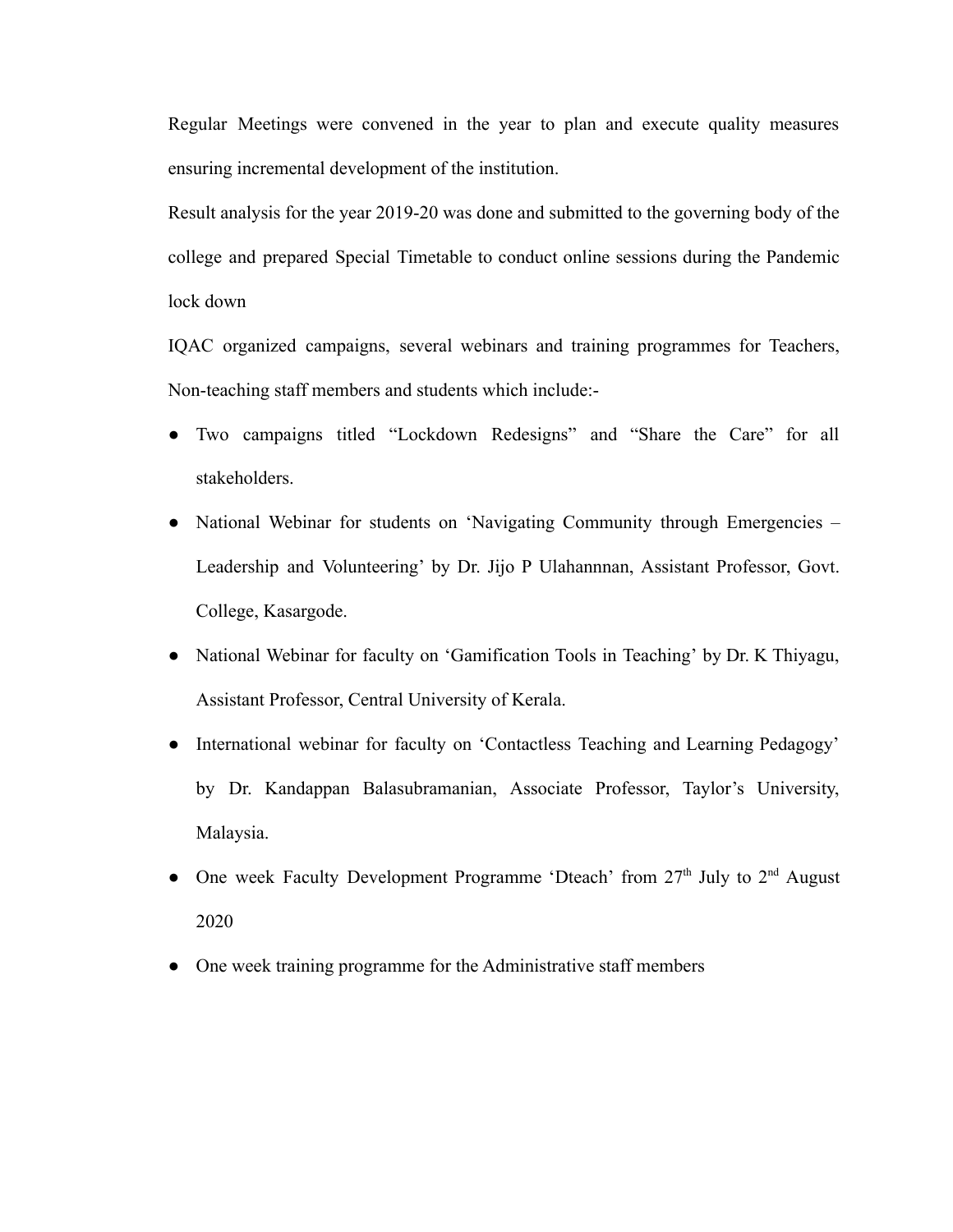Regular Meetings were convened in the year to plan and execute quality measures ensuring incremental development of the institution.

Result analysis for the year 2019-20 was done and submitted to the governing body of the college and prepared Special Timetable to conduct online sessions during the Pandemic lock down

IQAC organized campaigns, several webinars and training programmes for Teachers, Non-teaching staff members and students which include:-

- Two campaigns titled “Lockdown Redesigns” and “Share the Care” for all stakeholders.
- National Webinar for students on ‘Navigating Community through Emergencies – Leadership and Volunteering’ by Dr. Jijo P Ulahannnan, Assistant Professor, Govt. College, Kasargode.
- National Webinar for faculty on ‘Gamification Tools in Teaching’ by Dr. K Thiyagu, Assistant Professor, Central University of Kerala.
- International webinar for faculty on ‘Contactless Teaching and Learning Pedagogy’ by Dr. Kandappan Balasubramanian, Associate Professor, Taylor’s University, Malaysia.
- One week Faculty Development Programme ‘Dteach’ from 27th July to 2nd August 2020
- One week training programme for the Administrative staff members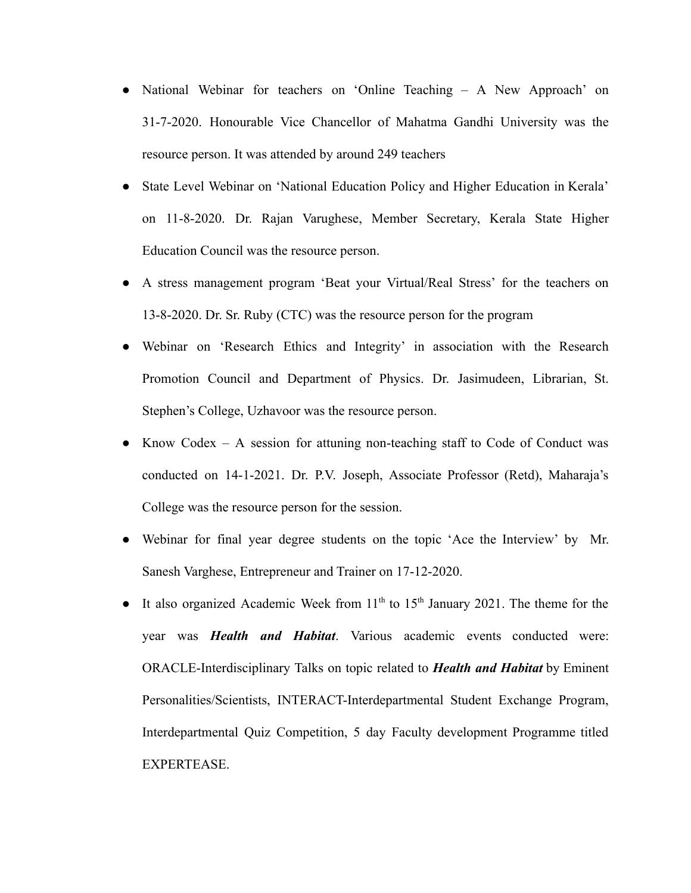- National Webinar for teachers on 'Online Teaching – A New Approach' on 31-7-2020. Honourable Vice Chancellor of Mahatma Gandhi University was the resource person. It was attended by around 249 teachers
- State Level Webinar on 'National Education Policy and Higher Education in Kerala' on 11-8-2020. Dr. Rajan Varughese, Member Secretary, Kerala State Higher Education Council was the resource person.
- A stress management program 'Beat your Virtual/Real Stress' for the teachers on 13-8-2020. Dr. Sr. Ruby (CTC) was the resource person for the program
- Webinar on 'Research Ethics and Integrity' in association with the Research Promotion Council and Department of Physics. Dr. Jasimudeen, Librarian, St. Stephen's College, Uzhavoor was the resource person.
- Know Codex – A session for attuning non-teaching staff to Code of Conduct was conducted on 14-1-2021. Dr. P.V. Joseph, Associate Professor (Retd), Maharaja's College was the resource person for the session.
- Webinar for final year degree students on the topic 'Ace the Interview' by Mr. Sanesh Varghese, Entrepreneur and Trainer on 17-12-2020.
- It also organized Academic Week from 11th to 15th January 2021. The theme for the year was ***Health and Habitat***. Various academic events conducted were: ORACLE-Interdisciplinary Talks on topic related to ***Health and Habitat*** by Eminent Personalities/Scientists, INTERACT-Interdepartmental Student Exchange Program, Interdepartmental Quiz Competition, 5 day Faculty development Programme titled EXPERTEASE.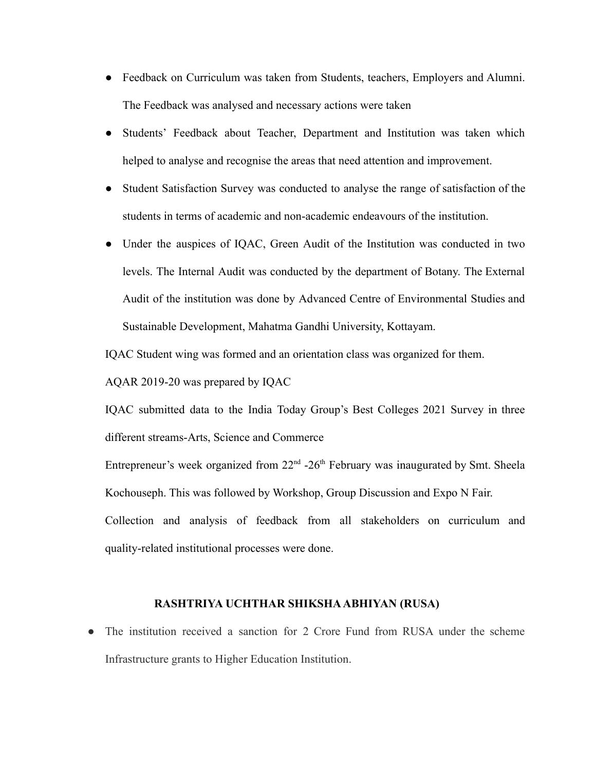- Feedback on Curriculum was taken from Students, teachers, Employers and Alumni. The Feedback was analysed and necessary actions were taken
- Students' Feedback about Teacher, Department and Institution was taken which helped to analyse and recognise the areas that need attention and improvement.
- Student Satisfaction Survey was conducted to analyse the range of satisfaction of the students in terms of academic and non-academic endeavours of the institution.
- Under the auspices of IQAC, Green Audit of the Institution was conducted in two levels. The Internal Audit was conducted by the department of Botany. The External Audit of the institution was done by Advanced Centre of Environmental Studies and Sustainable Development, Mahatma Gandhi University, Kottayam.

IQAC Student wing was formed and an orientation class was organized for them.

AQAR 2019-20 was prepared by IQAC

IQAC submitted data to the India Today Group's Best Colleges 2021 Survey in three different streams-Arts, Science and Commerce

Entrepreneur's week organized from 22nd -26th February was inaugurated by Smt. Sheela Kochouseph. This was followed by Workshop, Group Discussion and Expo N Fair.

Collection and analysis of feedback from all stakeholders on curriculum and quality-related institutional processes were done.

## RASHTRIYA UCHTHAR SHIKSHA ABHIYAN (RUSA)

- The institution received a sanction for 2 Crore Fund from RUSA under the scheme Infrastructure grants to Higher Education Institution.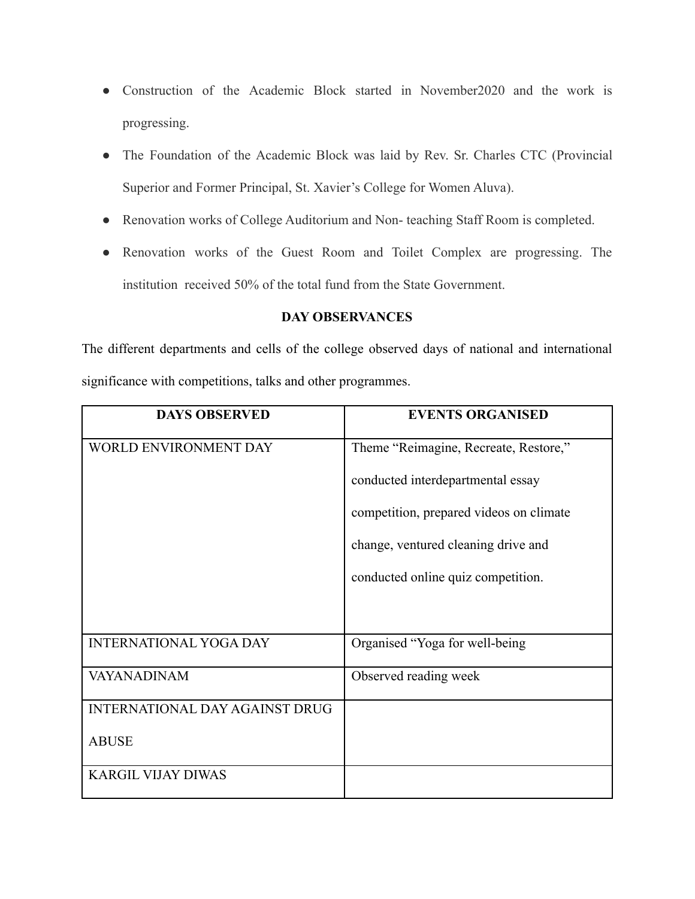- Construction of the Academic Block started in November2020 and the work is progressing.
- The Foundation of the Academic Block was laid by Rev. Sr. Charles CTC (Provincial Superior and Former Principal, St. Xavier's College for Women Aluva).
- Renovation works of College Auditorium and Non- teaching Staff Room is completed.
- Renovation works of the Guest Room and Toilet Complex are progressing. The institution received 50% of the total fund from the State Government.

### DAY OBSERVANCES

The different departments and cells of the college observed days of national and international significance with competitions, talks and other programmes.

| DAYS OBSERVED | EVENTS ORGANISED |
|---|---|
| WORLD ENVIRONMENT DAY | Theme "Reimagine, Recreate, Restore," conducted interdepartmental essay competition, prepared videos on climate change, ventured cleaning drive and conducted online quiz competition. |
| INTERNATIONAL YOGA DAY | Organised "Yoga for well-being |
| VAYANADINAM | Observed reading week |
| INTERNATIONAL DAY AGAINST DRUG ABUSE | |
| KARGIL VIJAY DIWAS | |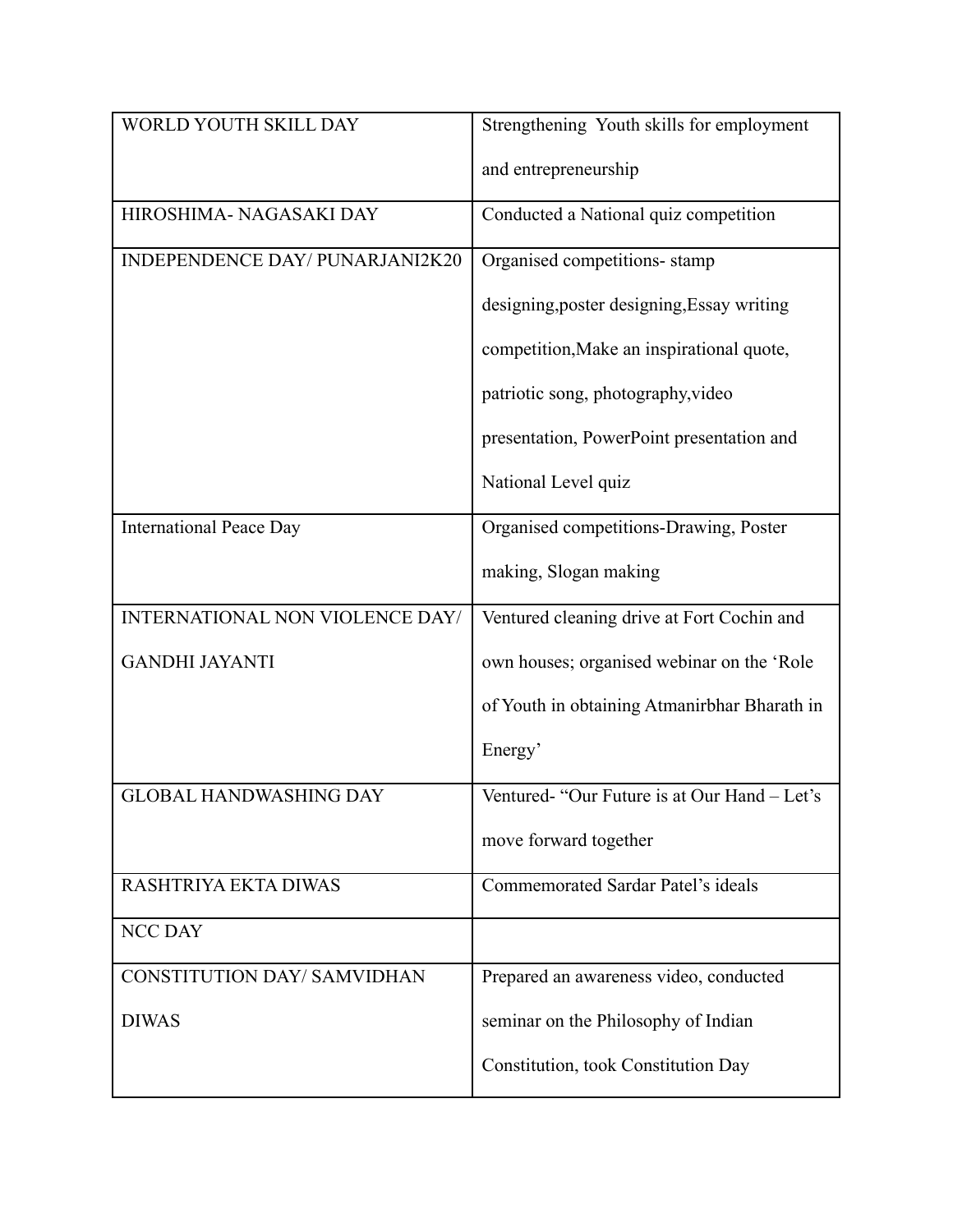| | |
|---|---|
| WORLD YOUTH SKILL DAY | Strengthening Youth skills for employment and entrepreneurship |
| HIROSHIMA- NAGASAKI DAY | Conducted a National quiz competition |
| INDEPENDENCE DAY/ PUNARJANI2K20 | Organised competitions- stamp designing,poster designing,Essay writing competition,Make an inspirational quote, patriotic song, photography,video presentation, PowerPoint presentation and National Level quiz |
| International Peace Day | Organised competitions-Drawing, Poster making, Slogan making |
| INTERNATIONAL NON VIOLENCE DAY/ GANDHI JAYANTI | Ventured cleaning drive at Fort Cochin and own houses; organised webinar on the 'Role of Youth in obtaining Atmanirbhar Bharath in Energy' |
| GLOBAL HANDWASHING DAY | Ventured- "Our Future is at Our Hand – Let's move forward together |
| RASHTRIYA EKTA DIWAS | Commemorated Sardar Patel's ideals |
| NCC DAY | |
| CONSTITUTION DAY/ SAMVIDHAN DIWAS | Prepared an awareness video, conducted seminar on the Philosophy of Indian Constitution, took Constitution Day |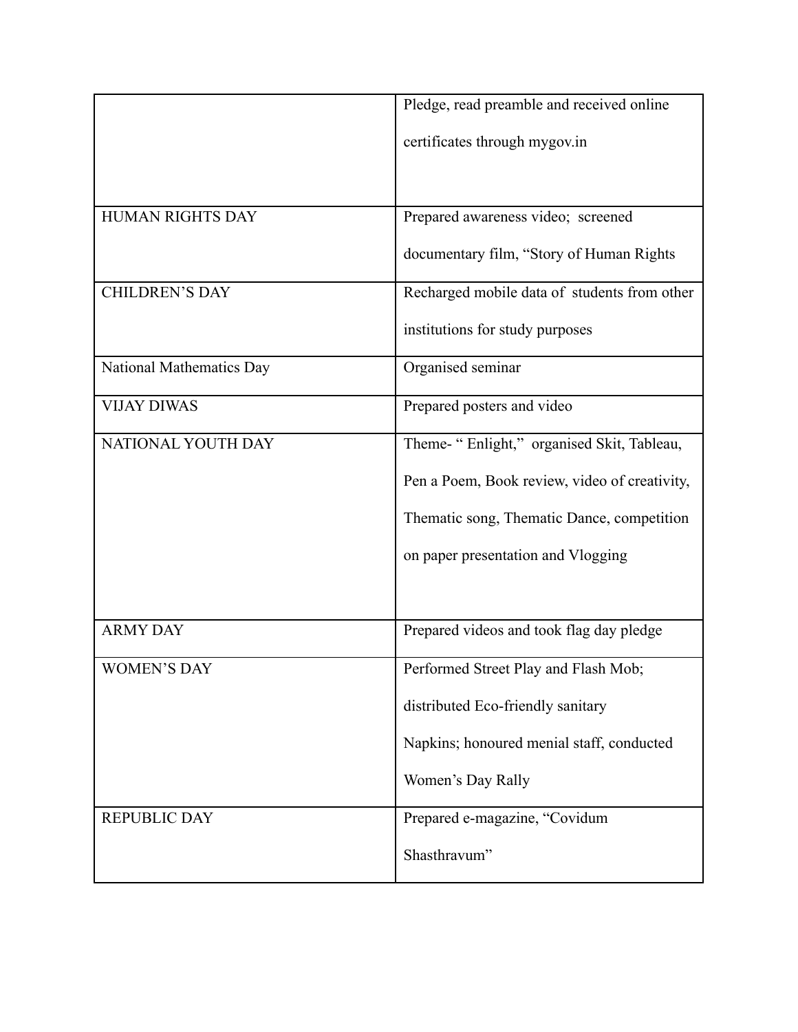| | |
|---|---|
| | Pledge, read preamble and received online certificates through mygov.in |
| HUMAN RIGHTS DAY | Prepared awareness video; screened documentary film, “Story of Human Rights |
| CHILDREN’S DAY | Recharged mobile data of students from other institutions for study purposes |
| National Mathematics Day | Organised seminar |
| VIJAY DIWAS | Prepared posters and video |
| NATIONAL YOUTH DAY | Theme- “ Enlight,” organised Skit, Tableau, Pen a Poem, Book review, video of creativity, Thematic song, Thematic Dance, competition on paper presentation and Vlogging |
| ARMY DAY | Prepared videos and took flag day pledge |
| WOMEN’S DAY | Performed Street Play and Flash Mob; distributed Eco-friendly sanitary Napkins; honoured menial staff, conducted Women’s Day Rally |
| REPUBLIC DAY | Prepared e-magazine, “Covidum Shasthravum” |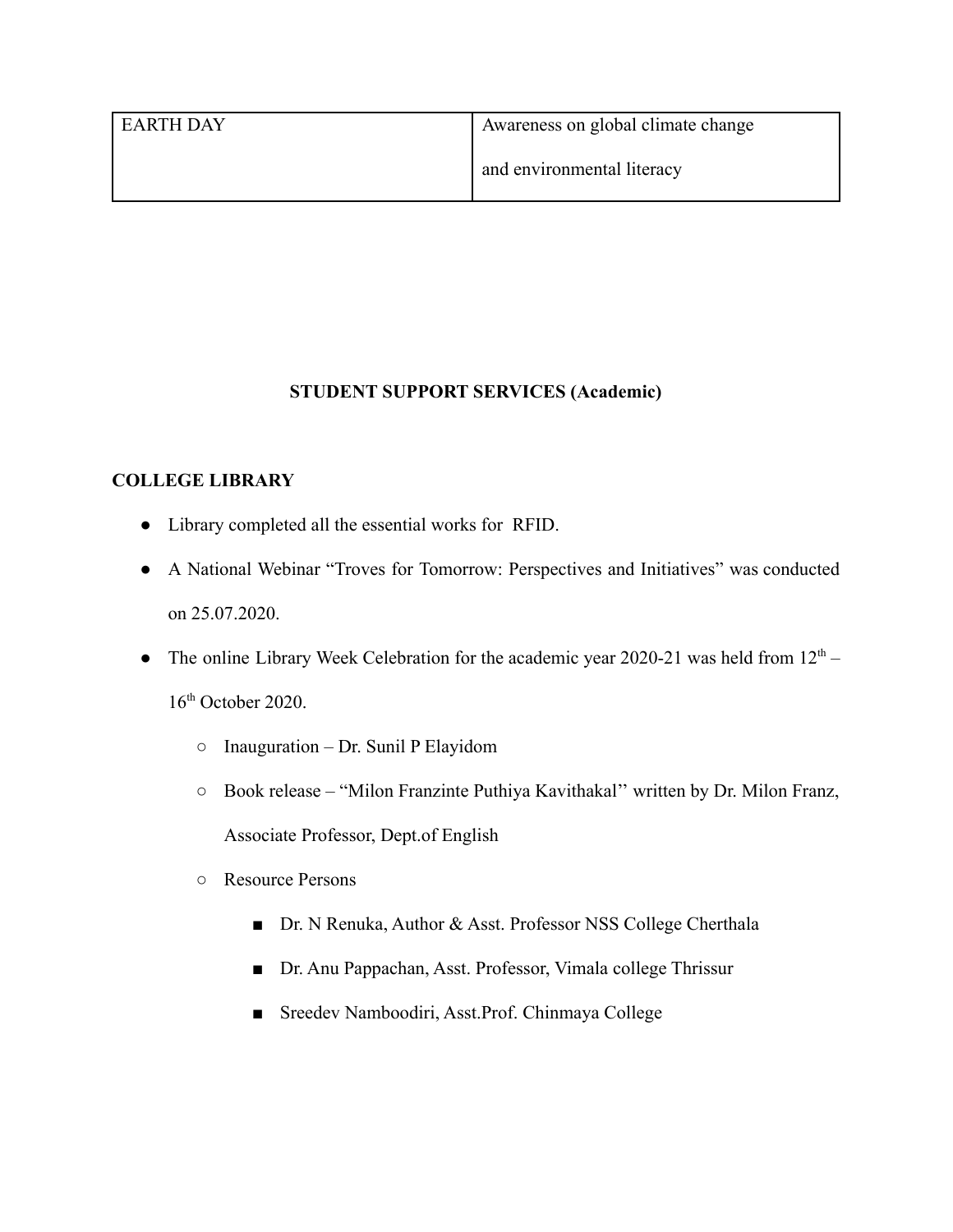| EARTH DAY | Awareness on global climate change and environmental literacy |
|---|---|

**STUDENT SUPPORT SERVICES (Academic)**

**COLLEGE LIBRARY**

- Library completed all the essential works for RFID.
- A National Webinar “Troves for Tomorrow: Perspectives and Initiatives” was conducted on 25.07.2020.
- The online Library Week Celebration for the academic year 2020-21 was held from 12th – 16th October 2020.
    - Inauguration – Dr. Sunil P Elayidom
    - Book release – “Milon Franzinte Puthiya Kavithakal’’ written by Dr. Milon Franz, Associate Professor, Dept.of English
    - Resource Persons
        - Dr. N Renuka, Author & Asst. Professor NSS College Cherthala
        - Dr. Anu Pappachan, Asst. Professor, Vimala college Thrissur
        - Sreedev Namboodiri, Asst.Prof. Chinmaya College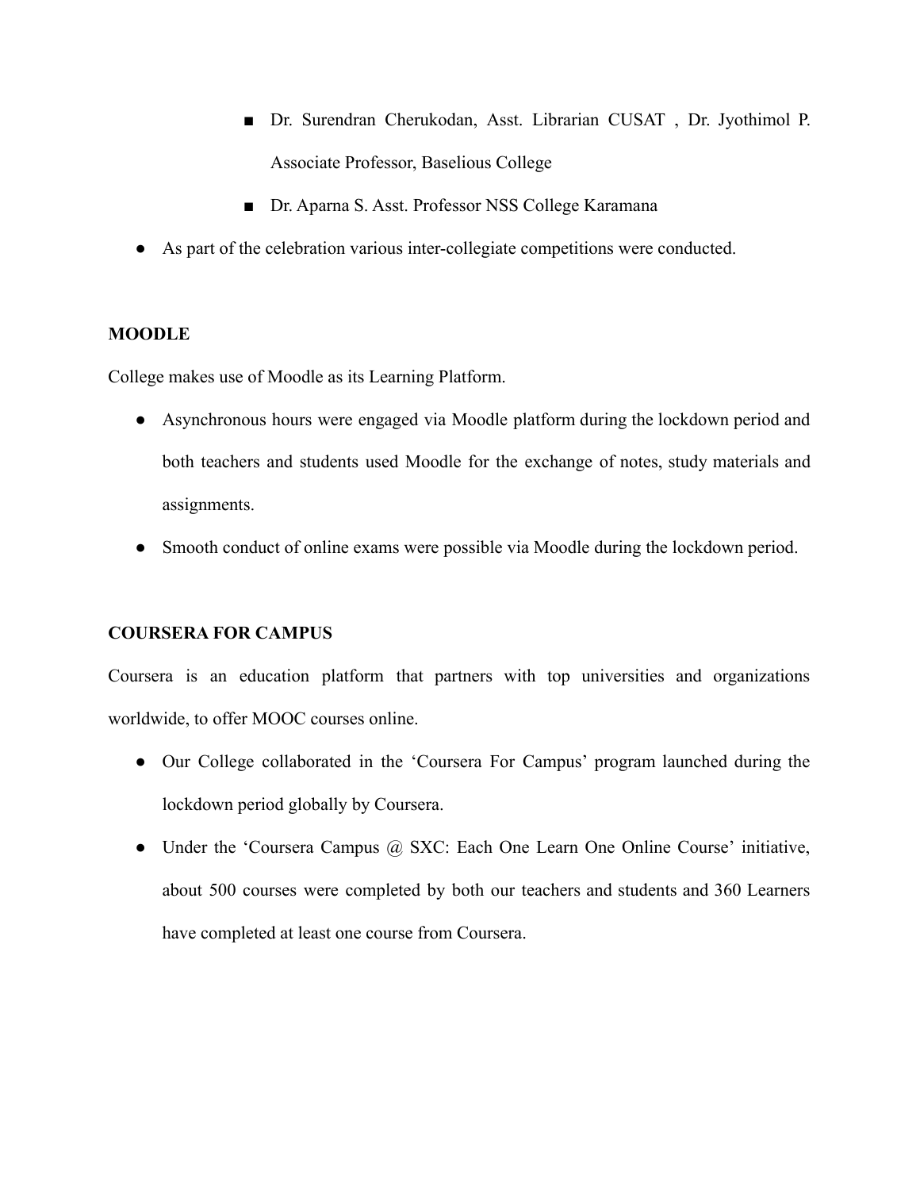- Dr. Surendran Cherukodan, Asst. Librarian CUSAT , Dr. Jyothimol P. Associate Professor, Baselious College
    - Dr. Aparna S. Asst. Professor NSS College Karamana
- As part of the celebration various inter-collegiate competitions were conducted.

**MOODLE**

College makes use of Moodle as its Learning Platform.

- Asynchronous hours were engaged via Moodle platform during the lockdown period and both teachers and students used Moodle for the exchange of notes, study materials and assignments.
- Smooth conduct of online exams were possible via Moodle during the lockdown period.

**COURSERA FOR CAMPUS**

Coursera is an education platform that partners with top universities and organizations worldwide, to offer MOOC courses online.

- Our College collaborated in the 'Coursera For Campus' program launched during the lockdown period globally by Coursera.
- Under the 'Coursera Campus @ SXC: Each One Learn One Online Course' initiative, about 500 courses were completed by both our teachers and students and 360 Learners have completed at least one course from Coursera.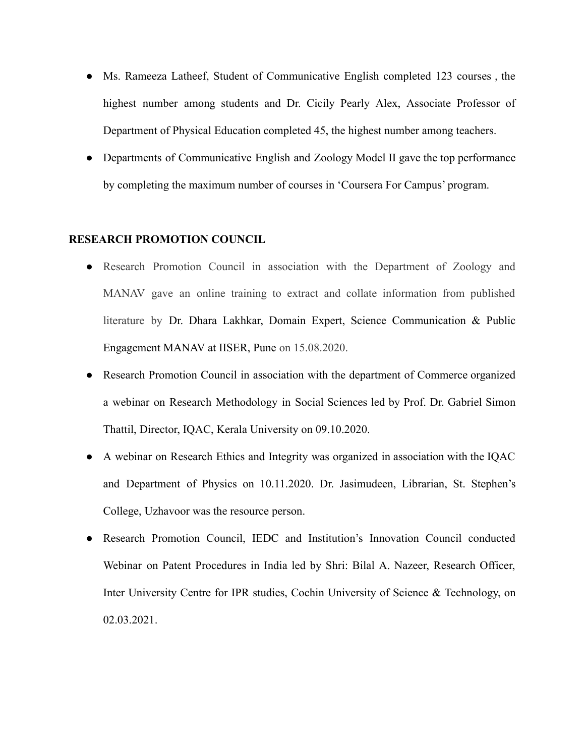- Ms. Rameeza Latheef, Student of Communicative English completed 123 courses , the highest number among students and Dr. Cicily Pearly Alex, Associate Professor of Department of Physical Education completed 45, the highest number among teachers.
- Departments of Communicative English and Zoology Model II gave the top performance by completing the maximum number of courses in 'Coursera For Campus' program.

**RESEARCH PROMOTION COUNCIL**

- Research Promotion Council in association with the Department of Zoology and MANAV gave an online training to extract and collate information from published literature by Dr. Dhara Lakhkar, Domain Expert, Science Communication & Public Engagement MANAV at IISER, Pune on 15.08.2020.
- Research Promotion Council in association with the department of Commerce organized a webinar on Research Methodology in Social Sciences led by Prof. Dr. Gabriel Simon Thattil, Director, IQAC, Kerala University on 09.10.2020.
- A webinar on Research Ethics and Integrity was organized in association with the IQAC and Department of Physics on 10.11.2020. Dr. Jasimudeen, Librarian, St. Stephen's College, Uzhavoor was the resource person.
- Research Promotion Council, IEDC and Institution's Innovation Council conducted Webinar on Patent Procedures in India led by Shri: Bilal A. Nazeer, Research Officer, Inter University Centre for IPR studies, Cochin University of Science & Technology, on 02.03.2021.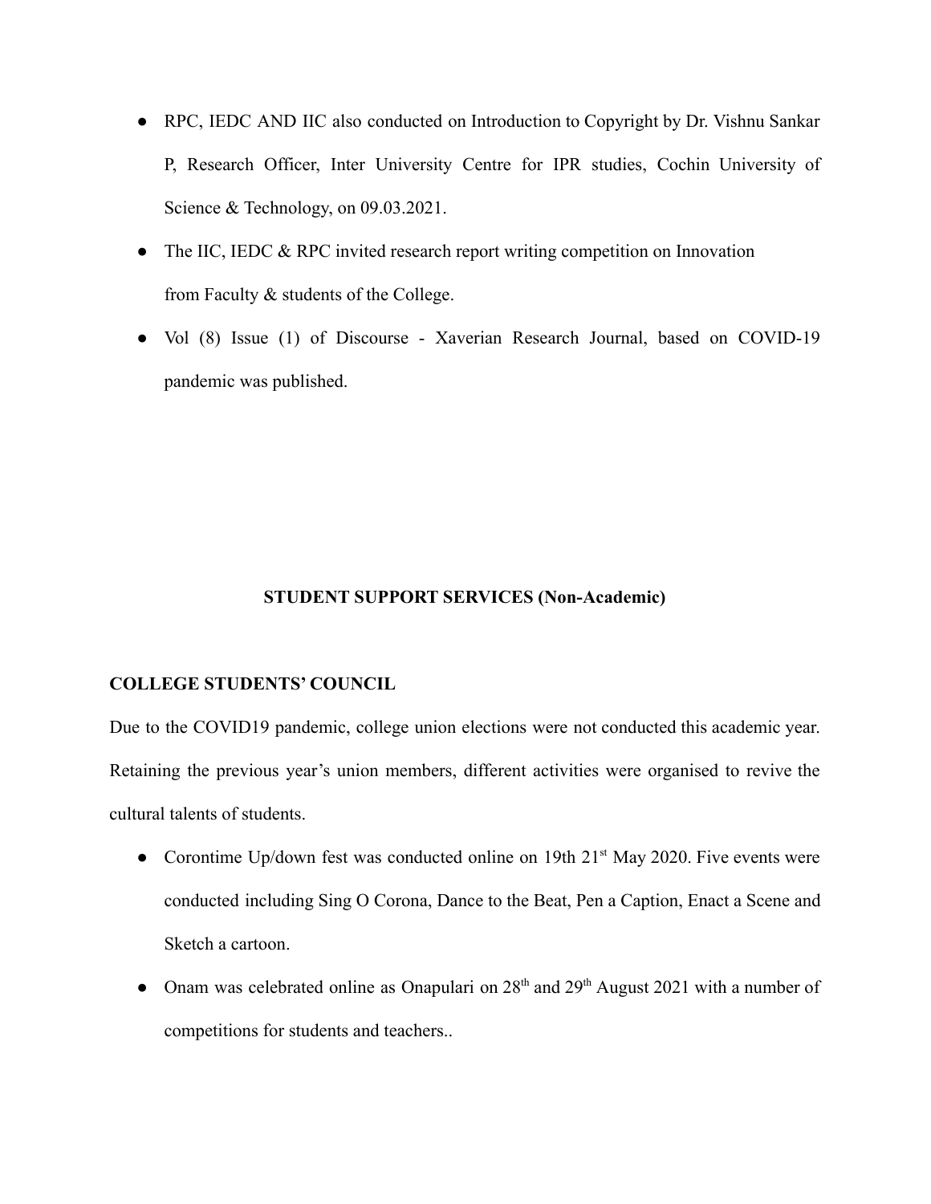- RPC, IEDC AND IIC also conducted on Introduction to Copyright by Dr. Vishnu Sankar P, Research Officer, Inter University Centre for IPR studies, Cochin University of Science & Technology, on 09.03.2021.
- The IIC, IEDC & RPC invited research report writing competition on Innovation from Faculty & students of the College.
- Vol (8) Issue (1) of Discourse - Xaverian Research Journal, based on COVID-19 pandemic was published.

## STUDENT SUPPORT SERVICES (Non-Academic)

### COLLEGE STUDENTS' COUNCIL

Due to the COVID19 pandemic, college union elections were not conducted this academic year. Retaining the previous year's union members, different activities were organised to revive the cultural talents of students.

- Corontime Up/down fest was conducted online on 19th 21st May 2020. Five events were conducted including Sing O Corona, Dance to the Beat, Pen a Caption, Enact a Scene and Sketch a cartoon.
- Onam was celebrated online as Onapulari on 28th and 29th August 2021 with a number of competitions for students and teachers..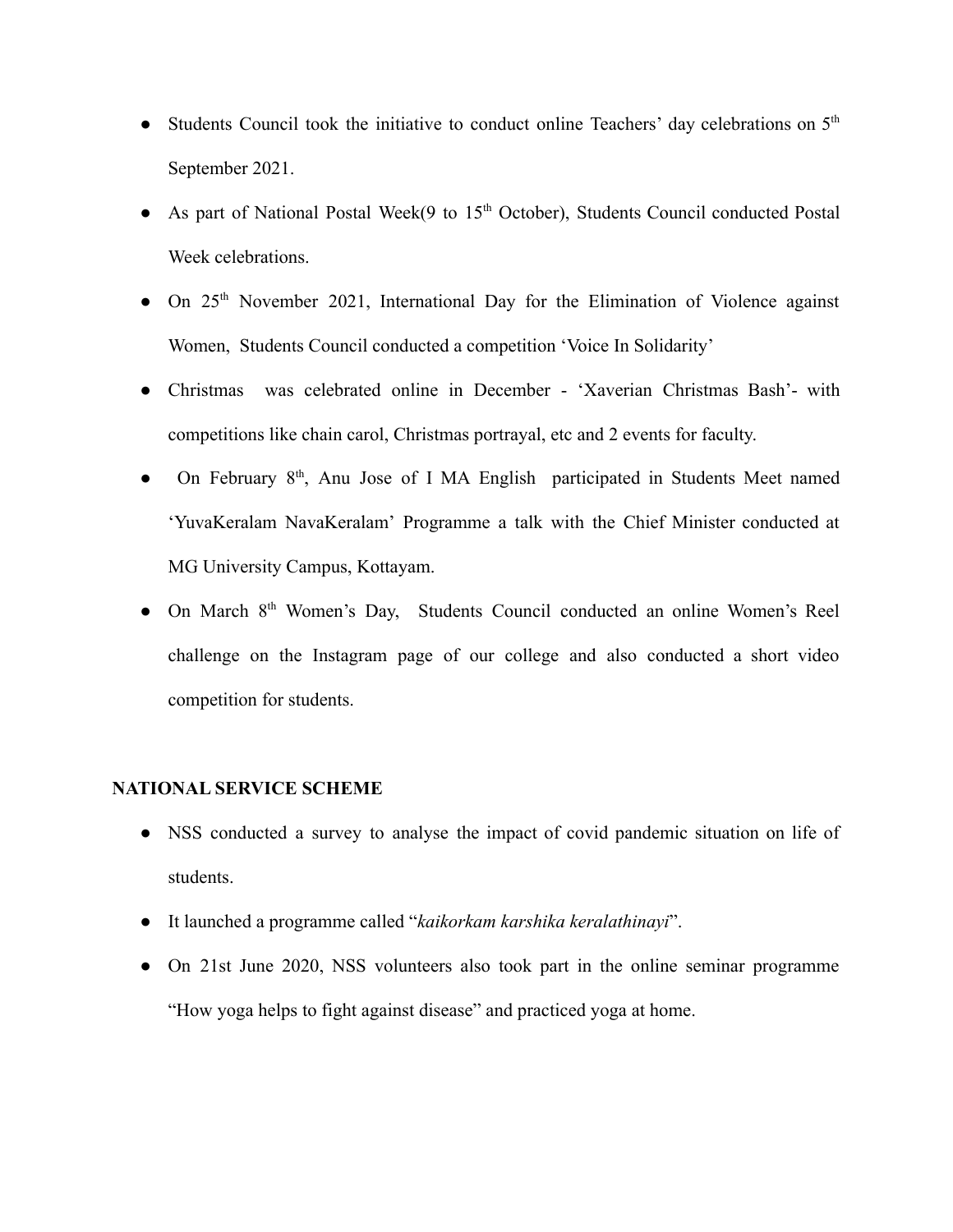- Students Council took the initiative to conduct online Teachers' day celebrations on 5th September 2021.
- As part of National Postal Week(9 to 15th October), Students Council conducted Postal Week celebrations.
- On 25th November 2021, International Day for the Elimination of Violence against Women, Students Council conducted a competition 'Voice In Solidarity'
- Christmas was celebrated online in December - 'Xaverian Christmas Bash'- with competitions like chain carol, Christmas portrayal, etc and 2 events for faculty.
- On February 8th, Anu Jose of I MA English participated in Students Meet named 'YuvaKeralam NavaKeralam' Programme a talk with the Chief Minister conducted at MG University Campus, Kottayam.
- On March 8th Women's Day, Students Council conducted an online Women's Reel challenge on the Instagram page of our college and also conducted a short video competition for students.

**NATIONAL SERVICE SCHEME**

- NSS conducted a survey to analyse the impact of covid pandemic situation on life of students.
- It launched a programme called "*kaikorkam karshika keralathinayi*".
- On 21st June 2020, NSS volunteers also took part in the online seminar programme "How yoga helps to fight against disease" and practiced yoga at home.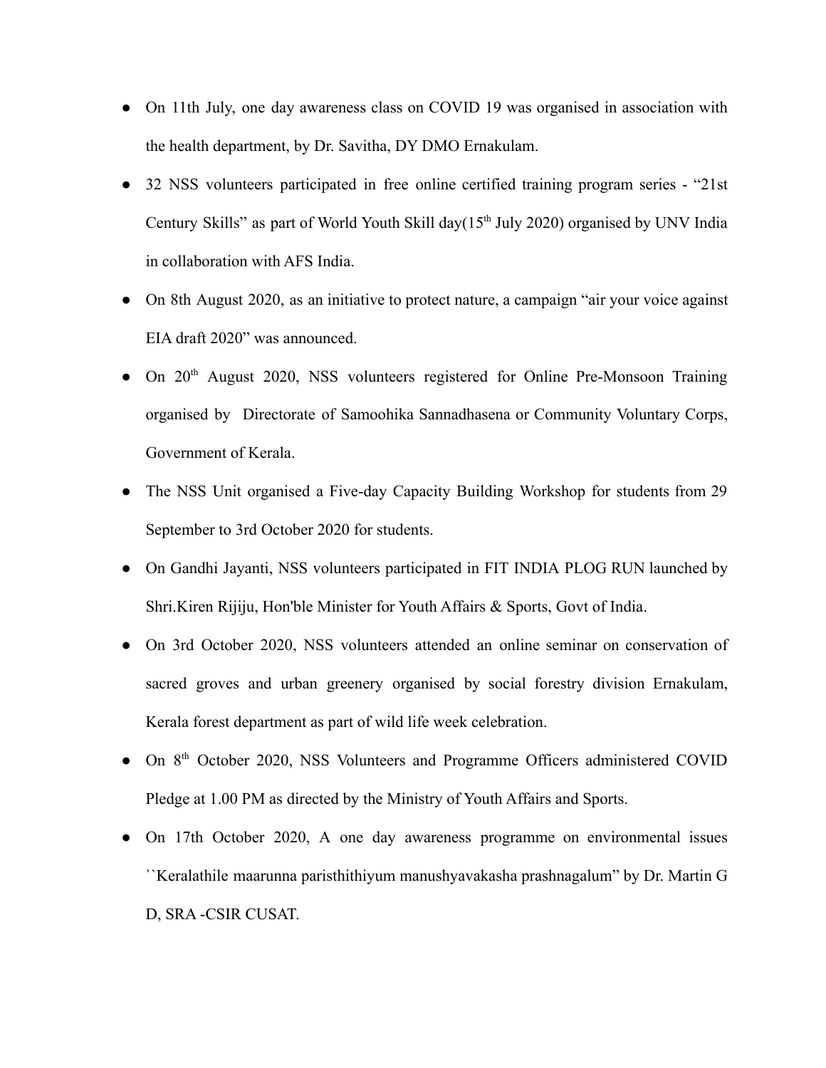- On 11th July, one day awareness class on COVID 19 was organised in association with the health department, by Dr. Savitha, DY DMO Ernakulam.
- 32 NSS volunteers participated in free online certified training program series - "21st Century Skills" as part of World Youth Skill day(15th July 2020) organised by UNV India in collaboration with AFS India.
- On 8th August 2020, as an initiative to protect nature, a campaign "air your voice against EIA draft 2020" was announced.
- On 20th August 2020, NSS volunteers registered for Online Pre-Monsoon Training organised by Directorate of Samoohika Sannadhasena or Community Voluntary Corps, Government of Kerala.
- The NSS Unit organised a Five-day Capacity Building Workshop for students from 29 September to 3rd October 2020 for students.
- On Gandhi Jayanti, NSS volunteers participated in FIT INDIA PLOG RUN launched by Shri.Kiren Rijiju, Hon'ble Minister for Youth Affairs & Sports, Govt of India.
- On 3rd October 2020, NSS volunteers attended an online seminar on conservation of sacred groves and urban greenery organised by social forestry division Ernakulam, Kerala forest department as part of wild life week celebration.
- On 8th October 2020, NSS Volunteers and Programme Officers administered COVID Pledge at 1.00 PM as directed by the Ministry of Youth Affairs and Sports.
- On 17th October 2020, A one day awareness programme on environmental issues ``Keralathile maarunna paristhithiyum manushyavakasha prashnagalum" by Dr. Martin G D, SRA -CSIR CUSAT.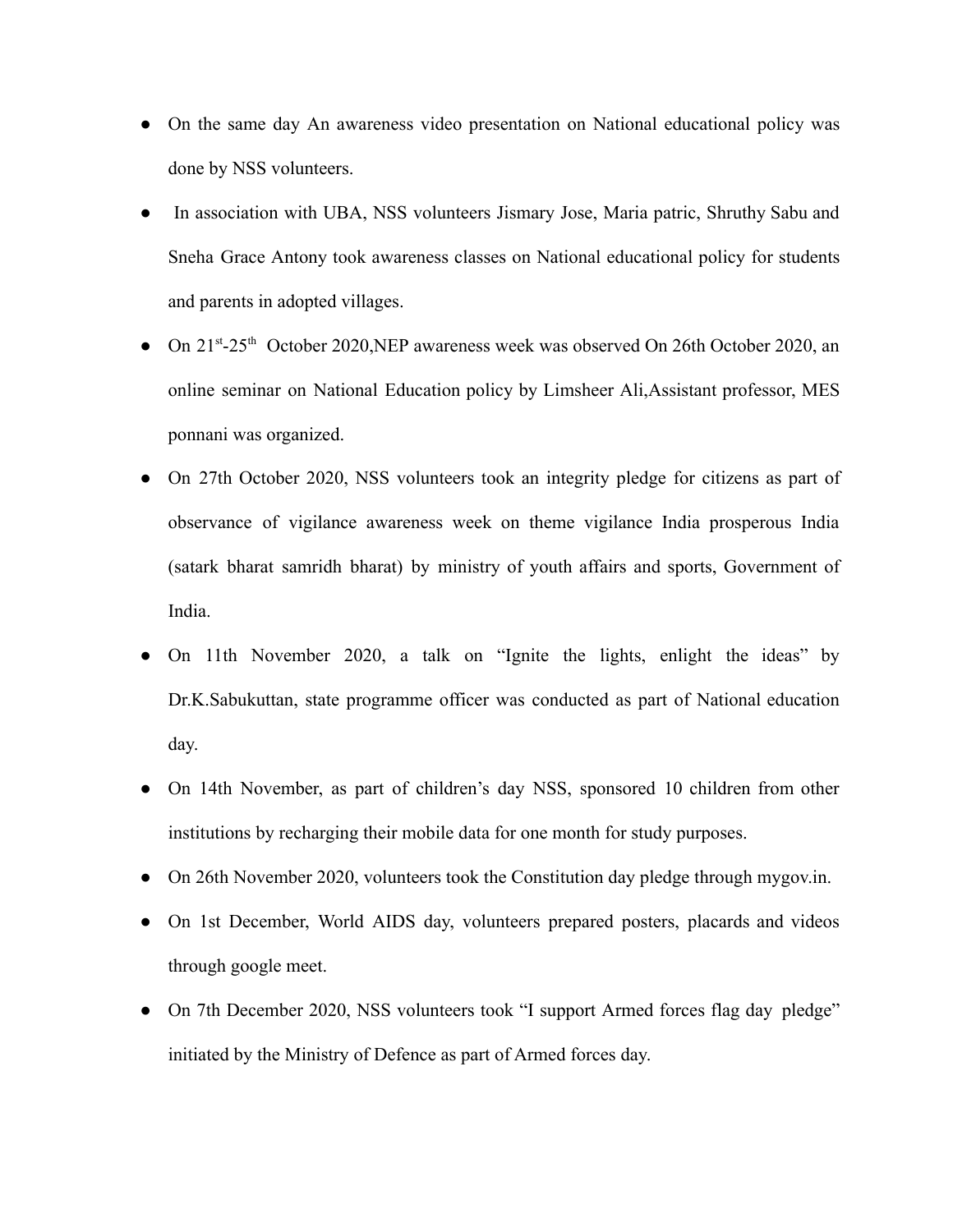- On the same day An awareness video presentation on National educational policy was done by NSS volunteers.
- In association with UBA, NSS volunteers Jismary Jose, Maria patric, Shruthy Sabu and Sneha Grace Antony took awareness classes on National educational policy for students and parents in adopted villages.
- On 21st-25th October 2020,NEP awareness week was observed On 26th October 2020, an online seminar on National Education policy by Limsheer Ali,Assistant professor, MES ponnani was organized.
- On 27th October 2020, NSS volunteers took an integrity pledge for citizens as part of observance of vigilance awareness week on theme vigilance India prosperous India (satark bharat samridh bharat) by ministry of youth affairs and sports, Government of India.
- On 11th November 2020, a talk on "Ignite the lights, enlight the ideas" by Dr.K.Sabukuttan, state programme officer was conducted as part of National education day.
- On 14th November, as part of children's day NSS, sponsored 10 children from other institutions by recharging their mobile data for one month for study purposes.
- On 26th November 2020, volunteers took the Constitution day pledge through mygov.in.
- On 1st December, World AIDS day, volunteers prepared posters, placards and videos through google meet.
- On 7th December 2020, NSS volunteers took "I support Armed forces flag day pledge" initiated by the Ministry of Defence as part of Armed forces day.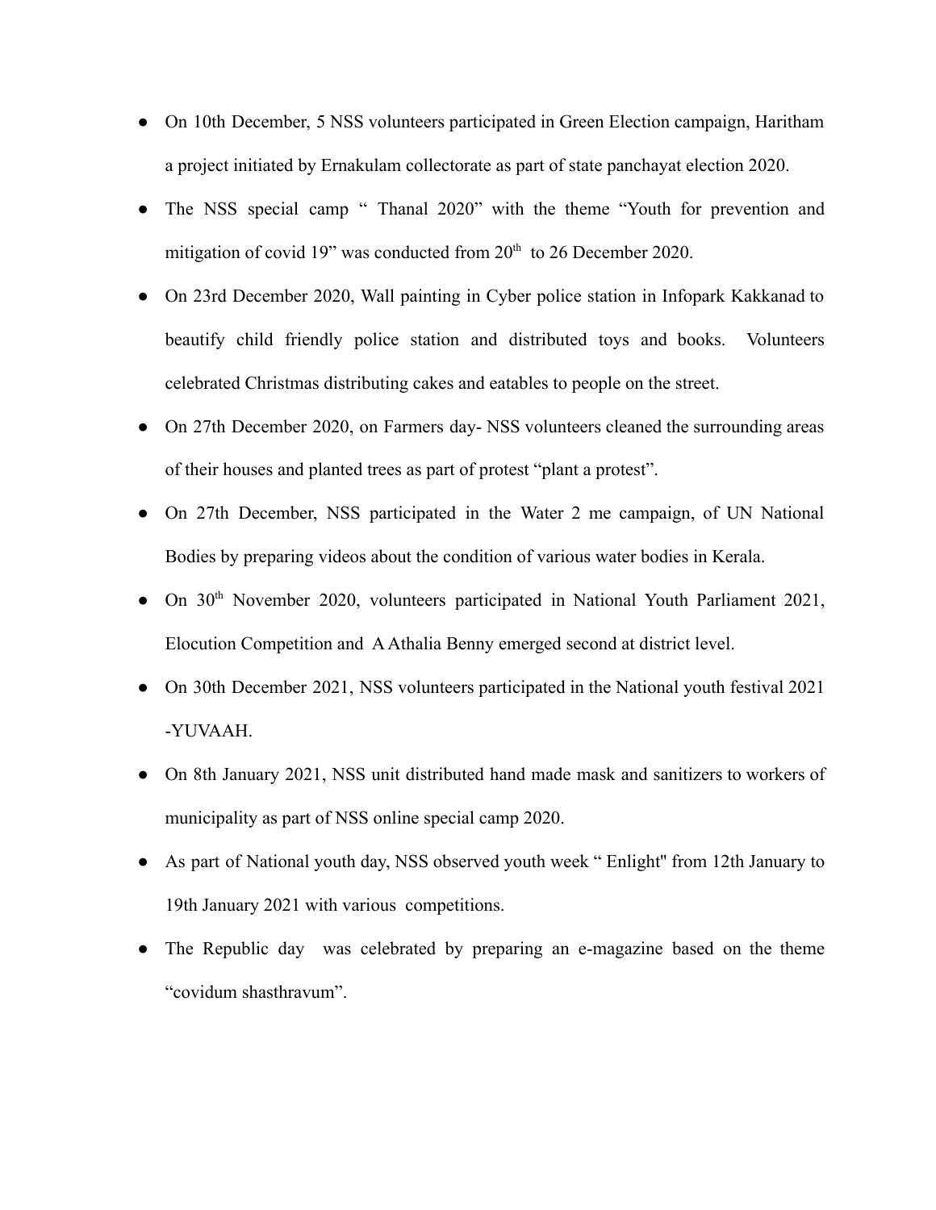- On 10th December, 5 NSS volunteers participated in Green Election campaign, Haritham a project initiated by Ernakulam collectorate as part of state panchayat election 2020.
- The NSS special camp " Thanal 2020" with the theme "Youth for prevention and mitigation of covid 19" was conducted from 20th to 26 December 2020.
- On 23rd December 2020, Wall painting in Cyber police station in Infopark Kakkanad to beautify child friendly police station and distributed toys and books. Volunteers celebrated Christmas distributing cakes and eatables to people on the street.
- On 27th December 2020, on Farmers day- NSS volunteers cleaned the surrounding areas of their houses and planted trees as part of protest "plant a protest".
- On 27th December, NSS participated in the Water 2 me campaign, of UN National Bodies by preparing videos about the condition of various water bodies in Kerala.
- On 30th November 2020, volunteers participated in National Youth Parliament 2021, Elocution Competition and A Athalia Benny emerged second at district level.
- On 30th December 2021, NSS volunteers participated in the National youth festival 2021 -YUVAAH.
- On 8th January 2021, NSS unit distributed hand made mask and sanitizers to workers of municipality as part of NSS online special camp 2020.
- As part of National youth day, NSS observed youth week " Enlight" from 12th January to 19th January 2021 with various competitions.
- The Republic day was celebrated by preparing an e-magazine based on the theme "covidum shasthravum".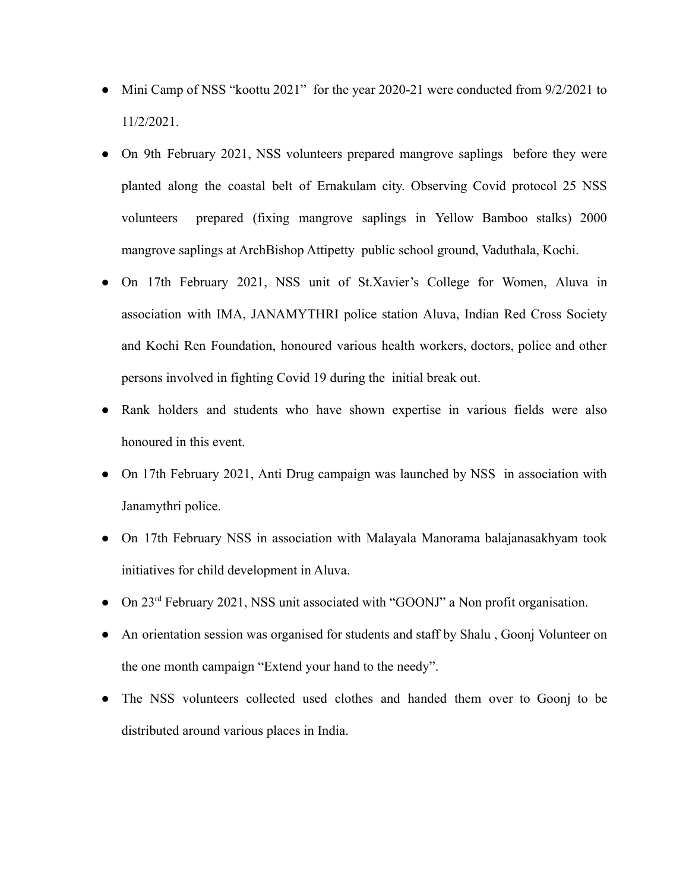- Mini Camp of NSS "koottu 2021" for the year 2020-21 were conducted from 9/2/2021 to 11/2/2021.
- On 9th February 2021, NSS volunteers prepared mangrove saplings before they were planted along the coastal belt of Ernakulam city. Observing Covid protocol 25 NSS volunteers prepared (fixing mangrove saplings in Yellow Bamboo stalks) 2000 mangrove saplings at ArchBishop Attipetty public school ground, Vaduthala, Kochi.
- On 17th February 2021, NSS unit of St.Xavier's College for Women, Aluva in association with IMA, JANAMYTHRI police station Aluva, Indian Red Cross Society and Kochi Ren Foundation, honoured various health workers, doctors, police and other persons involved in fighting Covid 19 during the initial break out.
- Rank holders and students who have shown expertise in various fields were also honoured in this event.
- On 17th February 2021, Anti Drug campaign was launched by NSS in association with Janamythri police.
- On 17th February NSS in association with Malayala Manorama balajanasakhyam took initiatives for child development in Aluva.
- On 23rd February 2021, NSS unit associated with "GOONJ" a Non profit organisation.
- An orientation session was organised for students and staff by Shalu , Goonj Volunteer on the one month campaign "Extend your hand to the needy".
- The NSS volunteers collected used clothes and handed them over to Goonj to be distributed around various places in India.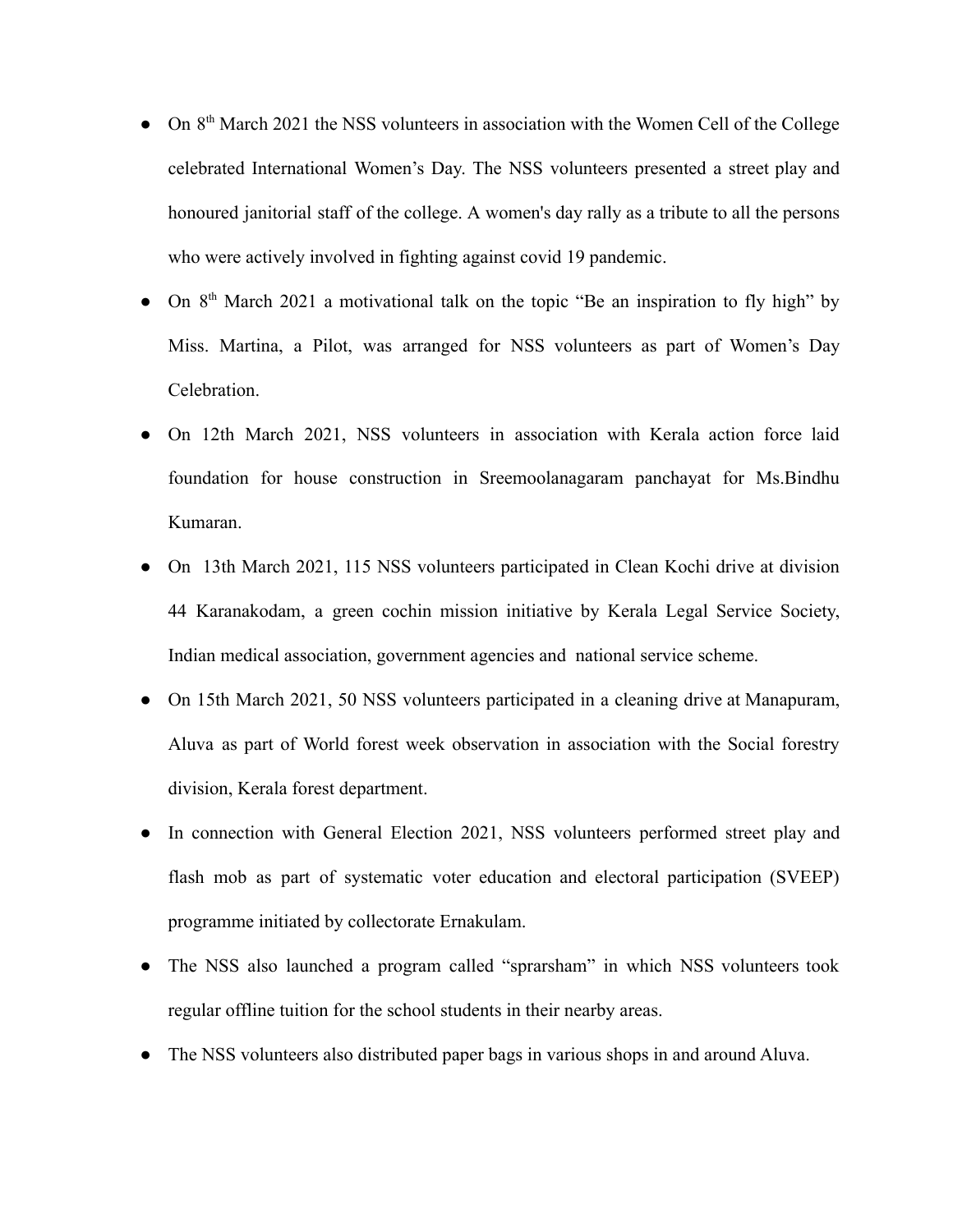- On 8th March 2021 the NSS volunteers in association with the Women Cell of the College celebrated International Women's Day. The NSS volunteers presented a street play and honoured janitorial staff of the college. A women's day rally as a tribute to all the persons who were actively involved in fighting against covid 19 pandemic.
- On 8th March 2021 a motivational talk on the topic "Be an inspiration to fly high" by Miss. Martina, a Pilot, was arranged for NSS volunteers as part of Women's Day Celebration.
- On 12th March 2021, NSS volunteers in association with Kerala action force laid foundation for house construction in Sreemoolanagaram panchayat for Ms.Bindhu Kumaran.
- On 13th March 2021, 115 NSS volunteers participated in Clean Kochi drive at division 44 Karanakodam, a green cochin mission initiative by Kerala Legal Service Society, Indian medical association, government agencies and national service scheme.
- On 15th March 2021, 50 NSS volunteers participated in a cleaning drive at Manapuram, Aluva as part of World forest week observation in association with the Social forestry division, Kerala forest department.
- In connection with General Election 2021, NSS volunteers performed street play and flash mob as part of systematic voter education and electoral participation (SVEEP) programme initiated by collectorate Ernakulam.
- The NSS also launched a program called "sprarsham" in which NSS volunteers took regular offline tuition for the school students in their nearby areas.
- The NSS volunteers also distributed paper bags in various shops in and around Aluva.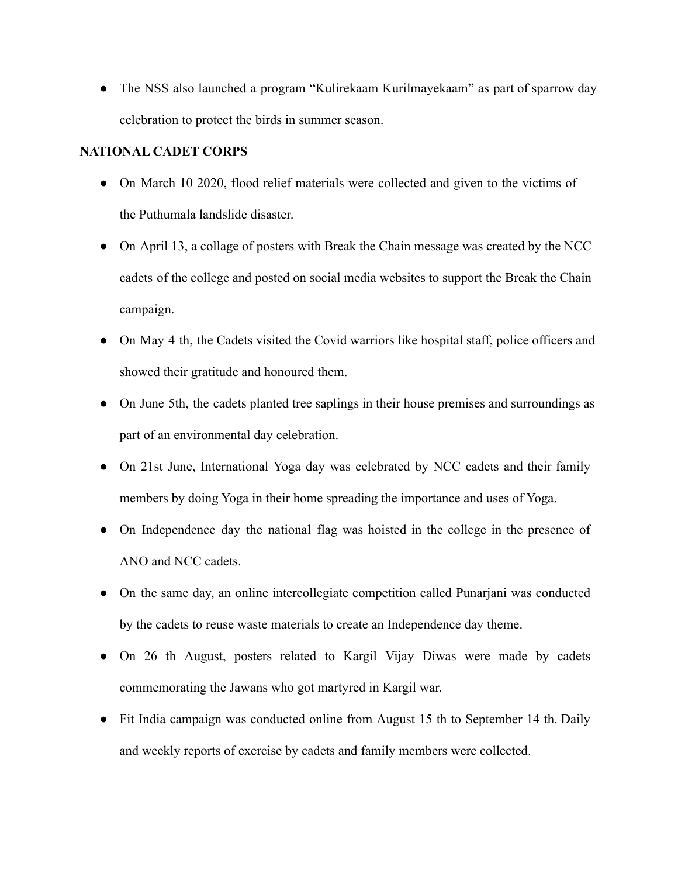- The NSS also launched a program "Kulirekaam Kurilmayekaam" as part of sparrow day celebration to protect the birds in summer season.

**NATIONAL CADET CORPS**

- On March 10 2020, flood relief materials were collected and given to the victims of the Puthumala landslide disaster.
- On April 13, a collage of posters with Break the Chain message was created by the NCC cadets of the college and posted on social media websites to support the Break the Chain campaign.
- On May 4 th, the Cadets visited the Covid warriors like hospital staff, police officers and showed their gratitude and honoured them.
- On June 5th, the cadets planted tree saplings in their house premises and surroundings as part of an environmental day celebration.
- On 21st June, International Yoga day was celebrated by NCC cadets and their family members by doing Yoga in their home spreading the importance and uses of Yoga.
- On Independence day the national flag was hoisted in the college in the presence of ANO and NCC cadets.
- On the same day, an online intercollegiate competition called Punarjani was conducted by the cadets to reuse waste materials to create an Independence day theme.
- On 26 th August, posters related to Kargil Vijay Diwas were made by cadets commemorating the Jawans who got martyred in Kargil war.
- Fit India campaign was conducted online from August 15 th to September 14 th. Daily and weekly reports of exercise by cadets and family members were collected.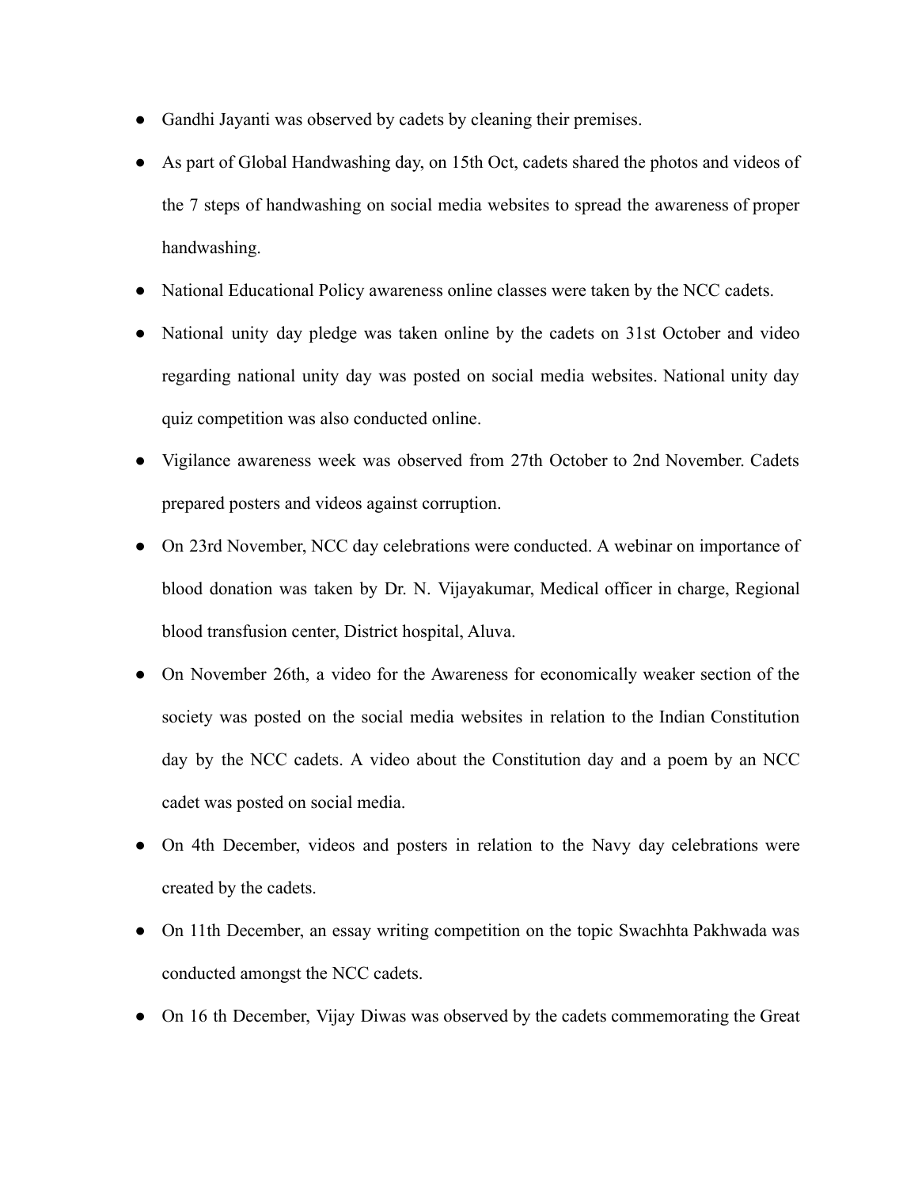- Gandhi Jayanti was observed by cadets by cleaning their premises.
- As part of Global Handwashing day, on 15th Oct, cadets shared the photos and videos of the 7 steps of handwashing on social media websites to spread the awareness of proper handwashing.
- National Educational Policy awareness online classes were taken by the NCC cadets.
- National unity day pledge was taken online by the cadets on 31st October and video regarding national unity day was posted on social media websites. National unity day quiz competition was also conducted online.
- Vigilance awareness week was observed from 27th October to 2nd November. Cadets prepared posters and videos against corruption.
- On 23rd November, NCC day celebrations were conducted. A webinar on importance of blood donation was taken by Dr. N. Vijayakumar, Medical officer in charge, Regional blood transfusion center, District hospital, Aluva.
- On November 26th, a video for the Awareness for economically weaker section of the society was posted on the social media websites in relation to the Indian Constitution day by the NCC cadets. A video about the Constitution day and a poem by an NCC cadet was posted on social media.
- On 4th December, videos and posters in relation to the Navy day celebrations were created by the cadets.
- On 11th December, an essay writing competition on the topic Swachhta Pakhwada was conducted amongst the NCC cadets.
- On 16 th December, Vijay Diwas was observed by the cadets commemorating the Great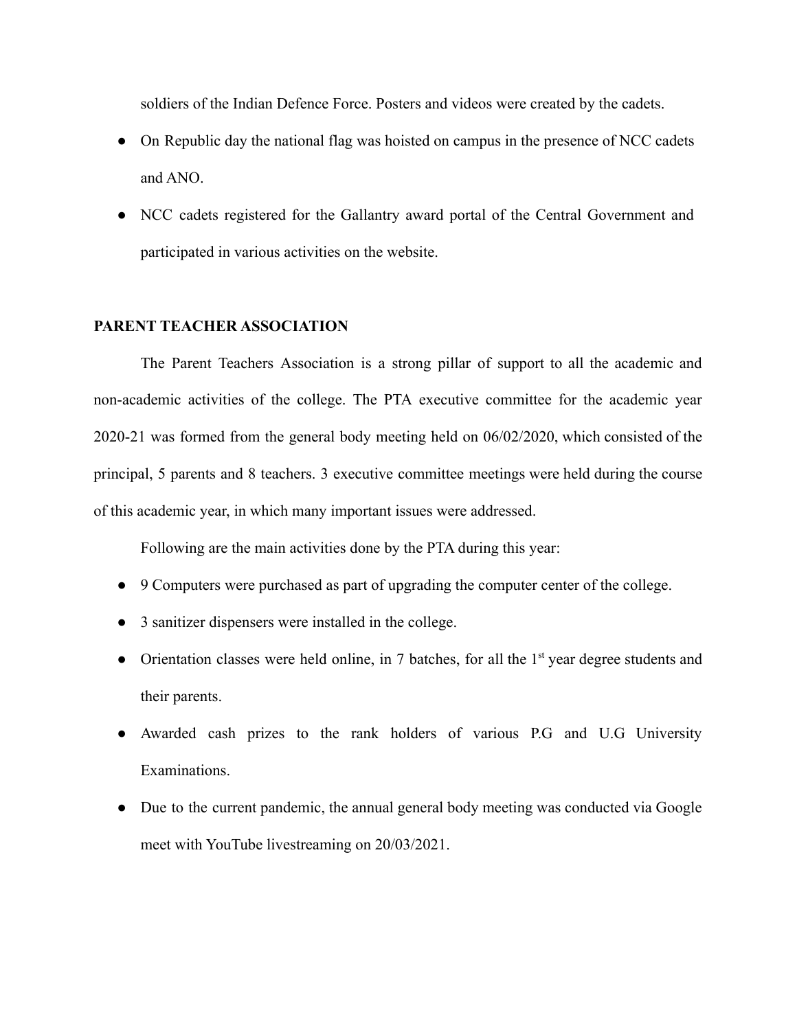soldiers of the Indian Defence Force. Posters and videos were created by the cadets.

- On Republic day the national flag was hoisted on campus in the presence of NCC cadets and ANO.
- NCC cadets registered for the Gallantry award portal of the Central Government and participated in various activities on the website.

## PARENT TEACHER ASSOCIATION

The Parent Teachers Association is a strong pillar of support to all the academic and non-academic activities of the college. The PTA executive committee for the academic year 2020-21 was formed from the general body meeting held on 06/02/2020, which consisted of the principal, 5 parents and 8 teachers. 3 executive committee meetings were held during the course of this academic year, in which many important issues were addressed.

Following are the main activities done by the PTA during this year:

- 9 Computers were purchased as part of upgrading the computer center of the college.
- 3 sanitizer dispensers were installed in the college.
- Orientation classes were held online, in 7 batches, for all the 1st year degree students and their parents.
- Awarded cash prizes to the rank holders of various P.G and U.G University Examinations.
- Due to the current pandemic, the annual general body meeting was conducted via Google meet with YouTube livestreaming on 20/03/2021.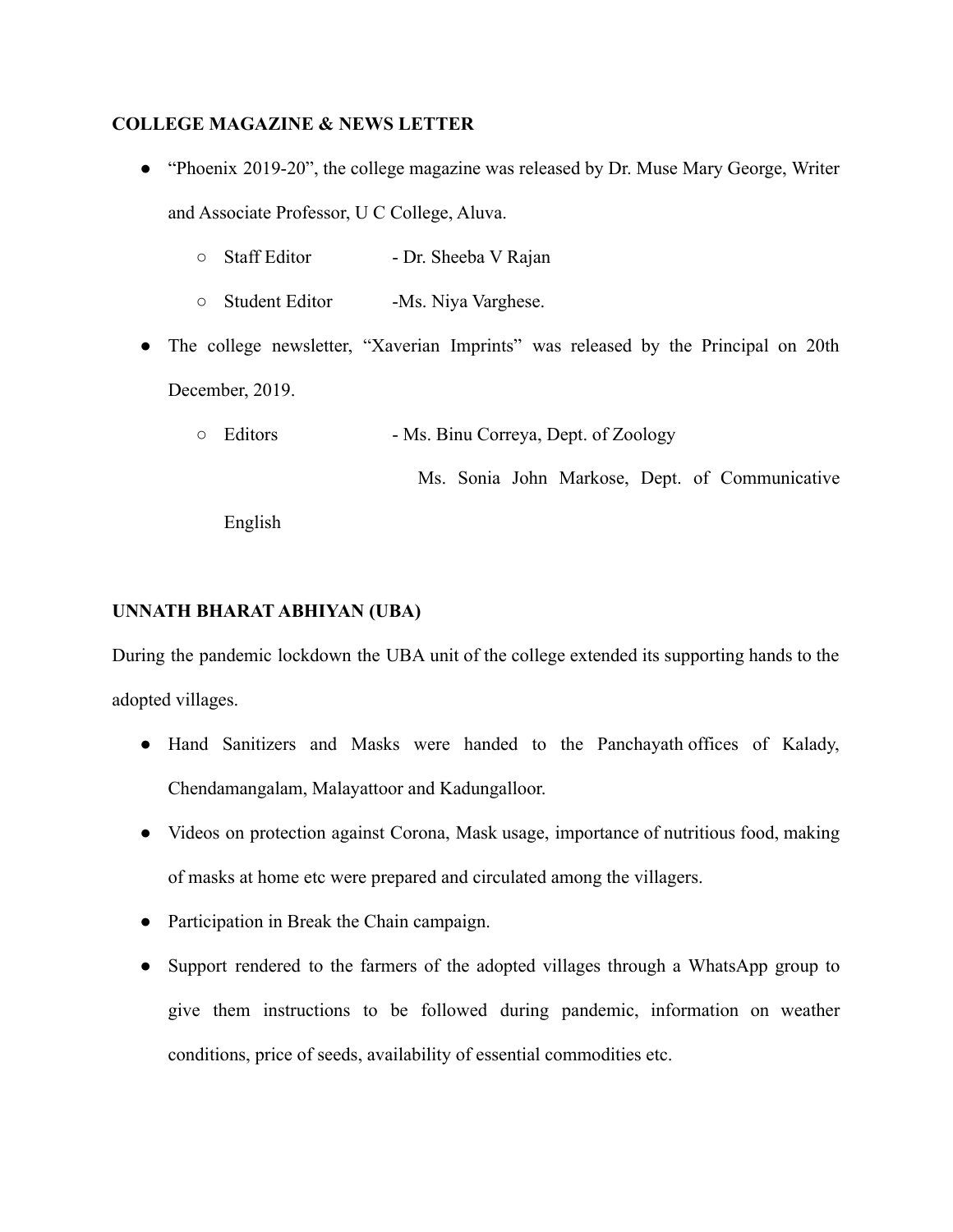**COLLEGE MAGAZINE & NEWS LETTER**

- "Phoenix 2019-20", the college magazine was released by Dr. Muse Mary George, Writer and Associate Professor, U C College, Aluva.
  - Staff Editor - Dr. Sheeba V Rajan
  - Student Editor -Ms. Niya Varghese.
- The college newsletter, "Xaverian Imprints" was released by the Principal on 20th December, 2019.
  - Editors - Ms. Binu Correya, Dept. of Zoology
    Ms. Sonia John Markose, Dept. of Communicative English

**UNNATH BHARAT ABHIYAN (UBA)**

During the pandemic lockdown the UBA unit of the college extended its supporting hands to the adopted villages.

- Hand Sanitizers and Masks were handed to the Panchayath offices of Kalady, Chendamangalam, Malayattoor and Kadungalloor.
- Videos on protection against Corona, Mask usage, importance of nutritious food, making of masks at home etc were prepared and circulated among the villagers.
- Participation in Break the Chain campaign.
- Support rendered to the farmers of the adopted villages through a WhatsApp group to give them instructions to be followed during pandemic, information on weather conditions, price of seeds, availability of essential commodities etc.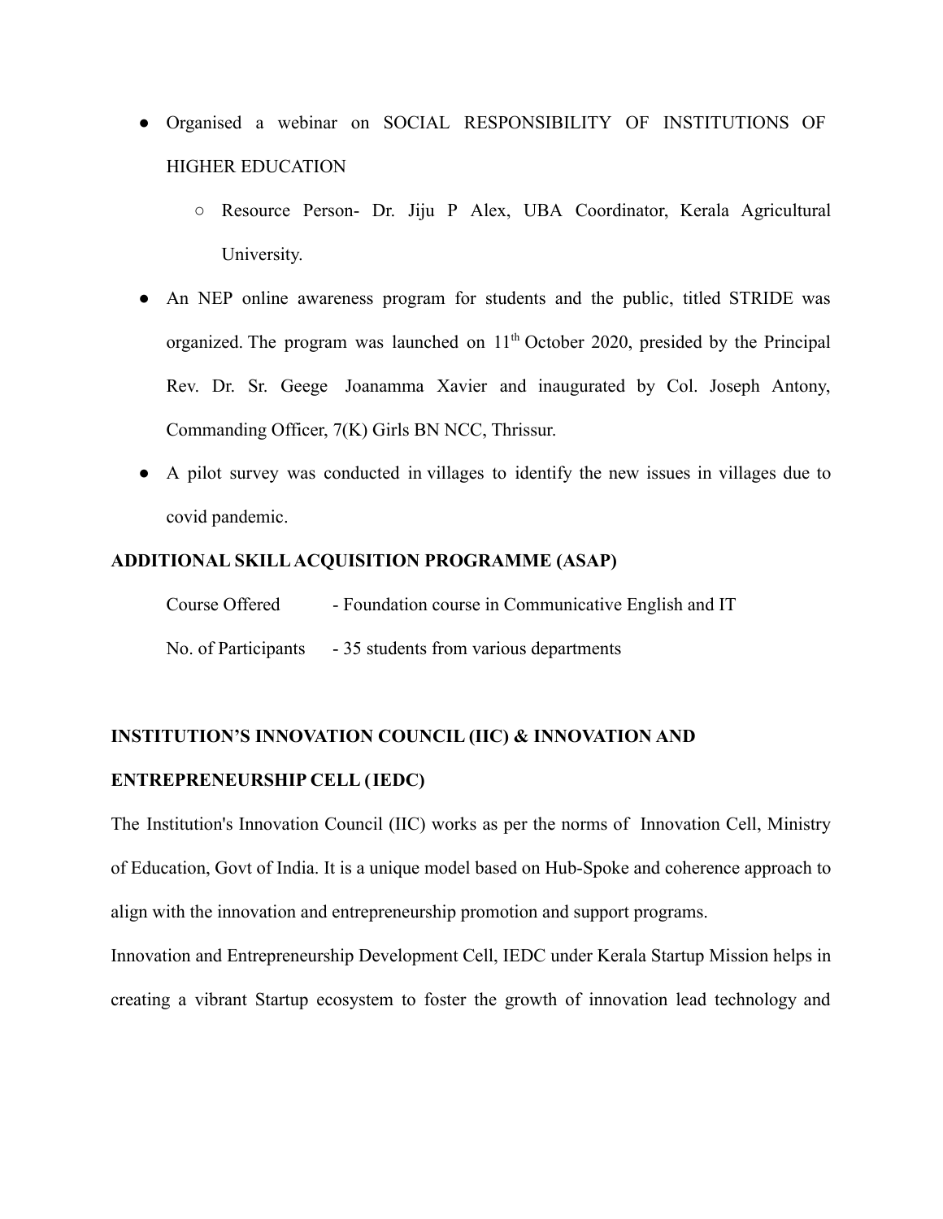- Organised a webinar on SOCIAL RESPONSIBILITY OF INSTITUTIONS OF HIGHER EDUCATION
    - Resource Person- Dr. Jiju P Alex, UBA Coordinator, Kerala Agricultural University.
- An NEP online awareness program for students and the public, titled STRIDE was organized. The program was launched on 11th October 2020, presided by the Principal Rev. Dr. Sr. Geege Joanamma Xavier and inaugurated by Col. Joseph Antony, Commanding Officer, 7(K) Girls BN NCC, Thrissur.
- A pilot survey was conducted in villages to identify the new issues in villages due to covid pandemic.

**ADDITIONAL SKILL ACQUISITION PROGRAMME (ASAP)**

Course Offered - Foundation course in Communicative English and IT

No. of Participants - 35 students from various departments

**INSTITUTION'S INNOVATION COUNCIL (IIC) & INNOVATION AND ENTREPRENEURSHIP CELL (IEDC)**

The Institution's Innovation Council (IIC) works as per the norms of Innovation Cell, Ministry of Education, Govt of India. It is a unique model based on Hub-Spoke and coherence approach to align with the innovation and entrepreneurship promotion and support programs.

Innovation and Entrepreneurship Development Cell, IEDC under Kerala Startup Mission helps in creating a vibrant Startup ecosystem to foster the growth of innovation lead technology and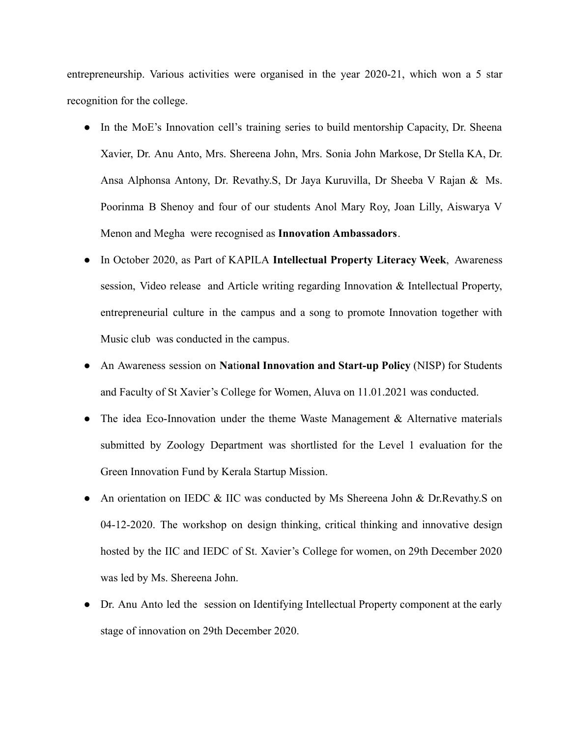entrepreneurship. Various activities were organised in the year 2020-21, which won a 5 star recognition for the college.

- In the MoE's Innovation cell's training series to build mentorship Capacity, Dr. Sheena Xavier, Dr. Anu Anto, Mrs. Shereena John, Mrs. Sonia John Markose, Dr Stella KA, Dr. Ansa Alphonsa Antony, Dr. Revathy.S, Dr Jaya Kuruvilla, Dr Sheeba V Rajan & Ms. Poorinma B Shenoy and four of our students Anol Mary Roy, Joan Lilly, Aiswarya V Menon and Megha were recognised as **Innovation Ambassadors**.
- In October 2020, as Part of KAPILA **Intellectual Property Literacy Week**, Awareness session, Video release and Article writing regarding Innovation & Intellectual Property, entrepreneurial culture in the campus and a song to promote Innovation together with Music club was conducted in the campus.
- An Awareness session on **National Innovation and Start-up Policy** (NISP) for Students and Faculty of St Xavier's College for Women, Aluva on 11.01.2021 was conducted.
- The idea Eco-Innovation under the theme Waste Management & Alternative materials submitted by Zoology Department was shortlisted for the Level 1 evaluation for the Green Innovation Fund by Kerala Startup Mission.
- An orientation on IEDC & IIC was conducted by Ms Shereena John & Dr.Revathy.S on 04-12-2020. The workshop on design thinking, critical thinking and innovative design hosted by the IIC and IEDC of St. Xavier's College for women, on 29th December 2020 was led by Ms. Shereena John.
- Dr. Anu Anto led the session on Identifying Intellectual Property component at the early stage of innovation on 29th December 2020.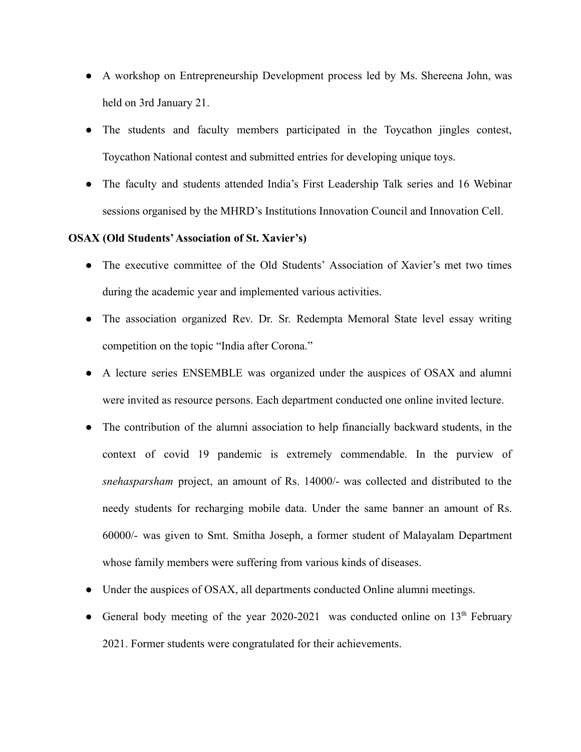- A workshop on Entrepreneurship Development process led by Ms. Shereena John, was held on 3rd January 21.
- The students and faculty members participated in the Toycathon jingles contest, Toycathon National contest and submitted entries for developing unique toys.
- The faculty and students attended India's First Leadership Talk series and 16 Webinar sessions organised by the MHRD's Institutions Innovation Council and Innovation Cell.

**OSAX (Old Students' Association of St. Xavier's)**

- The executive committee of the Old Students' Association of Xavier's met two times during the academic year and implemented various activities.
- The association organized Rev. Dr. Sr. Redempta Memoral State level essay writing competition on the topic "India after Corona."
- A lecture series ENSEMBLE was organized under the auspices of OSAX and alumni were invited as resource persons. Each department conducted one online invited lecture.
- The contribution of the alumni association to help financially backward students, in the context of covid 19 pandemic is extremely commendable. In the purview of *snehasparsham* project, an amount of Rs. 14000/- was collected and distributed to the needy students for recharging mobile data. Under the same banner an amount of Rs. 60000/- was given to Smt. Smitha Joseph, a former student of Malayalam Department whose family members were suffering from various kinds of diseases.
- Under the auspices of OSAX, all departments conducted Online alumni meetings.
- General body meeting of the year 2020-2021 was conducted online on 13th February 2021. Former students were congratulated for their achievements.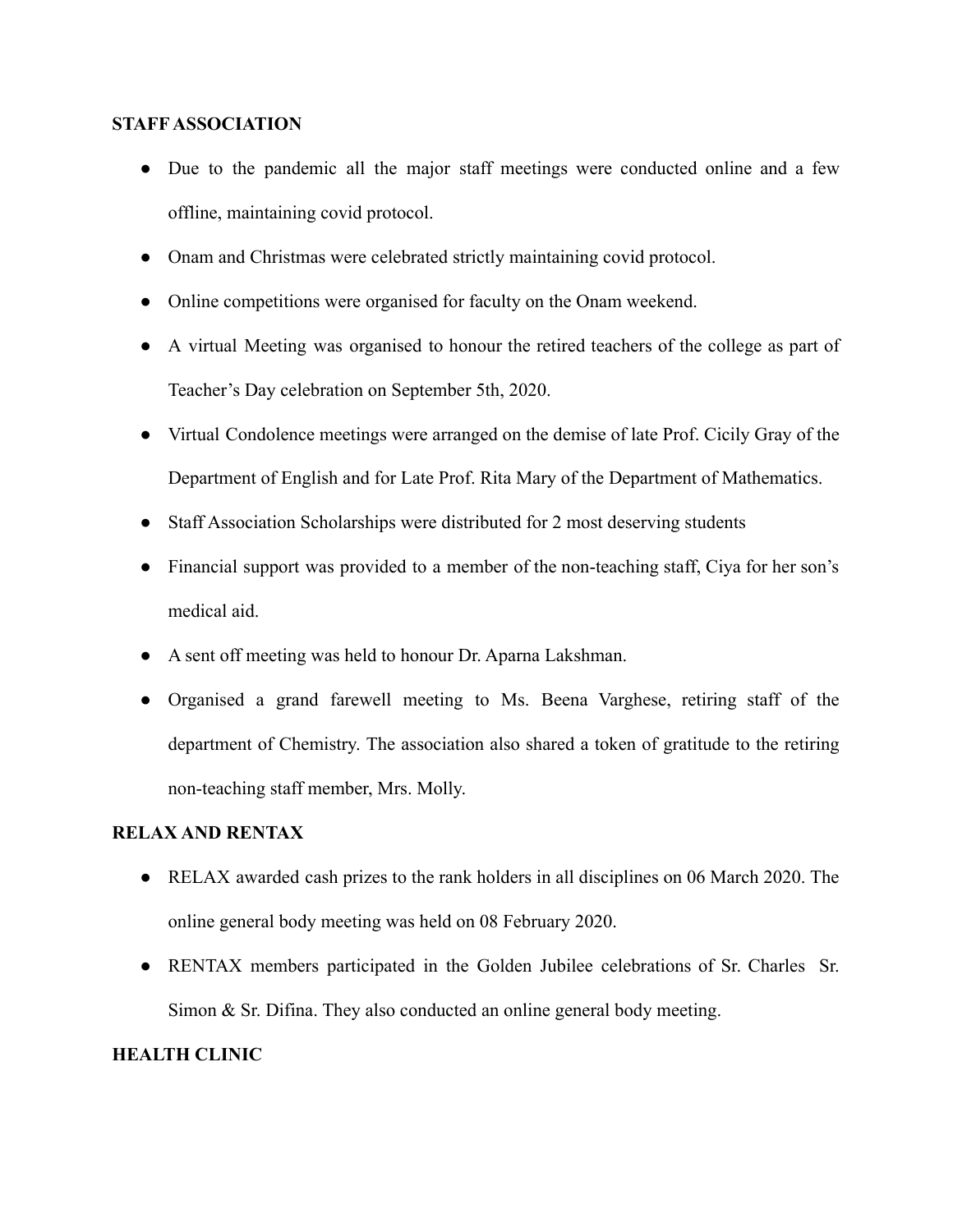**STAFF ASSOCIATION**

- Due to the pandemic all the major staff meetings were conducted online and a few offline, maintaining covid protocol.
- Onam and Christmas were celebrated strictly maintaining covid protocol.
- Online competitions were organised for faculty on the Onam weekend.
- A virtual Meeting was organised to honour the retired teachers of the college as part of Teacher's Day celebration on September 5th, 2020.
- Virtual Condolence meetings were arranged on the demise of late Prof. Cicily Gray of the Department of English and for Late Prof. Rita Mary of the Department of Mathematics.
- Staff Association Scholarships were distributed for 2 most deserving students
- Financial support was provided to a member of the non-teaching staff, Ciya for her son's medical aid.
- A sent off meeting was held to honour Dr. Aparna Lakshman.
- Organised a grand farewell meeting to Ms. Beena Varghese, retiring staff of the department of Chemistry. The association also shared a token of gratitude to the retiring non-teaching staff member, Mrs. Molly.

**RELAX AND RENTAX**

- RELAX awarded cash prizes to the rank holders in all disciplines on 06 March 2020. The online general body meeting was held on 08 February 2020.
- RENTAX members participated in the Golden Jubilee celebrations of Sr. Charles Sr. Simon & Sr. Difina. They also conducted an online general body meeting.

**HEALTH CLINIC**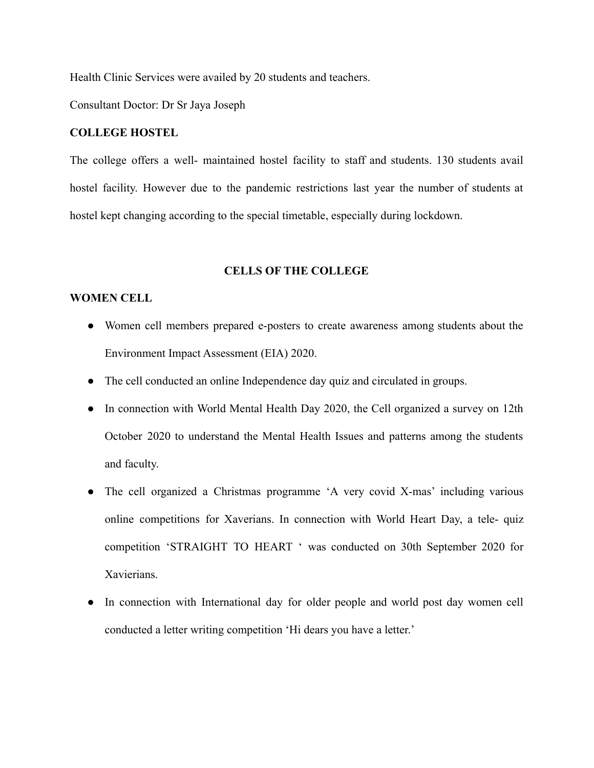Health Clinic Services were availed by 20 students and teachers.

Consultant Doctor: Dr Sr Jaya Joseph

**COLLEGE HOSTEL**

The college offers a well- maintained hostel facility to staff and students. 130 students avail hostel facility. However due to the pandemic restrictions last year the number of students at hostel kept changing according to the special timetable, especially during lockdown.

## CELLS OF THE COLLEGE

**WOMEN CELL**

- Women cell members prepared e-posters to create awareness among students about the Environment Impact Assessment (EIA) 2020.
- The cell conducted an online Independence day quiz and circulated in groups.
- In connection with World Mental Health Day 2020, the Cell organized a survey on 12th October 2020 to understand the Mental Health Issues and patterns among the students and faculty.
- The cell organized a Christmas programme 'A very covid X-mas' including various online competitions for Xaverians. In connection with World Heart Day, a tele- quiz competition 'STRAIGHT TO HEART ' was conducted on 30th September 2020 for Xaverians.
- In connection with International day for older people and world post day women cell conducted a letter writing competition 'Hi dears you have a letter.'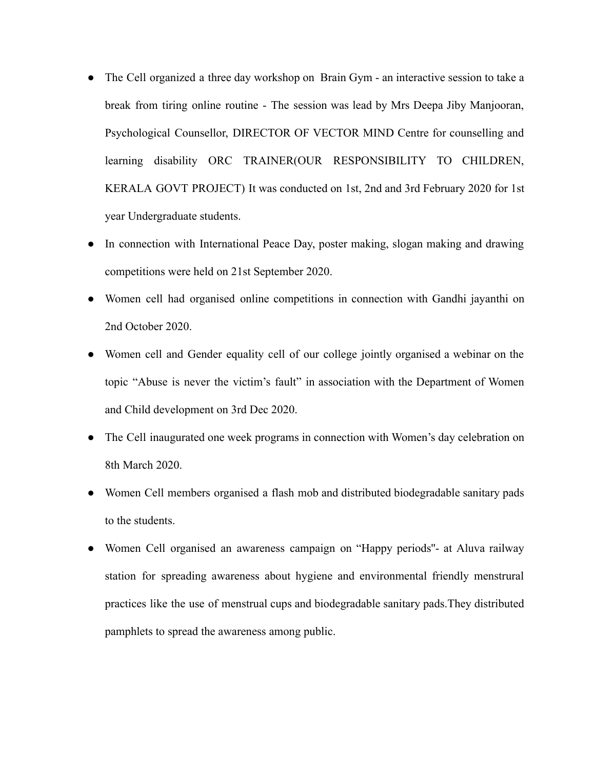- The Cell organized a three day workshop on  Brain Gym - an interactive session to take a break from tiring online routine - The session was lead by Mrs Deepa Jiby Manjooran, Psychological Counsellor, DIRECTOR OF VECTOR MIND Centre for counselling and learning disability ORC TRAINER(OUR RESPONSIBILITY TO CHILDREN, KERALA GOVT PROJECT) It was conducted on 1st, 2nd and 3rd February 2020 for 1st year Undergraduate students.
- In connection with International Peace Day, poster making, slogan making and drawing competitions were held on 21st September 2020.
- Women cell had organised online competitions in connection with Gandhi jayanthi on 2nd October 2020.
- Women cell and Gender equality cell of our college jointly organised a webinar on the topic “Abuse is never the victim’s fault” in association with the Department of Women and Child development on 3rd Dec 2020.
- The Cell inaugurated one week programs in connection with Women’s day celebration on 8th March 2020.
- Women Cell members organised a flash mob and distributed biodegradable sanitary pads to the students.
- Women Cell organised an awareness campaign on “Happy periods"- at Aluva railway station for spreading awareness about hygiene and environmental friendly menstrural practices like the use of menstrual cups and biodegradable sanitary pads.They distributed pamphlets to spread the awareness among public.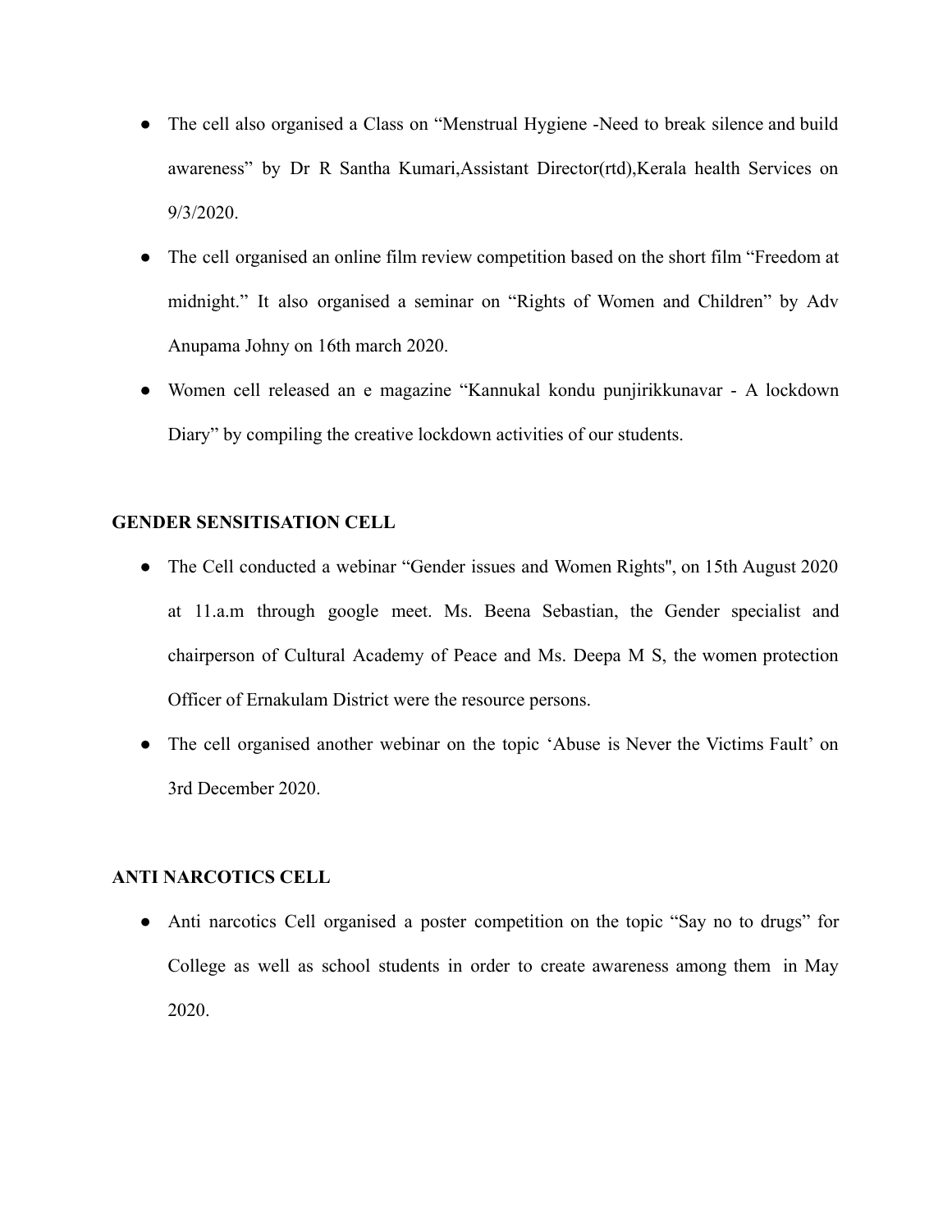- The cell also organised a Class on "Menstrual Hygiene -Need to break silence and build awareness" by Dr R Santha Kumari,Assistant Director(rtd),Kerala health Services on 9/3/2020.
- The cell organised an online film review competition based on the short film "Freedom at midnight." It also organised a seminar on "Rights of Women and Children" by Adv Anupama Johny on 16th march 2020.
- Women cell released an e magazine "Kannukal kondu punjirikkunavar - A lockdown Diary" by compiling the creative lockdown activities of our students.

**GENDER SENSITISATION CELL**

- The Cell conducted a webinar "Gender issues and Women Rights", on 15th August 2020 at 11.a.m through google meet. Ms. Beena Sebastian, the Gender specialist and chairperson of Cultural Academy of Peace and Ms. Deepa M S, the women protection Officer of Ernakulam District were the resource persons.
- The cell organised another webinar on the topic 'Abuse is Never the Victims Fault' on 3rd December 2020.

**ANTI NARCOTICS CELL**

- Anti narcotics Cell organised a poster competition on the topic "Say no to drugs" for College as well as school students in order to create awareness among them in May 2020.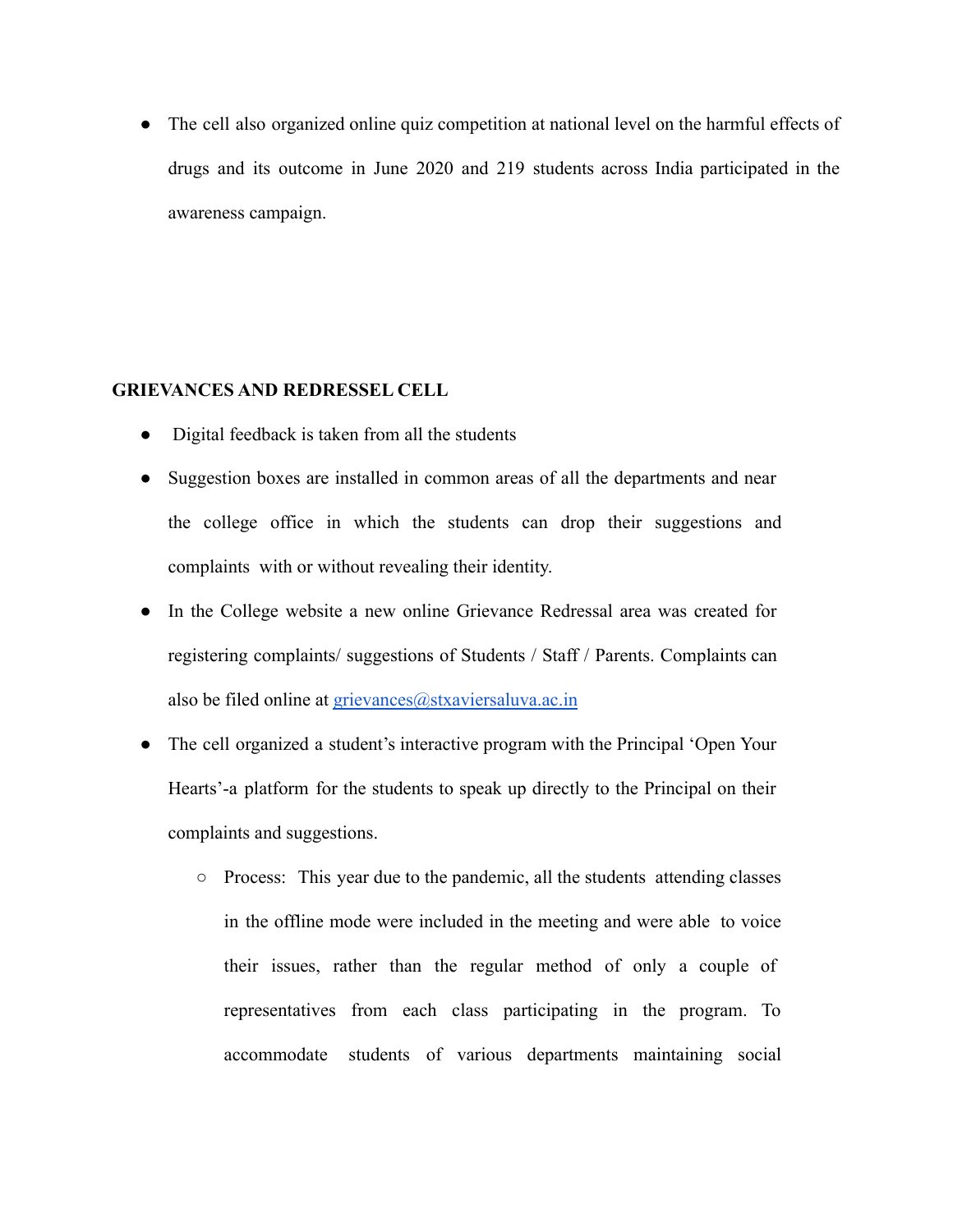- The cell also organized online quiz competition at national level on the harmful effects of drugs and its outcome in June 2020 and 219 students across India participated in the awareness campaign.

**GRIEVANCES AND REDRESSEL CELL**

- Digital feedback is taken from all the students
- Suggestion boxes are installed in common areas of all the departments and near the college office in which the students can drop their suggestions and complaints with or without revealing their identity.
- In the College website a new online Grievance Redressal area was created for registering complaints/ suggestions of Students / Staff / Parents. Complaints can also be filed online at grievances@stxaviersaluva.ac.in
- The cell organized a student's interactive program with the Principal 'Open Your Hearts'-a platform for the students to speak up directly to the Principal on their complaints and suggestions.
    - Process: This year due to the pandemic, all the students attending classes in the offline mode were included in the meeting and were able to voice their issues, rather than the regular method of only a couple of representatives from each class participating in the program. To accommodate students of various departments maintaining social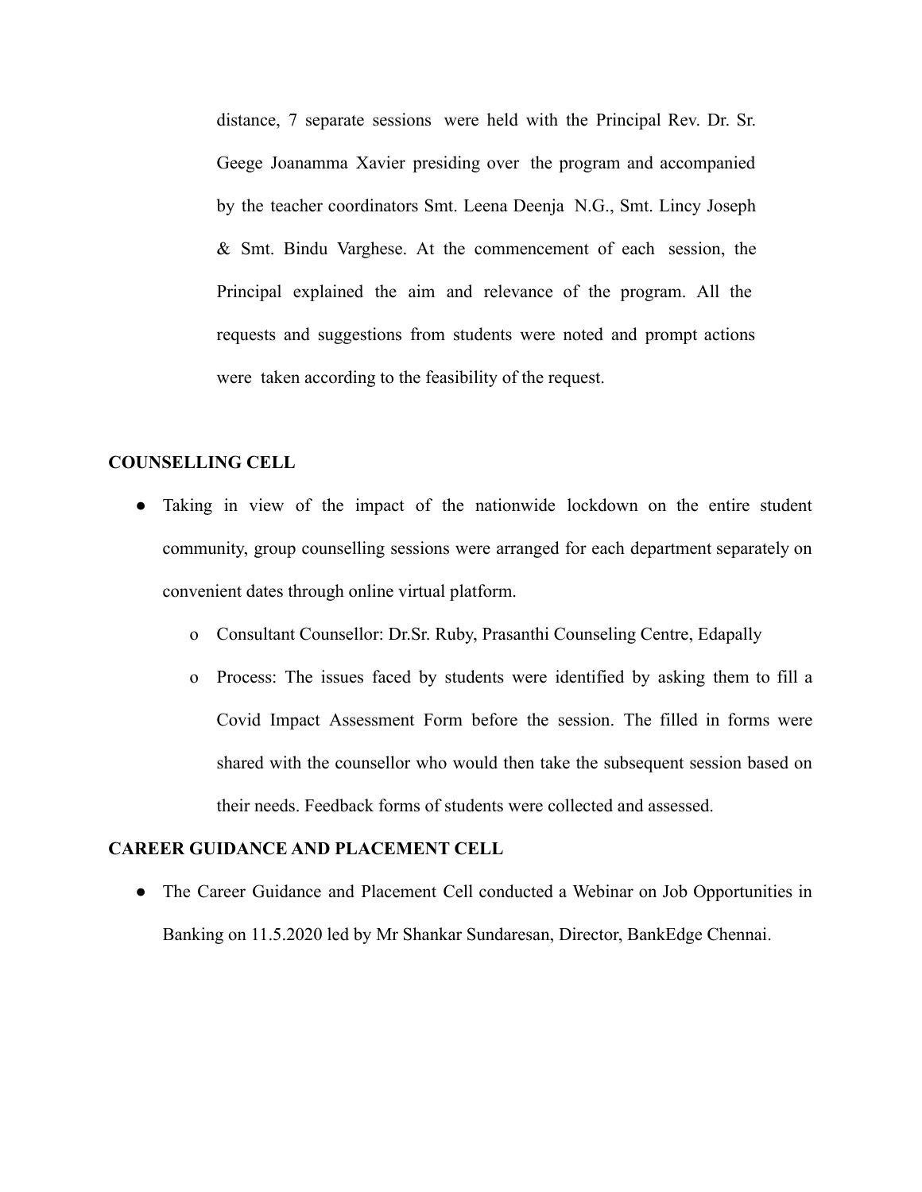distance, 7 separate sessions were held with the Principal Rev. Dr. Sr. Geege Joanamma Xavier presiding over the program and accompanied by the teacher coordinators Smt. Leena Deenja N.G., Smt. Lincy Joseph & Smt. Bindu Varghese. At the commencement of each session, the Principal explained the aim and relevance of the program. All the requests and suggestions from students were noted and prompt actions were taken according to the feasibility of the request.

**COUNSELLING CELL**

- Taking in view of the impact of the nationwide lockdown on the entire student community, group counselling sessions were arranged for each department separately on convenient dates through online virtual platform.
  - Consultant Counsellor: Dr.Sr. Ruby, Prasanthi Counseling Centre, Edapally
  - Process: The issues faced by students were identified by asking them to fill a Covid Impact Assessment Form before the session. The filled in forms were shared with the counsellor who would then take the subsequent session based on their needs. Feedback forms of students were collected and assessed.

**CAREER GUIDANCE AND PLACEMENT CELL**

- The Career Guidance and Placement Cell conducted a Webinar on Job Opportunities in Banking on 11.5.2020 led by Mr Shankar Sundaresan, Director, BankEdge Chennai.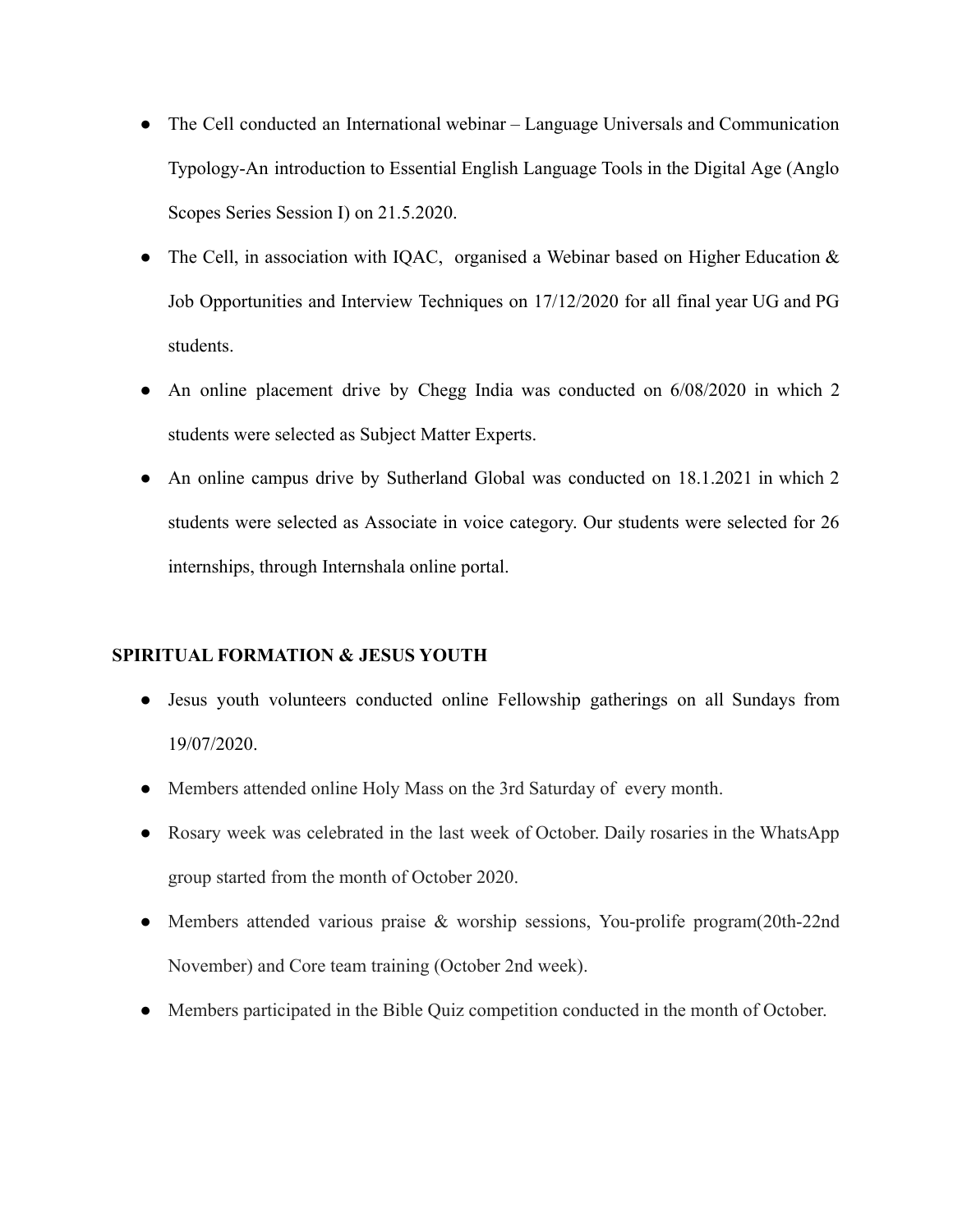- The Cell conducted an International webinar – Language Universals and Communication Typology-An introduction to Essential English Language Tools in the Digital Age (Anglo Scopes Series Session I) on 21.5.2020.
- The Cell, in association with IQAC, organised a Webinar based on Higher Education & Job Opportunities and Interview Techniques on 17/12/2020 for all final year UG and PG students.
- An online placement drive by Chegg India was conducted on 6/08/2020 in which 2 students were selected as Subject Matter Experts.
- An online campus drive by Sutherland Global was conducted on 18.1.2021 in which 2 students were selected as Associate in voice category. Our students were selected for 26 internships, through Internshala online portal.

**SPIRITUAL FORMATION & JESUS YOUTH**

- Jesus youth volunteers conducted online Fellowship gatherings on all Sundays from 19/07/2020.
- Members attended online Holy Mass on the 3rd Saturday of every month.
- Rosary week was celebrated in the last week of October. Daily rosaries in the WhatsApp group started from the month of October 2020.
- Members attended various praise & worship sessions, You-prolife program(20th-22nd November) and Core team training (October 2nd week).
- Members participated in the Bible Quiz competition conducted in the month of October.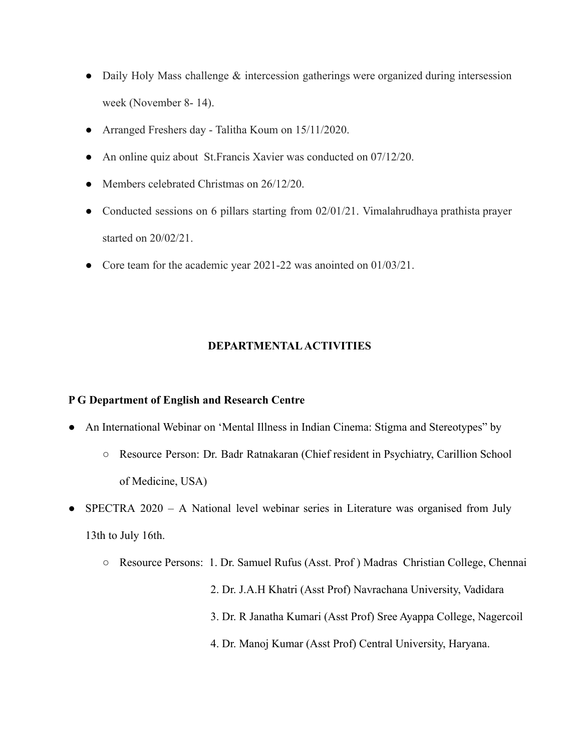- Daily Holy Mass challenge & intercession gatherings were organized during intersession week (November 8- 14).
- Arranged Freshers day - Talitha Koum on 15/11/2020.
- An online quiz about St.Francis Xavier was conducted on 07/12/20.
- Members celebrated Christmas on 26/12/20.
- Conducted sessions on 6 pillars starting from 02/01/21. Vimalahrudhaya prathista prayer started on 20/02/21.
- Core team for the academic year 2021-22 was anointed on 01/03/21.

## DEPARTMENTAL ACTIVITIES

**P G Department of English and Research Centre**

- An International Webinar on 'Mental Illness in Indian Cinema: Stigma and Stereotypes" by
  - Resource Person: Dr. Badr Ratnakaran (Chief resident in Psychiatry, Carillion School of Medicine, USA)
- SPECTRA 2020 – A National level webinar series in Literature was organised from July 13th to July 16th.
  - Resource Persons: 1. Dr. Samuel Rufus (Asst. Prof ) Madras Christian College, Chennai
    2. Dr. J.A.H Khatri (Asst Prof) Navrachana University, Vadidara
    3. Dr. R Janatha Kumari (Asst Prof) Sree Ayappa College, Nagercoil
    4. Dr. Manoj Kumar (Asst Prof) Central University, Haryana.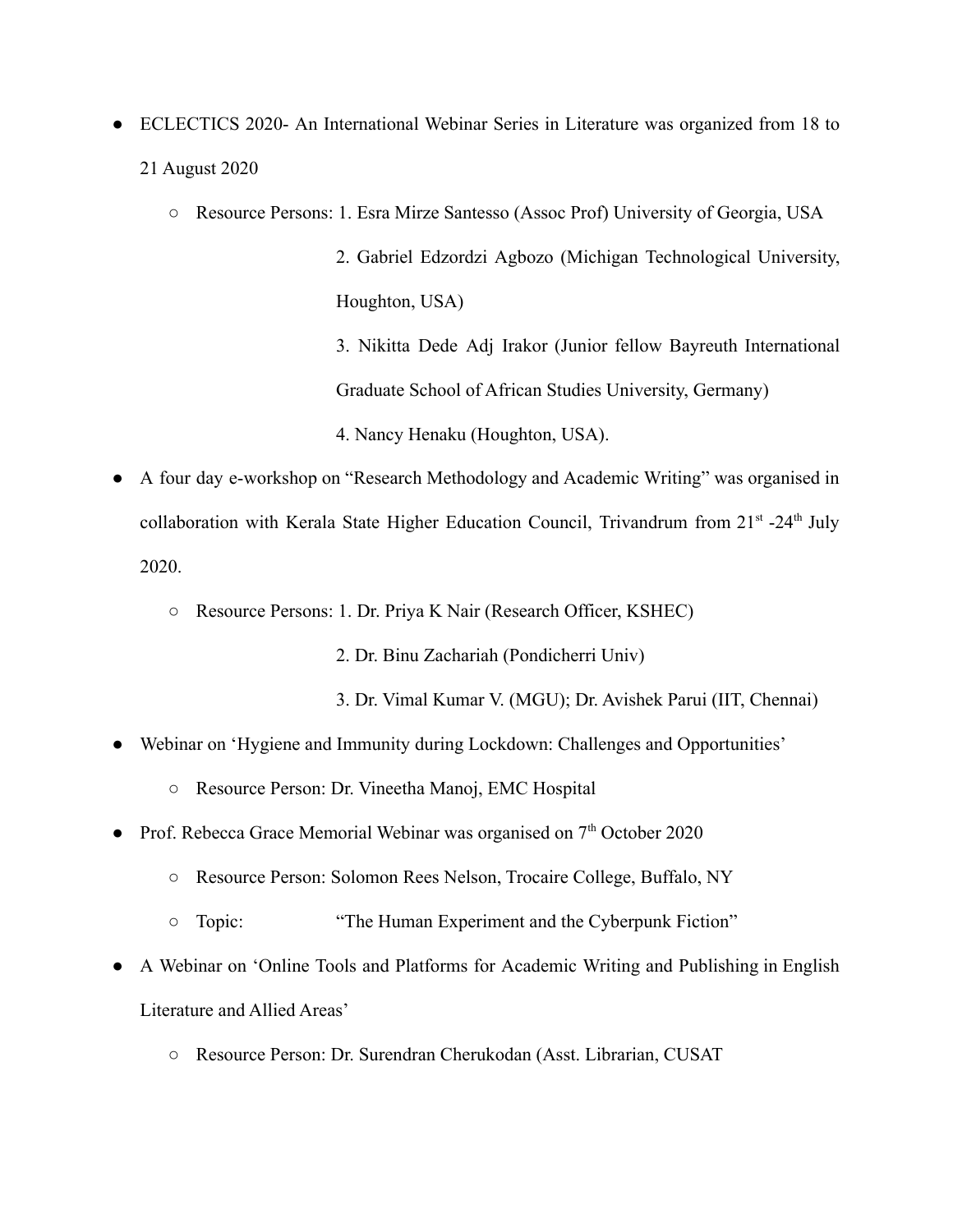- ECLECTICS 2020- An International Webinar Series in Literature was organized from 18 to 21 August 2020
    - Resource Persons: 1. Esra Mirze Santesso (Assoc Prof) University of Georgia, USA

      2. Gabriel Edzordzi Agbozo (Michigan Technological University, Houghton, USA)

      3. Nikitta Dede Adj Irakor (Junior fellow Bayreuth International Graduate School of African Studies University, Germany)

      4. Nancy Henaku (Houghton, USA).
- A four day e-workshop on "Research Methodology and Academic Writing" was organised in collaboration with Kerala State Higher Education Council, Trivandrum from 21st -24th July 2020.
    - Resource Persons: 1. Dr. Priya K Nair (Research Officer, KSHEC)

      2. Dr. Binu Zachariah (Pondicherri Univ)

      3. Dr. Vimal Kumar V. (MGU); Dr. Avishek Parui (IIT, Chennai)
- Webinar on 'Hygiene and Immunity during Lockdown: Challenges and Opportunities'
    - Resource Person: Dr. Vineetha Manoj, EMC Hospital
- Prof. Rebecca Grace Memorial Webinar was organised on 7th October 2020
    - Resource Person: Solomon Rees Nelson, Trocaire College, Buffalo, NY
    - Topic: "The Human Experiment and the Cyberpunk Fiction"
- A Webinar on 'Online Tools and Platforms for Academic Writing and Publishing in English Literature and Allied Areas'
    - Resource Person: Dr. Surendran Cherukodan (Asst. Librarian, CUSAT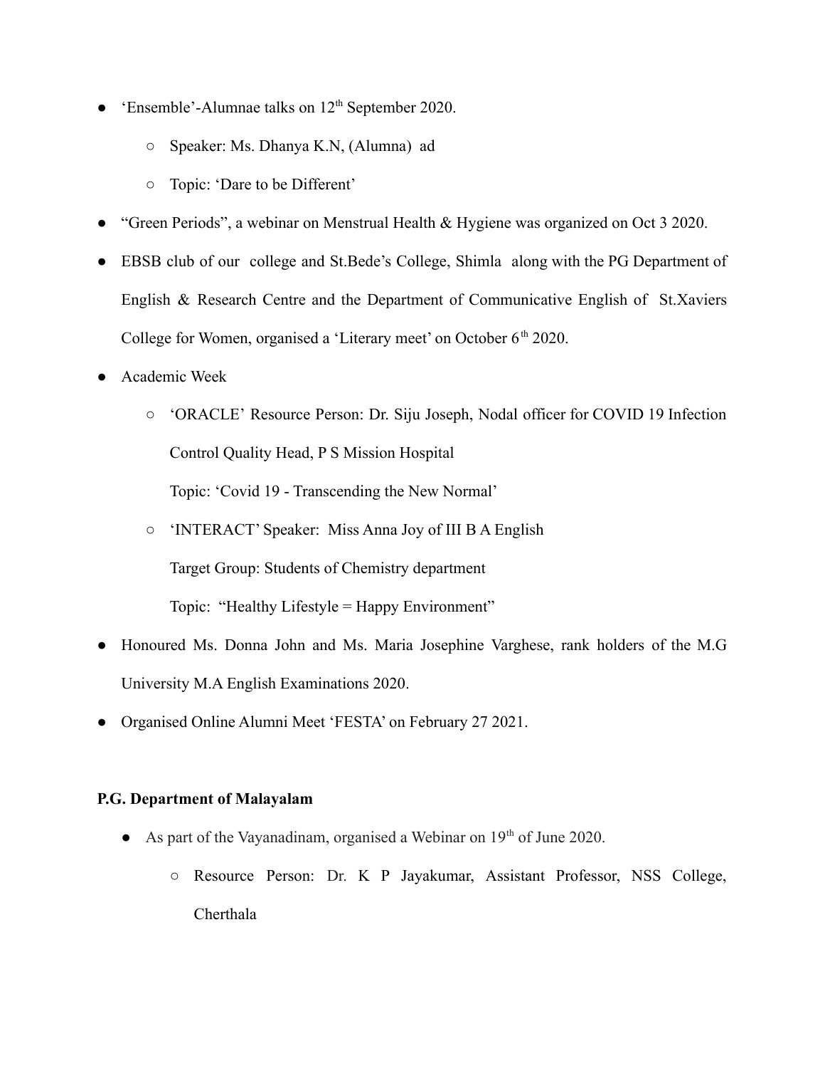- 'Ensemble'-Alumnae talks on 12th September 2020.
  - Speaker: Ms. Dhanya K.N, (Alumna) ad
  - Topic: 'Dare to be Different'
- "Green Periods", a webinar on Menstrual Health & Hygiene was organized on Oct 3 2020.
- EBSB club of our college and St.Bede's College, Shimla along with the PG Department of English & Research Centre and the Department of Communicative English of St.Xaviers College for Women, organised a 'Literary meet' on October 6th 2020.
- Academic Week
  - 'ORACLE' Resource Person: Dr. Siju Joseph, Nodal officer for COVID 19 Infection Control Quality Head, P S Mission Hospital

    Topic: 'Covid 19 - Transcending the New Normal'
  - 'INTERACT' Speaker: Miss Anna Joy of III B A English

    Target Group: Students of Chemistry department

    Topic: "Healthy Lifestyle = Happy Environment"
- Honoured Ms. Donna John and Ms. Maria Josephine Varghese, rank holders of the M.G University M.A English Examinations 2020.
- Organised Online Alumni Meet 'FESTA' on February 27 2021.

**P.G. Department of Malayalam**

- As part of the Vayanadinam, organised a Webinar on 19th of June 2020.
  - Resource Person: Dr. K P Jayakumar, Assistant Professor, NSS College, Cherthala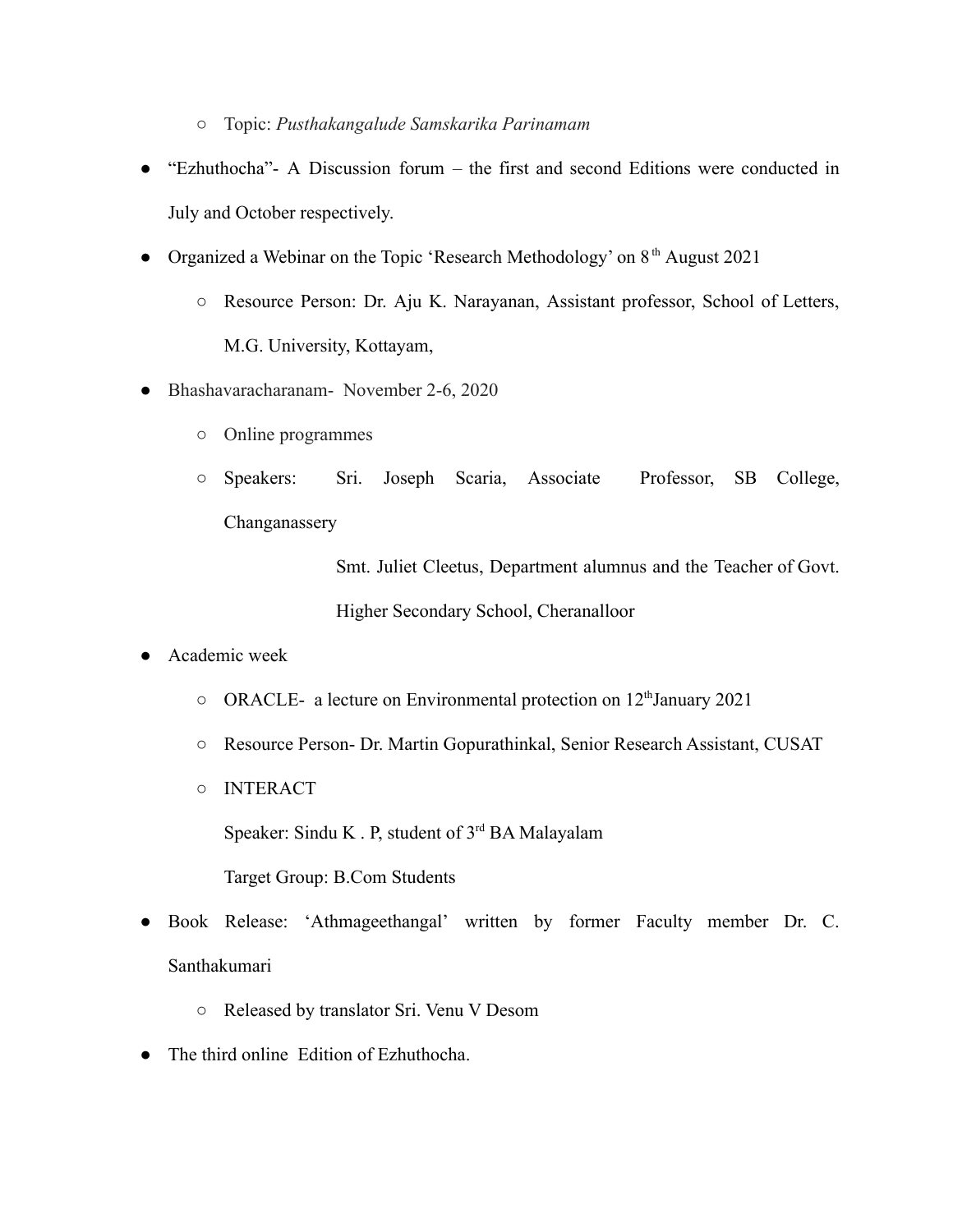- Topic: *Pusthakangalude Samskarika Parinamam*
- "Ezhuthocha"- A Discussion forum – the first and second Editions were conducted in July and October respectively.
- Organized a Webinar on the Topic 'Research Methodology' on 8th August 2021
  - Resource Person: Dr. Aju K. Narayanan, Assistant professor, School of Letters, M.G. University, Kottayam,
- Bhashavaracharanam- November 2-6, 2020
  - Online programmes
  - Speakers: Sri. Joseph Scaria, Associate Professor, SB College, Changanassery

    Smt. Juliet Cleetus, Department alumnus and the Teacher of Govt. Higher Secondary School, Cheranalloor
- Academic week
  - ORACLE- a lecture on Environmental protection on 12thJanuary 2021
  - Resource Person- Dr. Martin Gopurathinkal, Senior Research Assistant, CUSAT
  - INTERACT

    Speaker: Sindu K . P, student of 3rd BA Malayalam

    Target Group: B.Com Students
- Book Release: 'Athmageethangal' written by former Faculty member Dr. C. Santhakumari
  - Released by translator Sri. Venu V Desom
- The third online Edition of Ezhuthocha.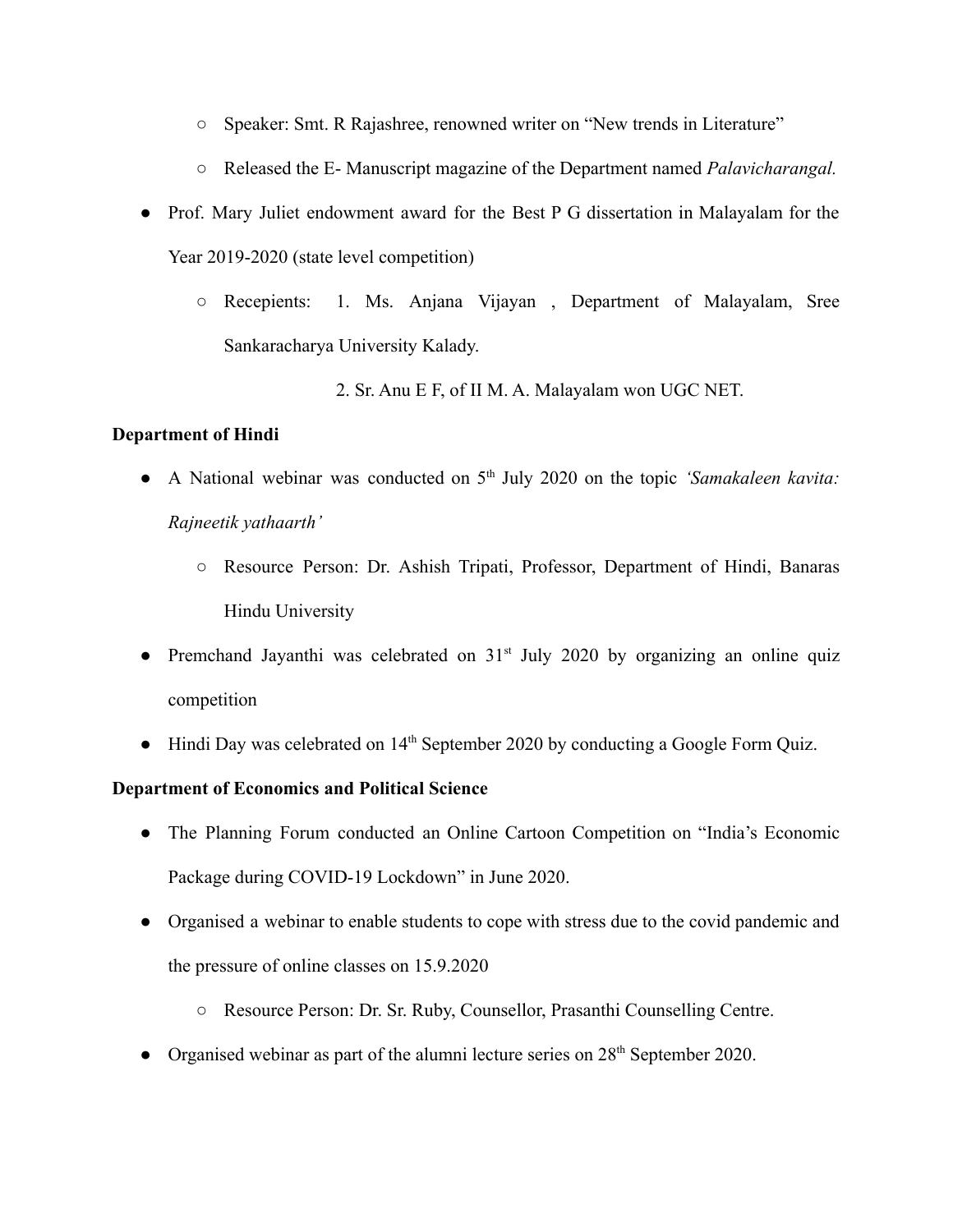- Speaker: Smt. R Rajashree, renowned writer on "New trends in Literature"
  - Released the E- Manuscript magazine of the Department named *Palavicharangal.*
- Prof. Mary Juliet endowment award for the Best P G dissertation in Malayalam for the Year 2019-2020 (state level competition)
  - Recepients: 1. Ms. Anjana Vijayan , Department of Malayalam, Sree Sankaracharya University Kalady.

    2. Sr. Anu E F, of II M. A. Malayalam won UGC NET.

**Department of Hindi**

- A National webinar was conducted on 5th July 2020 on the topic *'Samakaleen kavita: Rajneetik yathaarth'*
  - Resource Person: Dr. Ashish Tripati, Professor, Department of Hindi, Banaras Hindu University
- Premchand Jayanthi was celebrated on 31st July 2020 by organizing an online quiz competition
- Hindi Day was celebrated on 14th September 2020 by conducting a Google Form Quiz.

**Department of Economics and Political Science**

- The Planning Forum conducted an Online Cartoon Competition on "India's Economic Package during COVID-19 Lockdown" in June 2020.
- Organised a webinar to enable students to cope with stress due to the covid pandemic and the pressure of online classes on 15.9.2020
  - Resource Person: Dr. Sr. Ruby, Counsellor, Prasanthi Counselling Centre.
- Organised webinar as part of the alumni lecture series on 28th September 2020.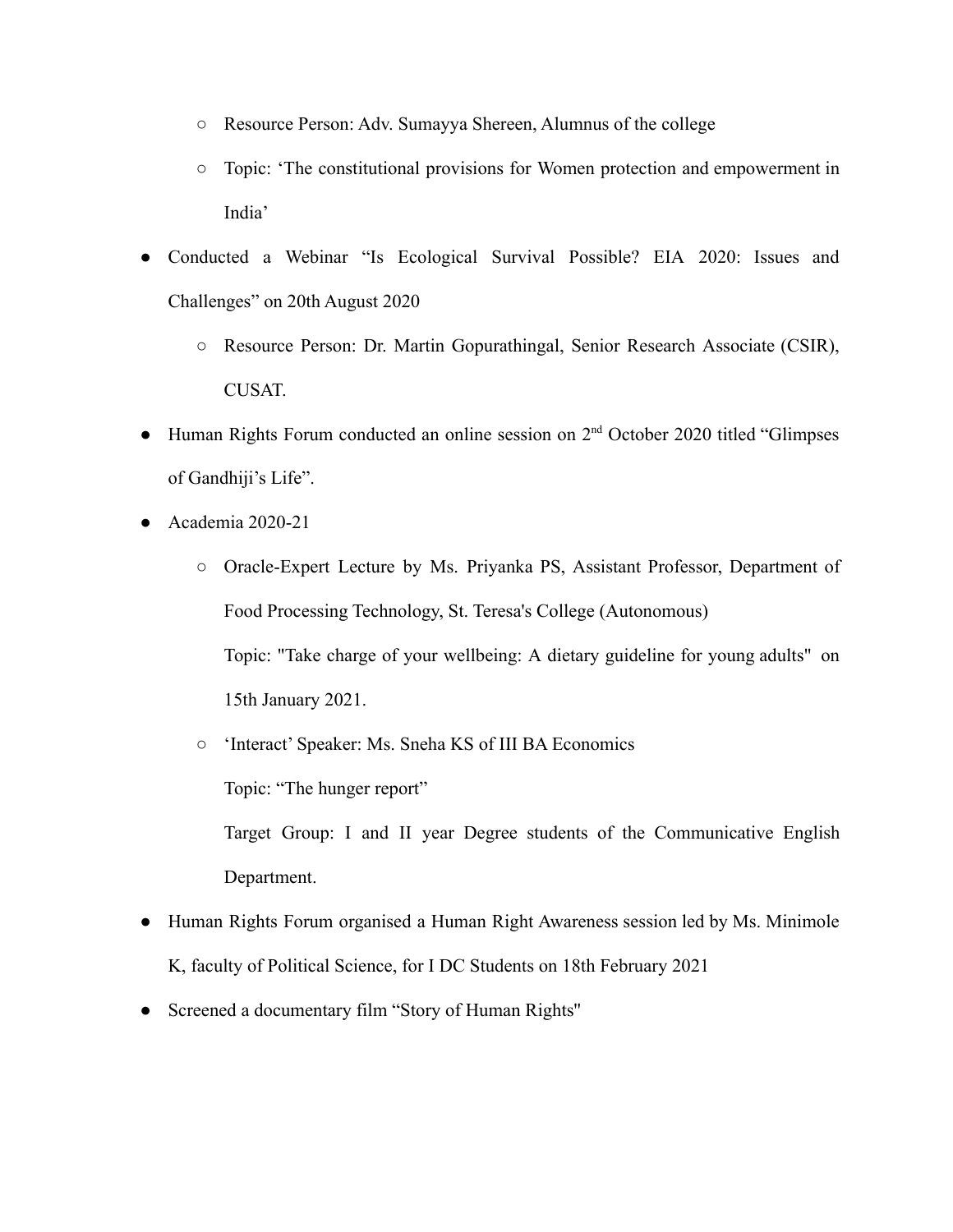- Resource Person: Adv. Sumayya Shereen, Alumnus of the college
  - Topic: 'The constitutional provisions for Women protection and empowerment in India'

- Conducted a Webinar "Is Ecological Survival Possible? EIA 2020: Issues and Challenges" on 20th August 2020
  - Resource Person: Dr. Martin Gopurathingal, Senior Research Associate (CSIR), CUSAT.
- Human Rights Forum conducted an online session on 2nd October 2020 titled "Glimpses of Gandhiji's Life".
- Academia 2020-21
  - Oracle-Expert Lecture by Ms. Priyanka PS, Assistant Professor, Department of Food Processing Technology, St. Teresa's College (Autonomous)

    Topic: "Take charge of your wellbeing: A dietary guideline for young adults" on 15th January 2021.
  - 'Interact' Speaker: Ms. Sneha KS of III BA Economics

    Topic: "The hunger report"

    Target Group: I and II year Degree students of the Communicative English Department.
- Human Rights Forum organised a Human Right Awareness session led by Ms. Minimole K, faculty of Political Science, for I DC Students on 18th February 2021
- Screened a documentary film "Story of Human Rights"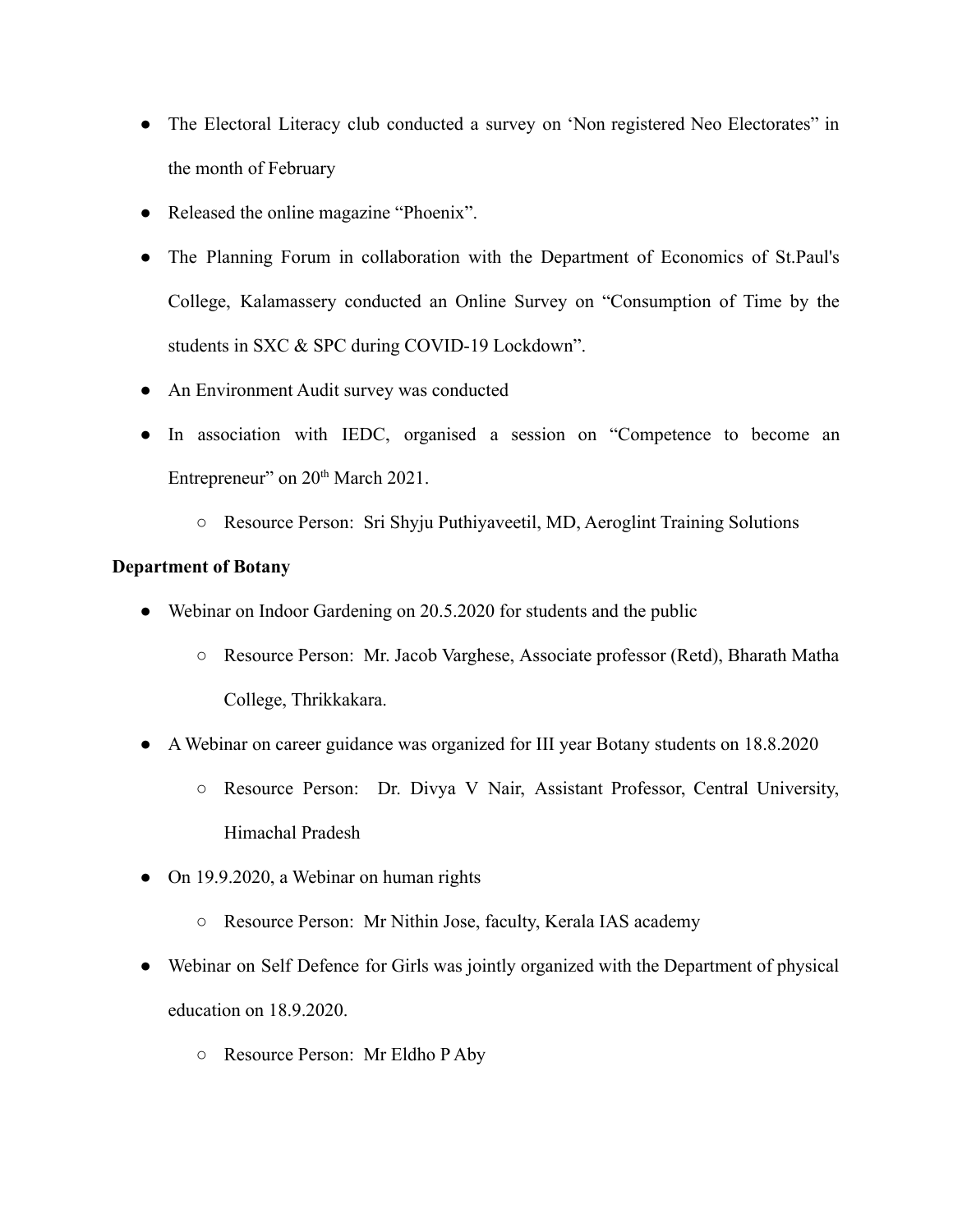- The Electoral Literacy club conducted a survey on 'Non registered Neo Electorates" in the month of February
- Released the online magazine "Phoenix".
- The Planning Forum in collaboration with the Department of Economics of St.Paul's College, Kalamassery conducted an Online Survey on "Consumption of Time by the students in SXC & SPC during COVID-19 Lockdown".
- An Environment Audit survey was conducted
- In association with IEDC, organised a session on "Competence to become an Entrepreneur" on 20th March 2021.
    - Resource Person: Sri Shyju Puthiyaveetil, MD, Aeroglint Training Solutions

**Department of Botany**

- Webinar on Indoor Gardening on 20.5.2020 for students and the public
    - Resource Person: Mr. Jacob Varghese, Associate professor (Retd), Bharath Matha College, Thrikkakara.
- A Webinar on career guidance was organized for III year Botany students on 18.8.2020
    - Resource Person: Dr. Divya V Nair, Assistant Professor, Central University, Himachal Pradesh
- On 19.9.2020, a Webinar on human rights
    - Resource Person: Mr Nithin Jose, faculty, Kerala IAS academy
- Webinar on Self Defence for Girls was jointly organized with the Department of physical education on 18.9.2020.
    - Resource Person: Mr Eldho P Aby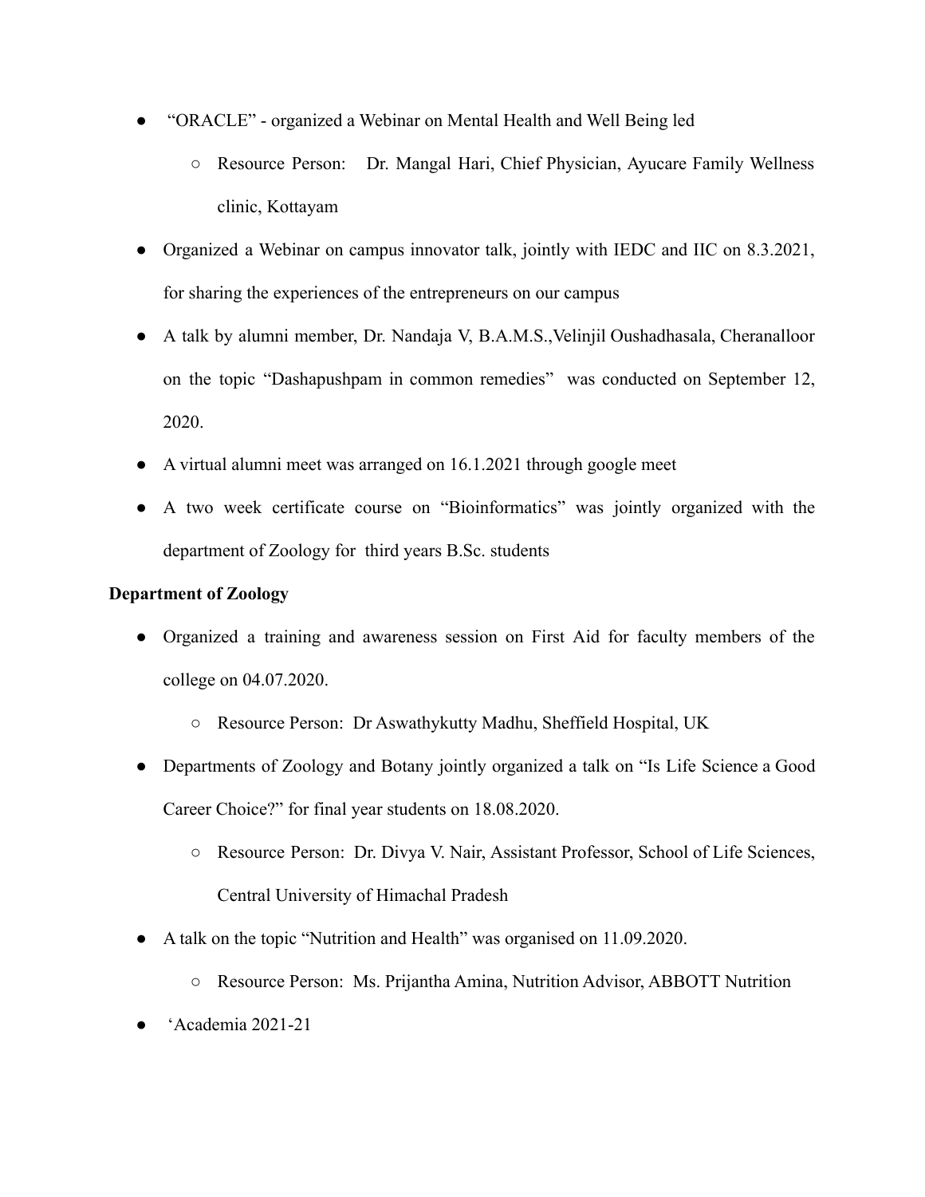- "ORACLE" - organized a Webinar on Mental Health and Well Being led
  - Resource Person: Dr. Mangal Hari, Chief Physician, Ayucare Family Wellness clinic, Kottayam
- Organized a Webinar on campus innovator talk, jointly with IEDC and IIC on 8.3.2021, for sharing the experiences of the entrepreneurs on our campus
- A talk by alumni member, Dr. Nandaja V, B.A.M.S.,Velinjil Oushadhasala, Cheranalloor on the topic "Dashapushpam in common remedies" was conducted on September 12, 2020.
- A virtual alumni meet was arranged on 16.1.2021 through google meet
- A two week certificate course on "Bioinformatics" was jointly organized with the department of Zoology for third years B.Sc. students

**Department of Zoology**

- Organized a training and awareness session on First Aid for faculty members of the college on 04.07.2020.
  - Resource Person: Dr Aswathykutty Madhu, Sheffield Hospital, UK
- Departments of Zoology and Botany jointly organized a talk on "Is Life Science a Good Career Choice?" for final year students on 18.08.2020.
  - Resource Person: Dr. Divya V. Nair, Assistant Professor, School of Life Sciences, Central University of Himachal Pradesh
- A talk on the topic "Nutrition and Health" was organised on 11.09.2020.
  - Resource Person: Ms. Prijantha Amina, Nutrition Advisor, ABBOTT Nutrition
- 'Academia 2021-21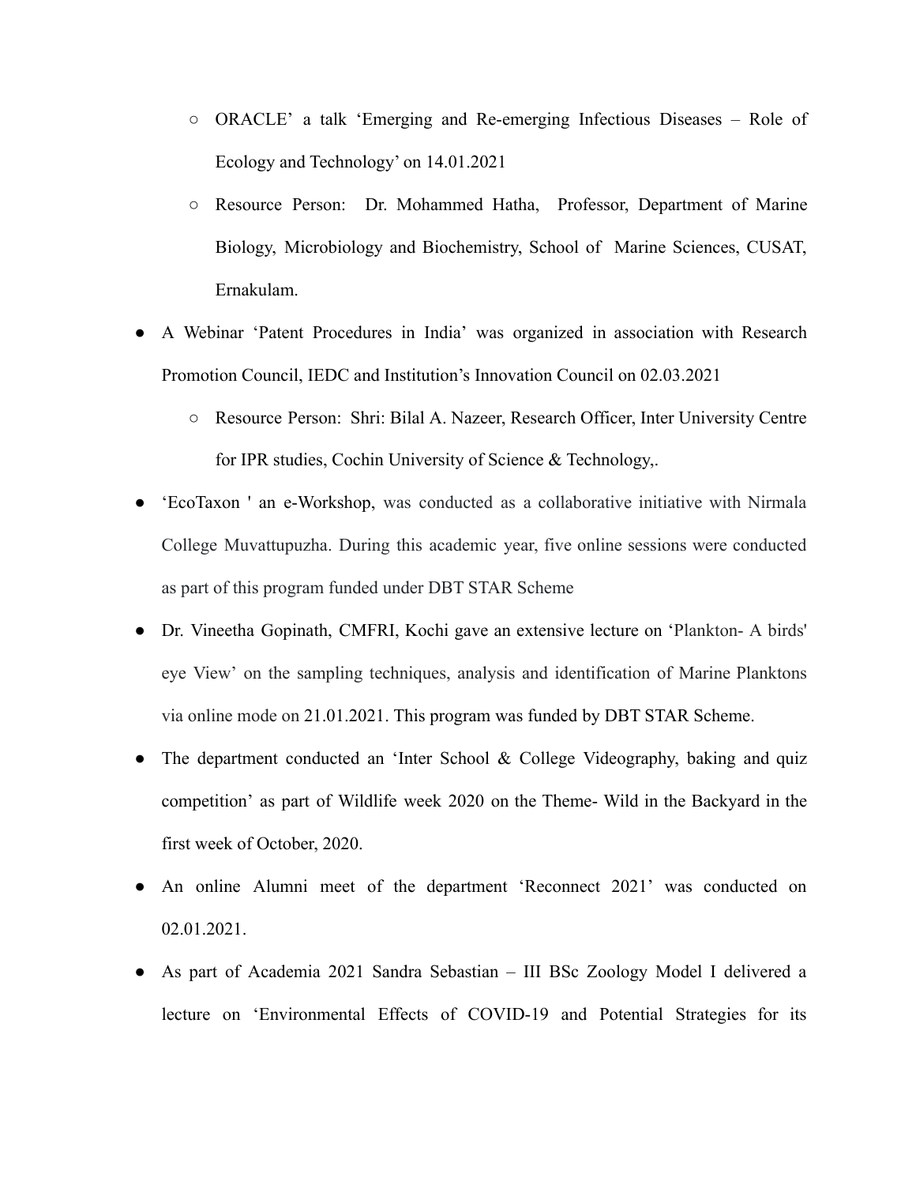- ORACLE' a talk 'Emerging and Re-emerging Infectious Diseases – Role of Ecology and Technology' on 14.01.2021
    - Resource Person: Dr. Mohammed Hatha, Professor, Department of Marine Biology, Microbiology and Biochemistry, School of Marine Sciences, CUSAT, Ernakulam.
- A Webinar 'Patent Procedures in India' was organized in association with Research Promotion Council, IEDC and Institution's Innovation Council on 02.03.2021
    - Resource Person: Shri: Bilal A. Nazeer, Research Officer, Inter University Centre for IPR studies, Cochin University of Science & Technology,.
- 'EcoTaxon ' an e-Workshop, was conducted as a collaborative initiative with Nirmala College Muvattupuzha. During this academic year, five online sessions were conducted as part of this program funded under DBT STAR Scheme
- Dr. Vineetha Gopinath, CMFRI, Kochi gave an extensive lecture on 'Plankton- A birds' eye View' on the sampling techniques, analysis and identification of Marine Planktons via online mode on 21.01.2021. This program was funded by DBT STAR Scheme.
- The department conducted an 'Inter School & College Videography, baking and quiz competition' as part of Wildlife week 2020 on the Theme- Wild in the Backyard in the first week of October, 2020.
- An online Alumni meet of the department 'Reconnect 2021' was conducted on 02.01.2021.
- As part of Academia 2021 Sandra Sebastian – III BSc Zoology Model I delivered a lecture on 'Environmental Effects of COVID-19 and Potential Strategies for its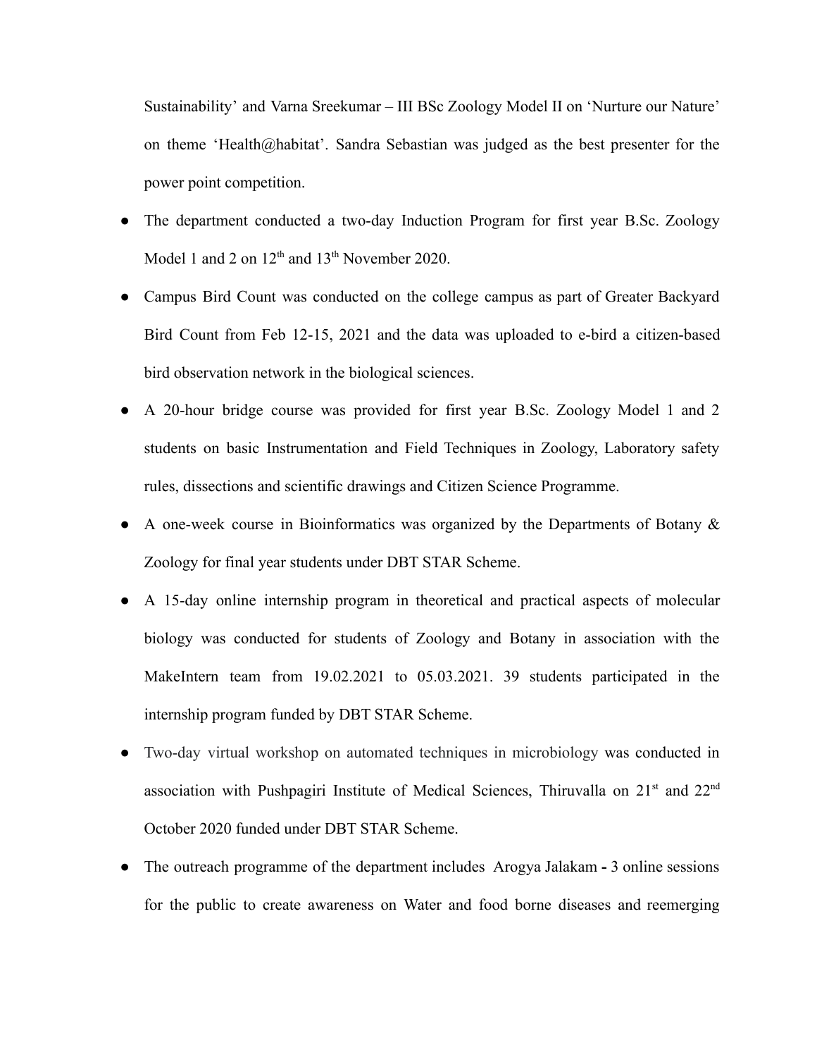Sustainability' and Varna Sreekumar – III BSc Zoology Model II on 'Nurture our Nature' on theme 'Health@habitat'. Sandra Sebastian was judged as the best presenter for the power point competition.

- The department conducted a two-day Induction Program for first year B.Sc. Zoology Model 1 and 2 on 12th and 13th November 2020.
- Campus Bird Count was conducted on the college campus as part of Greater Backyard Bird Count from Feb 12-15, 2021 and the data was uploaded to e-bird a citizen-based bird observation network in the biological sciences.
- A 20-hour bridge course was provided for first year B.Sc. Zoology Model 1 and 2 students on basic Instrumentation and Field Techniques in Zoology, Laboratory safety rules, dissections and scientific drawings and Citizen Science Programme.
- A one-week course in Bioinformatics was organized by the Departments of Botany & Zoology for final year students under DBT STAR Scheme.
- A 15-day online internship program in theoretical and practical aspects of molecular biology was conducted for students of Zoology and Botany in association with the MakeIntern team from 19.02.2021 to 05.03.2021. 39 students participated in the internship program funded by DBT STAR Scheme.
- Two-day virtual workshop on automated techniques in microbiology was conducted in association with Pushpagiri Institute of Medical Sciences, Thiruvalla on 21st and 22nd October 2020 funded under DBT STAR Scheme.
- The outreach programme of the department includes Arogya Jalakam **-** 3 online sessions for the public to create awareness on Water and food borne diseases and reemerging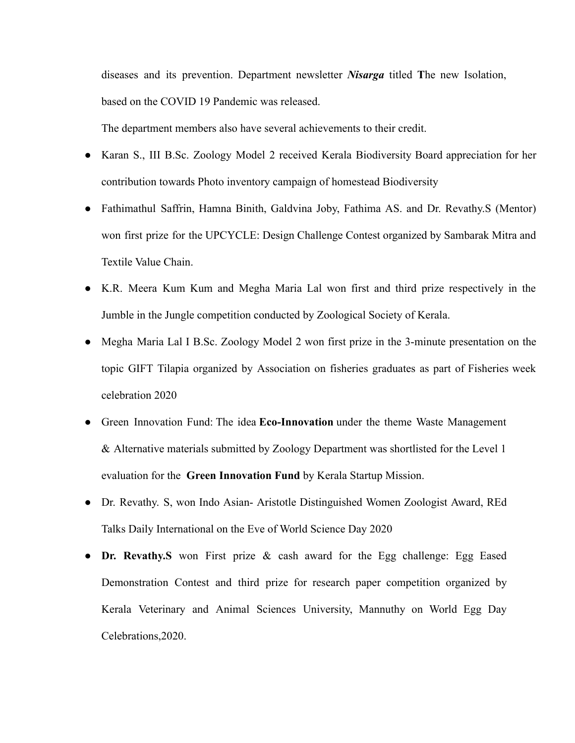diseases and its prevention. Department newsletter ***Nisarga*** titled **T**he new Isolation, based on the COVID 19 Pandemic was released.

The department members also have several achievements to their credit.

- Karan S., III B.Sc. Zoology Model 2 received Kerala Biodiversity Board appreciation for her contribution towards Photo inventory campaign of homestead Biodiversity
- Fathimathul Saffrin, Hamna Binith, Galdvina Joby, Fathima AS. and Dr. Revathy.S (Mentor) won first prize for the UPCYCLE: Design Challenge Contest organized by Sambarak Mitra and Textile Value Chain.
- K.R. Meera Kum Kum and Megha Maria Lal won first and third prize respectively in the Jumble in the Jungle competition conducted by Zoological Society of Kerala.
- Megha Maria Lal I B.Sc. Zoology Model 2 won first prize in the 3-minute presentation on the topic GIFT Tilapia organized by Association on fisheries graduates as part of Fisheries week celebration 2020
- Green Innovation Fund: The idea **Eco-Innovation** under the theme Waste Management & Alternative materials submitted by Zoology Department was shortlisted for the Level 1 evaluation for the **Green Innovation Fund** by Kerala Startup Mission.
- Dr. Revathy. S, won Indo Asian- Aristotle Distinguished Women Zoologist Award, REd Talks Daily International on the Eve of World Science Day 2020
- **Dr. Revathy.S** won First prize & cash award for the Egg challenge: Egg Eased Demonstration Contest and third prize for research paper competition organized by Kerala Veterinary and Animal Sciences University, Mannuthy on World Egg Day Celebrations,2020.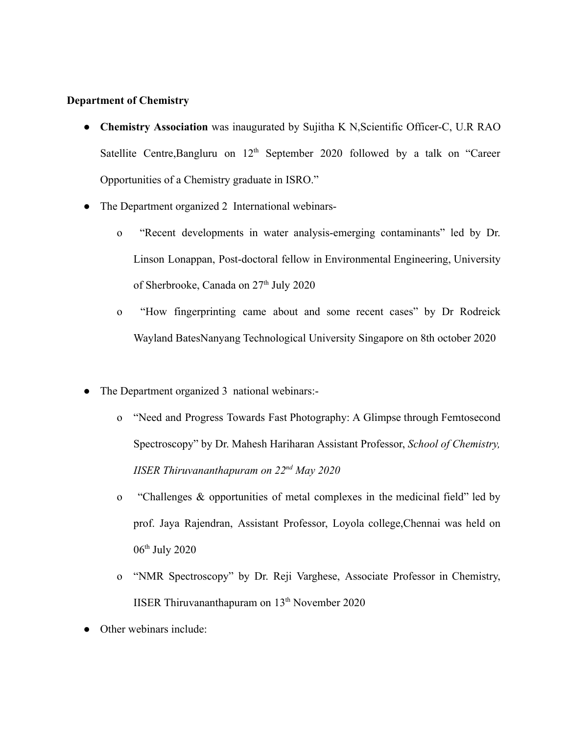**Department of Chemistry**

- **Chemistry Association** was inaugurated by Sujitha K N,Scientific Officer-C, U.R RAO Satellite Centre,Bangluru on 12th September 2020 followed by a talk on "Career Opportunities of a Chemistry graduate in ISRO."
- The Department organized 2 International webinars-
    - o "Recent developments in water analysis-emerging contaminants" led by Dr. Linson Lonappan, Post-doctoral fellow in Environmental Engineering, University of Sherbrooke, Canada on 27th July 2020
    - o "How fingerprinting came about and some recent cases" by Dr Rodreick Wayland BatesNanyang Technological University Singapore on 8th october 2020
- The Department organized 3 national webinars:-
    - o "Need and Progress Towards Fast Photography: A Glimpse through Femtosecond Spectroscopy" by Dr. Mahesh Hariharan Assistant Professor, *School of Chemistry, IISER Thiruvananthapuram on 22nd May 2020*
    - o "Challenges & opportunities of metal complexes in the medicinal field" led by prof. Jaya Rajendran, Assistant Professor, Loyola college,Chennai was held on 06th July 2020
    - o "NMR Spectroscopy" by Dr. Reji Varghese, Associate Professor in Chemistry, IISER Thiruvananthapuram on 13th November 2020
- Other webinars include: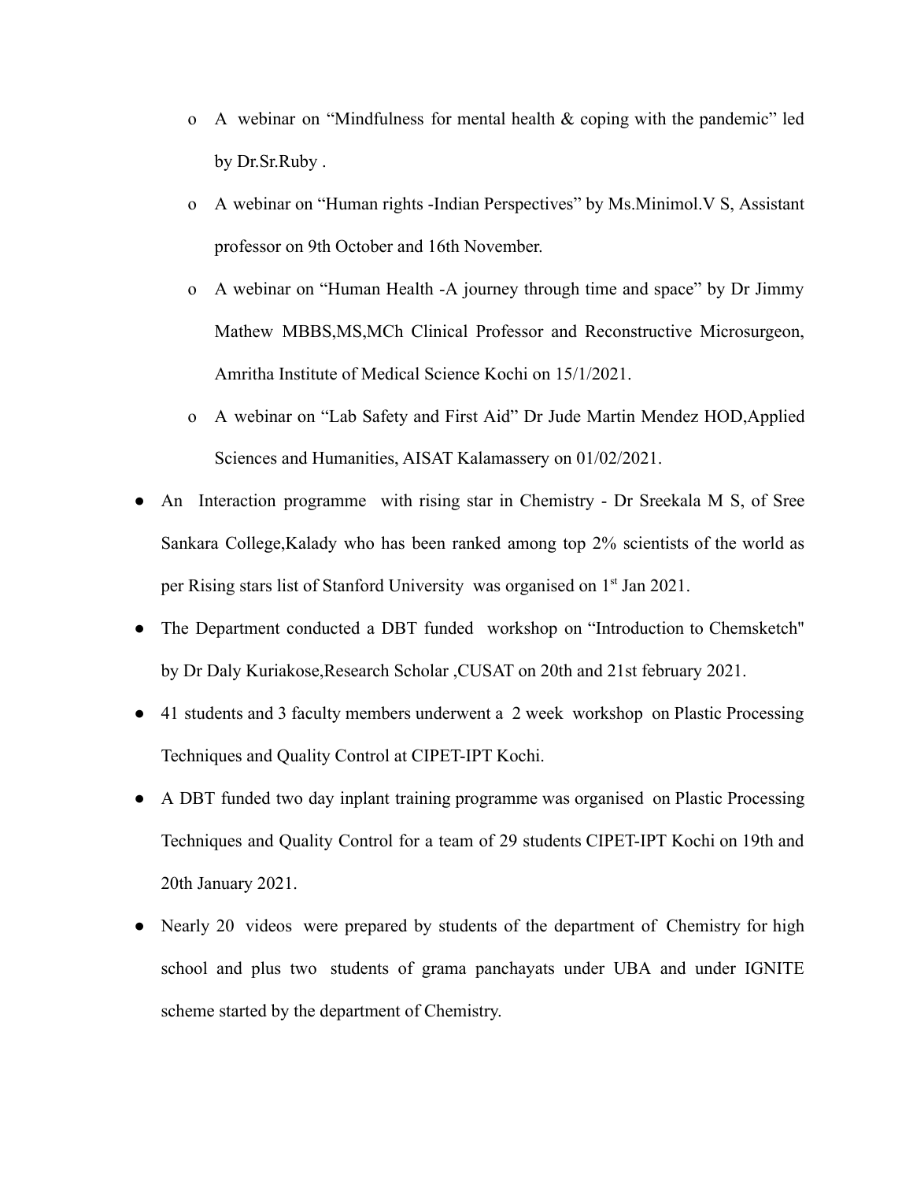- A webinar on "Mindfulness for mental health & coping with the pandemic" led by Dr.Sr.Ruby .
  - A webinar on "Human rights -Indian Perspectives" by Ms.Minimol.V S, Assistant professor on 9th October and 16th November.
  - A webinar on "Human Health -A journey through time and space" by Dr Jimmy Mathew MBBS,MS,MCh Clinical Professor and Reconstructive Microsurgeon, Amritha Institute of Medical Science Kochi on 15/1/2021.
  - A webinar on "Lab Safety and First Aid" Dr Jude Martin Mendez HOD,Applied Sciences and Humanities, AISAT Kalamassery on 01/02/2021.
- An Interaction programme with rising star in Chemistry - Dr Sreekala M S, of Sree Sankara College,Kalady who has been ranked among top 2% scientists of the world as per Rising stars list of Stanford University was organised on 1st Jan 2021.
- The Department conducted a DBT funded workshop on "Introduction to Chemsketch" by Dr Daly Kuriakose,Research Scholar ,CUSAT on 20th and 21st february 2021.
- 41 students and 3 faculty members underwent a 2 week workshop on Plastic Processing Techniques and Quality Control at CIPET-IPT Kochi.
- A DBT funded two day inplant training programme was organised on Plastic Processing Techniques and Quality Control for a team of 29 students CIPET-IPT Kochi on 19th and 20th January 2021.
- Nearly 20 videos were prepared by students of the department of Chemistry for high school and plus two students of grama panchayats under UBA and under IGNITE scheme started by the department of Chemistry.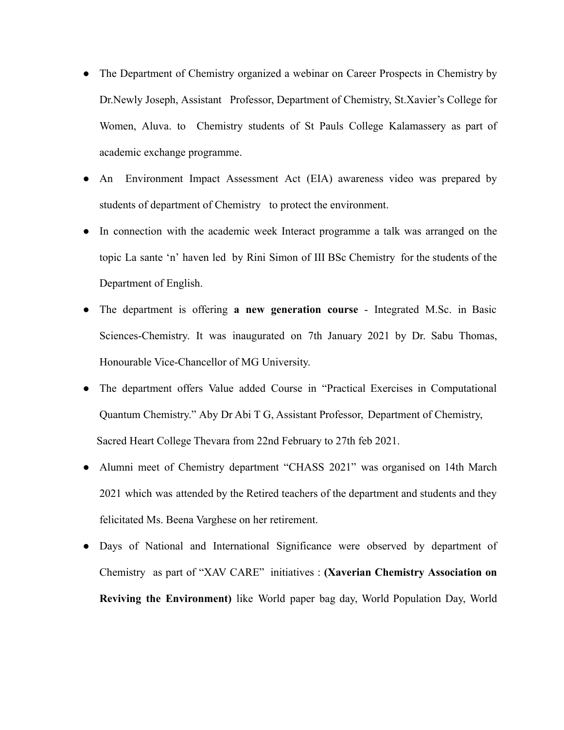- The Department of Chemistry organized a webinar on Career Prospects in Chemistry by Dr.Newly Joseph, Assistant Professor, Department of Chemistry, St.Xavier's College for Women, Aluva. to Chemistry students of St Pauls College Kalamassery as part of academic exchange programme.
- An Environment Impact Assessment Act (EIA) awareness video was prepared by students of department of Chemistry to protect the environment.
- In connection with the academic week Interact programme a talk was arranged on the topic La sante 'n' haven led by Rini Simon of III BSc Chemistry for the students of the Department of English.
- The department is offering **a new generation course** - Integrated M.Sc. in Basic Sciences-Chemistry. It was inaugurated on 7th January 2021 by Dr. Sabu Thomas, Honourable Vice-Chancellor of MG University.
- The department offers Value added Course in "Practical Exercises in Computational Quantum Chemistry." Aby Dr Abi T G, Assistant Professor, Department of Chemistry, Sacred Heart College Thevara from 22nd February to 27th feb 2021.
- Alumni meet of Chemistry department "CHASS 2021" was organised on 14th March 2021 which was attended by the Retired teachers of the department and students and they felicitated Ms. Beena Varghese on her retirement.
- Days of National and International Significance were observed by department of Chemistry as part of "XAV CARE" initiatives : **(Xaverian Chemistry Association on Reviving the Environment)** like World paper bag day, World Population Day, World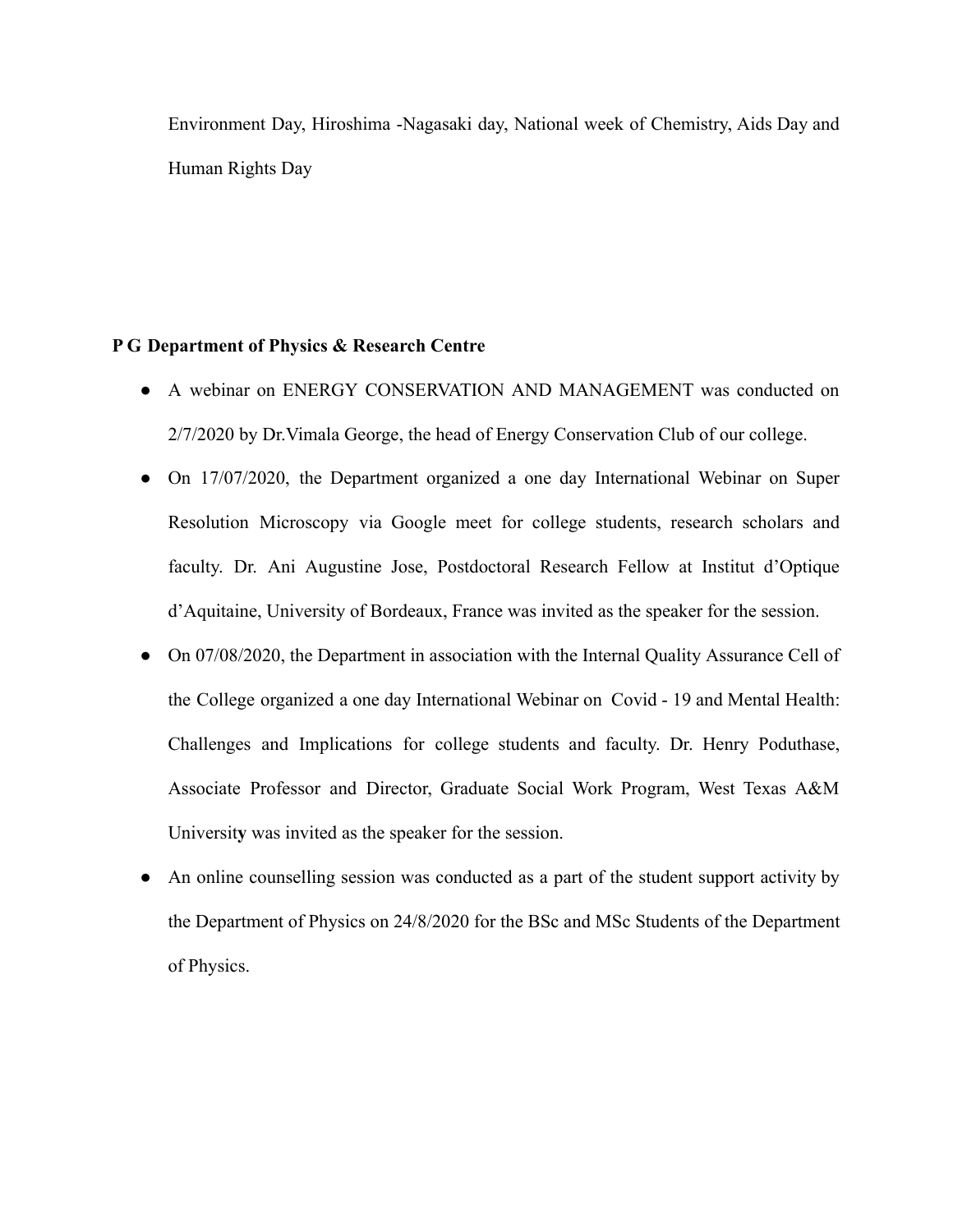Environment Day, Hiroshima -Nagasaki day, National week of Chemistry, Aids Day and Human Rights Day

**P G Department of Physics & Research Centre**

- A webinar on ENERGY CONSERVATION AND MANAGEMENT was conducted on 2/7/2020 by Dr.Vimala George, the head of Energy Conservation Club of our college.
- On 17/07/2020, the Department organized a one day International Webinar on Super Resolution Microscopy via Google meet for college students, research scholars and faculty. Dr. Ani Augustine Jose, Postdoctoral Research Fellow at Institut d'Optique d'Aquitaine, University of Bordeaux, France was invited as the speaker for the session.
- On 07/08/2020, the Department in association with the Internal Quality Assurance Cell of the College organized a one day International Webinar on Covid - 19 and Mental Health: Challenges and Implications for college students and faculty. Dr. Henry Poduthase, Associate Professor and Director, Graduate Social Work Program, West Texas A&M University was invited as the speaker for the session.
- An online counselling session was conducted as a part of the student support activity by the Department of Physics on 24/8/2020 for the BSc and MSc Students of the Department of Physics.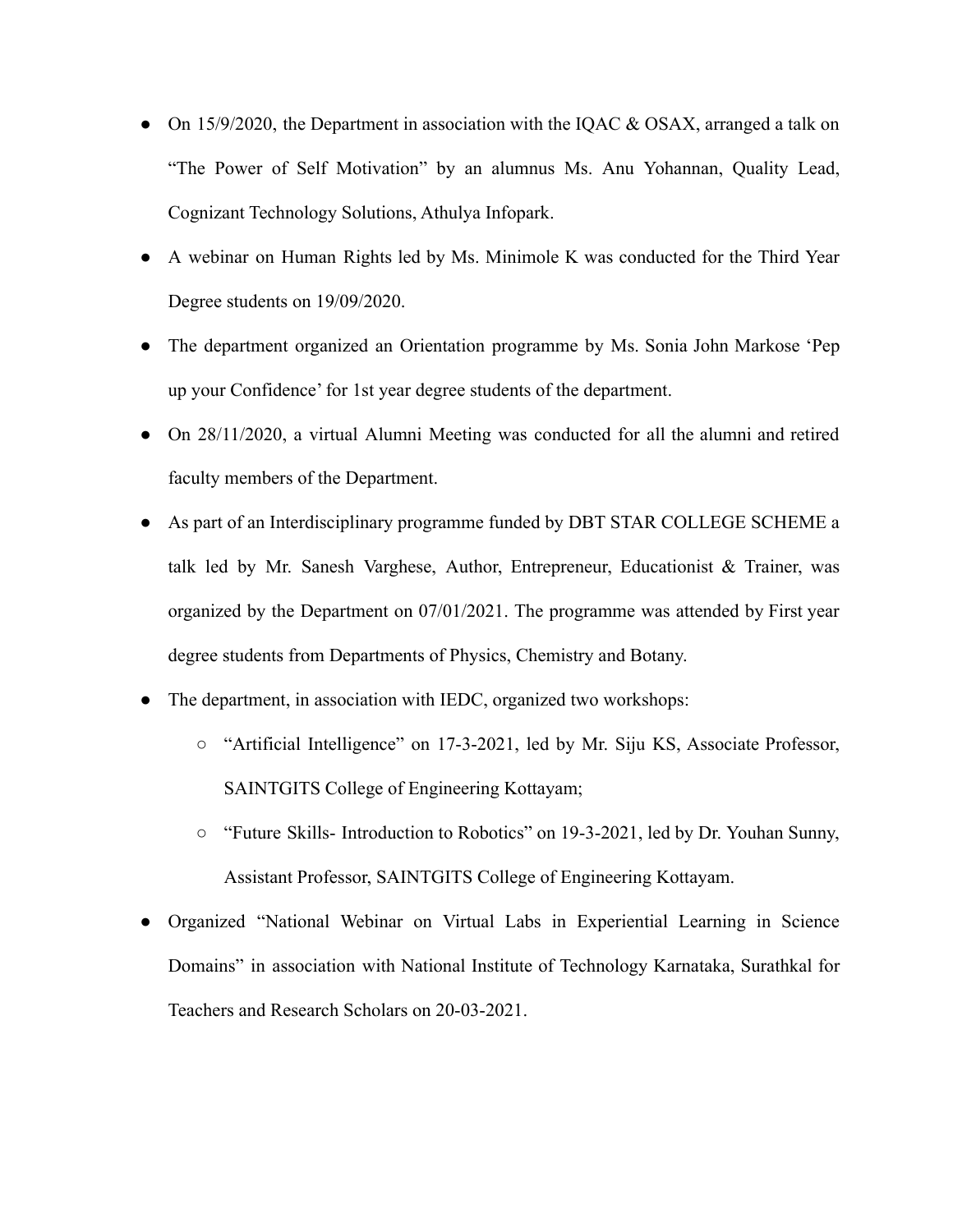- On 15/9/2020, the Department in association with the IQAC & OSAX, arranged a talk on "The Power of Self Motivation" by an alumnus Ms. Anu Yohannan, Quality Lead, Cognizant Technology Solutions, Athulya Infopark.
- A webinar on Human Rights led by Ms. Minimole K was conducted for the Third Year Degree students on 19/09/2020.
- The department organized an Orientation programme by Ms. Sonia John Markose 'Pep up your Confidence' for 1st year degree students of the department.
- On 28/11/2020, a virtual Alumni Meeting was conducted for all the alumni and retired faculty members of the Department.
- As part of an Interdisciplinary programme funded by DBT STAR COLLEGE SCHEME a talk led by Mr. Sanesh Varghese, Author, Entrepreneur, Educationist & Trainer, was organized by the Department on 07/01/2021. The programme was attended by First year degree students from Departments of Physics, Chemistry and Botany.
- The department, in association with IEDC, organized two workshops:
  - "Artificial Intelligence" on 17-3-2021, led by Mr. Siju KS, Associate Professor, SAINTGITS College of Engineering Kottayam;
  - "Future Skills- Introduction to Robotics" on 19-3-2021, led by Dr. Youhan Sunny, Assistant Professor, SAINTGITS College of Engineering Kottayam.
- Organized "National Webinar on Virtual Labs in Experiential Learning in Science Domains" in association with National Institute of Technology Karnataka, Surathkal for Teachers and Research Scholars on 20-03-2021.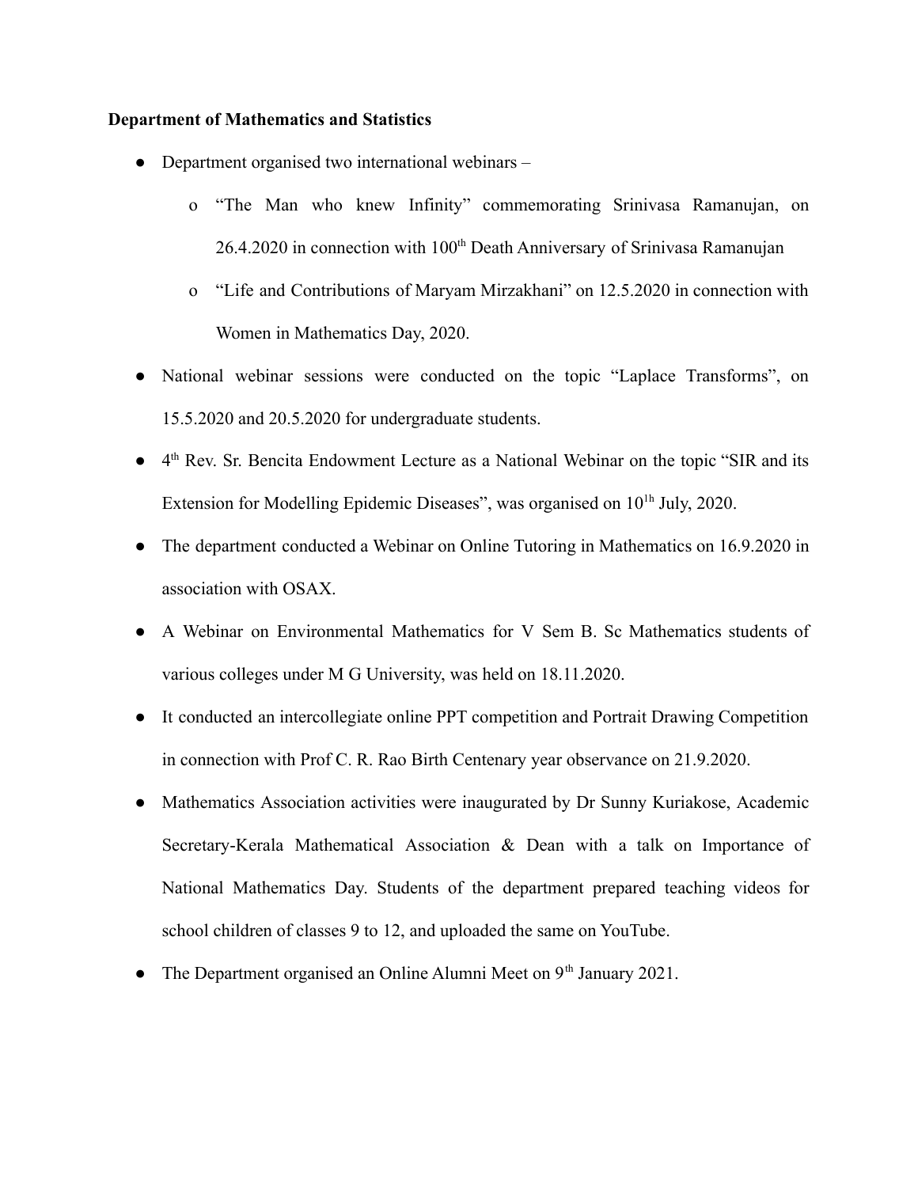**Department of Mathematics and Statistics**

- Department organised two international webinars –
  - o "The Man who knew Infinity" commemorating Srinivasa Ramanujan, on 26.4.2020 in connection with 100th Death Anniversary of Srinivasa Ramanujan
  - o "Life and Contributions of Maryam Mirzakhani" on 12.5.2020 in connection with Women in Mathematics Day, 2020.
- National webinar sessions were conducted on the topic "Laplace Transforms", on 15.5.2020 and 20.5.2020 for undergraduate students.
- 4th Rev. Sr. Bencita Endowment Lecture as a National Webinar on the topic "SIR and its Extension for Modelling Epidemic Diseases", was organised on 10th July, 2020.
- The department conducted a Webinar on Online Tutoring in Mathematics on 16.9.2020 in association with OSAX.
- A Webinar on Environmental Mathematics for V Sem B. Sc Mathematics students of various colleges under M G University, was held on 18.11.2020.
- It conducted an intercollegiate online PPT competition and Portrait Drawing Competition in connection with Prof C. R. Rao Birth Centenary year observance on 21.9.2020.
- Mathematics Association activities were inaugurated by Dr Sunny Kuriakose, Academic Secretary-Kerala Mathematical Association & Dean with a talk on Importance of National Mathematics Day. Students of the department prepared teaching videos for school children of classes 9 to 12, and uploaded the same on YouTube.
- The Department organised an Online Alumni Meet on 9th January 2021.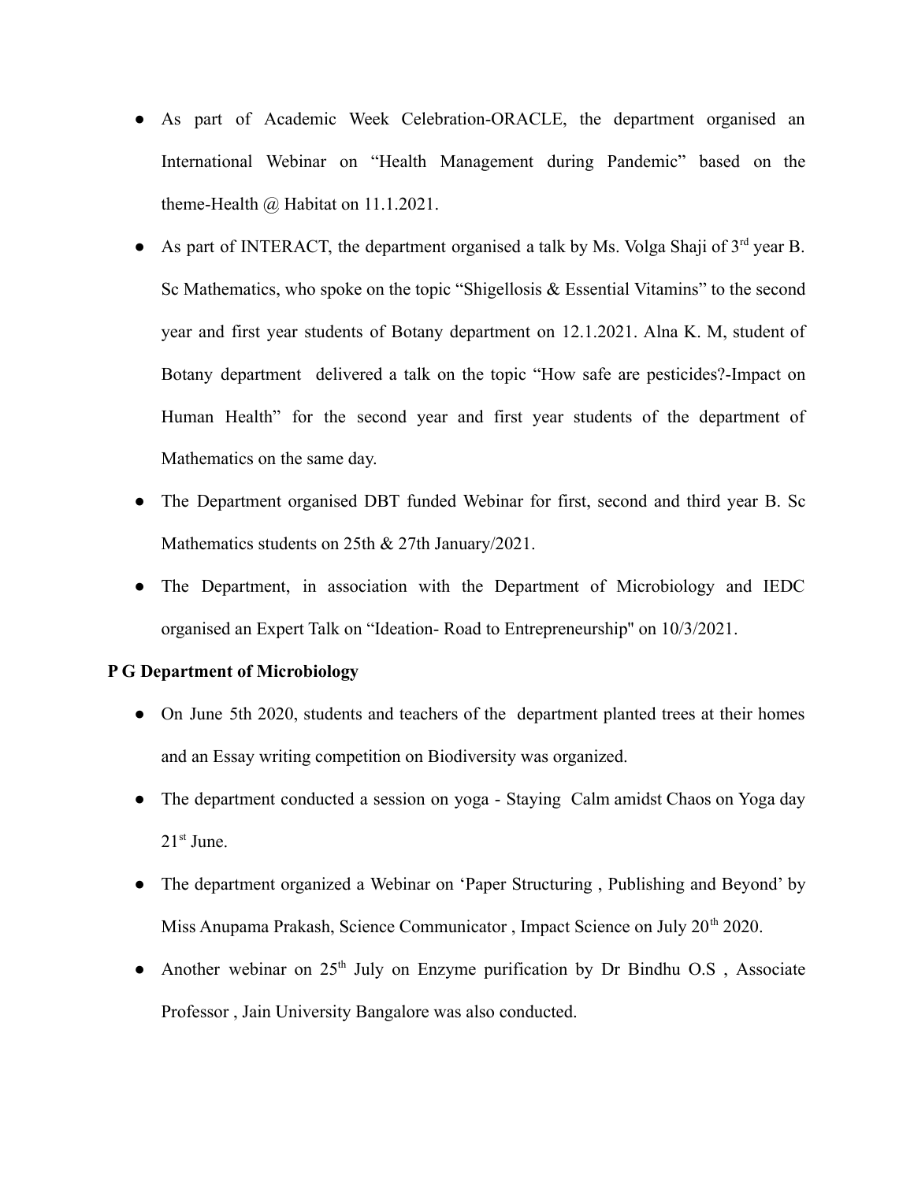- As part of Academic Week Celebration-ORACLE, the department organised an International Webinar on "Health Management during Pandemic" based on the theme-Health @ Habitat on 11.1.2021.
- As part of INTERACT, the department organised a talk by Ms. Volga Shaji of 3rd year B. Sc Mathematics, who spoke on the topic "Shigellosis & Essential Vitamins" to the second year and first year students of Botany department on 12.1.2021. Alna K. M, student of Botany department delivered a talk on the topic "How safe are pesticides?-Impact on Human Health" for the second year and first year students of the department of Mathematics on the same day.
- The Department organised DBT funded Webinar for first, second and third year B. Sc Mathematics students on 25th & 27th January/2021.
- The Department, in association with the Department of Microbiology and IEDC organised an Expert Talk on "Ideation- Road to Entrepreneurship" on 10/3/2021.

**P G Department of Microbiology**

- On June 5th 2020, students and teachers of the department planted trees at their homes and an Essay writing competition on Biodiversity was organized.
- The department conducted a session on yoga - Staying Calm amidst Chaos on Yoga day 21st June.
- The department organized a Webinar on 'Paper Structuring , Publishing and Beyond' by Miss Anupama Prakash, Science Communicator , Impact Science on July 20th 2020.
- Another webinar on 25th July on Enzyme purification by Dr Bindhu O.S , Associate Professor , Jain University Bangalore was also conducted.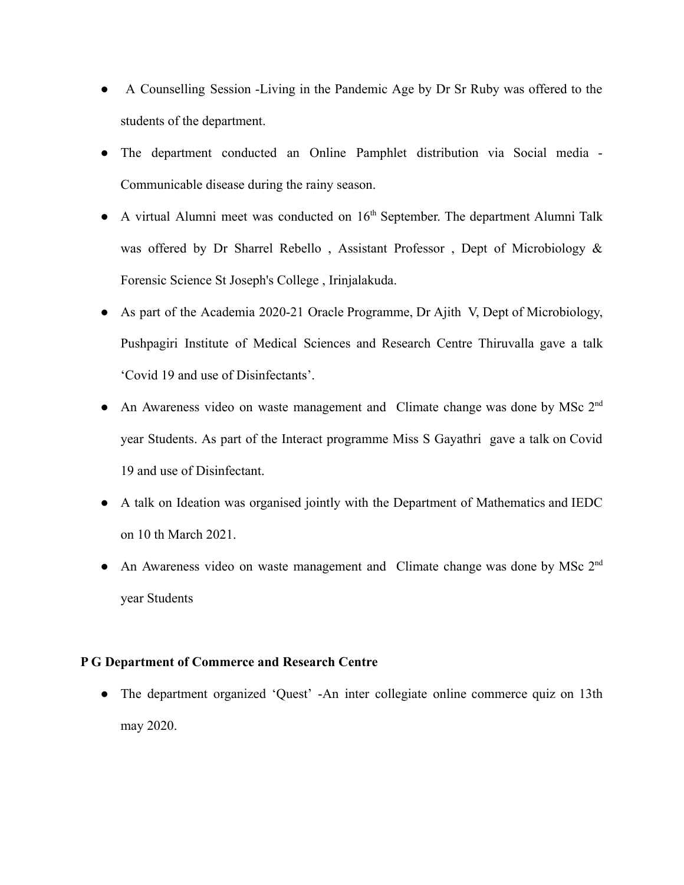- A Counselling Session -Living in the Pandemic Age by Dr Sr Ruby was offered to the students of the department.
- The department conducted an Online Pamphlet distribution via Social media - Communicable disease during the rainy season.
- A virtual Alumni meet was conducted on 16th September. The department Alumni Talk was offered by Dr Sharrel Rebello , Assistant Professor , Dept of Microbiology & Forensic Science St Joseph's College , Irinjalakuda.
- As part of the Academia 2020-21 Oracle Programme, Dr Ajith V, Dept of Microbiology, Pushpagiri Institute of Medical Sciences and Research Centre Thiruvalla gave a talk 'Covid 19 and use of Disinfectants'.
- An Awareness video on waste management and Climate change was done by MSc 2nd year Students. As part of the Interact programme Miss S Gayathri gave a talk on Covid 19 and use of Disinfectant.
- A talk on Ideation was organised jointly with the Department of Mathematics and IEDC on 10 th March 2021.
- An Awareness video on waste management and Climate change was done by MSc 2nd year Students

**P G Department of Commerce and Research Centre**

- The department organized 'Quest' -An inter collegiate online commerce quiz on 13th may 2020.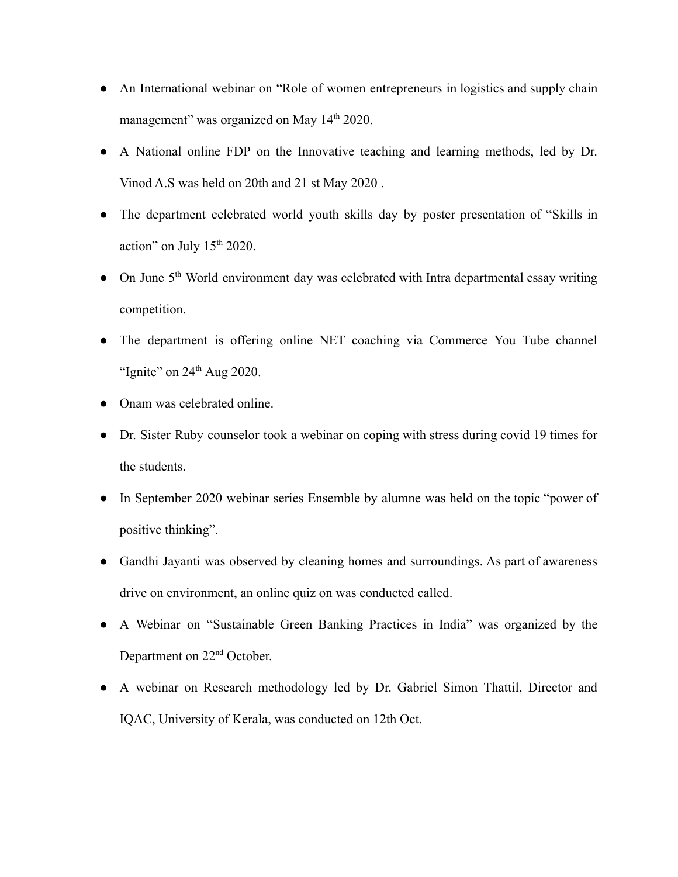- An International webinar on "Role of women entrepreneurs in logistics and supply chain management" was organized on May 14th 2020.
- A National online FDP on the Innovative teaching and learning methods, led by Dr. Vinod A.S was held on 20th and 21 st May 2020 .
- The department celebrated world youth skills day by poster presentation of "Skills in action" on July 15th 2020.
- On June 5th World environment day was celebrated with Intra departmental essay writing competition.
- The department is offering online NET coaching via Commerce You Tube channel "Ignite" on 24th Aug 2020.
- Onam was celebrated online.
- Dr. Sister Ruby counselor took a webinar on coping with stress during covid 19 times for the students.
- In September 2020 webinar series Ensemble by alumne was held on the topic "power of positive thinking".
- Gandhi Jayanti was observed by cleaning homes and surroundings. As part of awareness drive on environment, an online quiz on was conducted called.
- A Webinar on "Sustainable Green Banking Practices in India" was organized by the Department on 22nd October.
- A webinar on Research methodology led by Dr. Gabriel Simon Thattil, Director and IQAC, University of Kerala, was conducted on 12th Oct.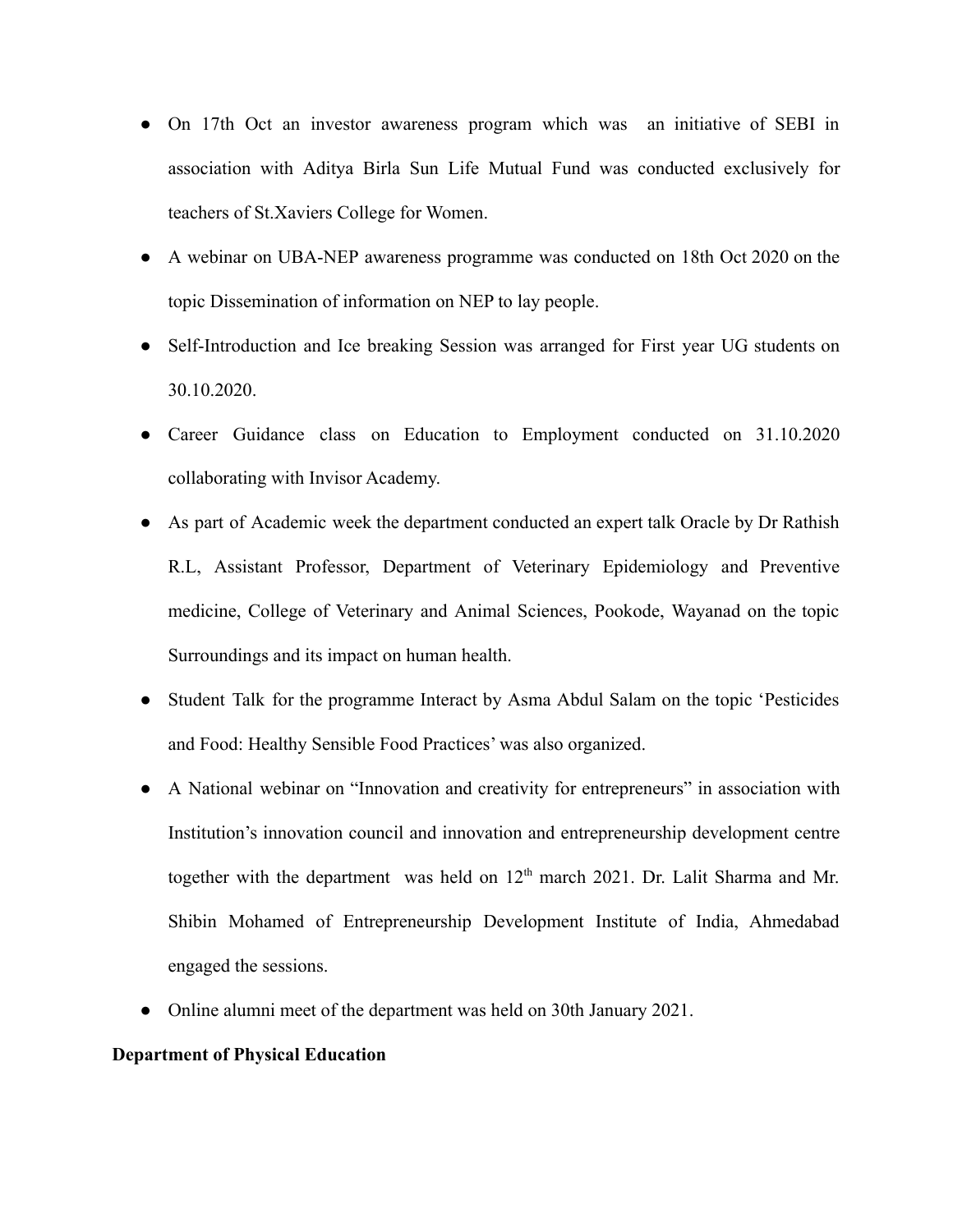- On 17th Oct an investor awareness program which was an initiative of SEBI in association with Aditya Birla Sun Life Mutual Fund was conducted exclusively for teachers of St.Xaviers College for Women.
- A webinar on UBA-NEP awareness programme was conducted on 18th Oct 2020 on the topic Dissemination of information on NEP to lay people.
- Self-Introduction and Ice breaking Session was arranged for First year UG students on 30.10.2020.
- Career Guidance class on Education to Employment conducted on 31.10.2020 collaborating with Invisor Academy.
- As part of Academic week the department conducted an expert talk Oracle by Dr Rathish R.L, Assistant Professor, Department of Veterinary Epidemiology and Preventive medicine, College of Veterinary and Animal Sciences, Pookode, Wayanad on the topic Surroundings and its impact on human health.
- Student Talk for the programme Interact by Asma Abdul Salam on the topic 'Pesticides and Food: Healthy Sensible Food Practices' was also organized.
- A National webinar on "Innovation and creativity for entrepreneurs" in association with Institution's innovation council and innovation and entrepreneurship development centre together with the department was held on 12th march 2021. Dr. Lalit Sharma and Mr. Shibin Mohamed of Entrepreneurship Development Institute of India, Ahmedabad engaged the sessions.
- Online alumni meet of the department was held on 30th January 2021.

**Department of Physical Education**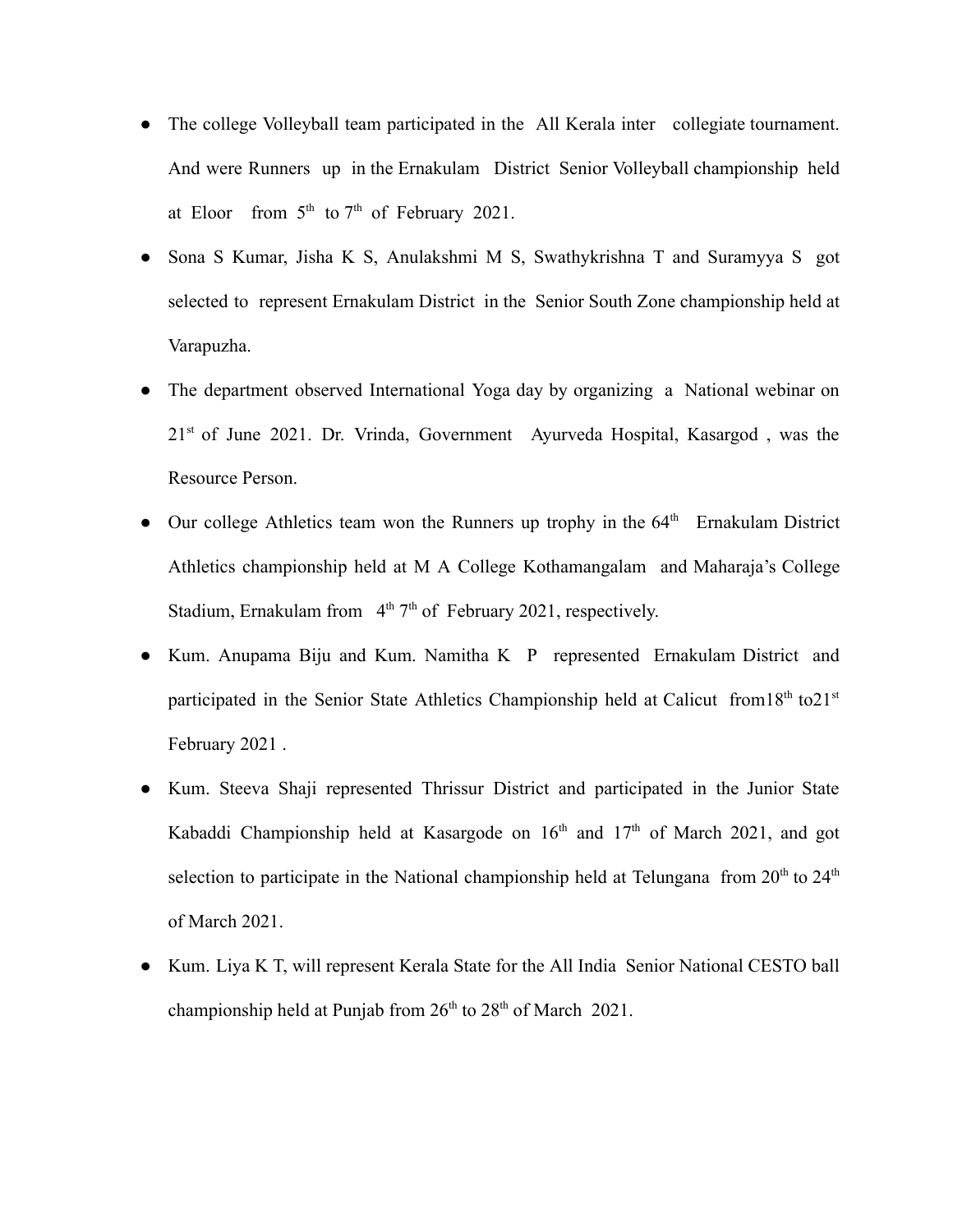- The college Volleyball team participated in the All Kerala inter collegiate tournament. And were Runners up in the Ernakulam District Senior Volleyball championship held at Eloor from 5th to 7th of February 2021.
- Sona S Kumar, Jisha K S, Anulakshmi M S, Swathykrishna T and Suramyya S got selected to represent Ernakulam District in the Senior South Zone championship held at Varapuzha.
- The department observed International Yoga day by organizing a National webinar on 21st of June 2021. Dr. Vrinda, Government Ayurveda Hospital, Kasargod , was the Resource Person.
- Our college Athletics team won the Runners up trophy in the 64th Ernakulam District Athletics championship held at M A College Kothamangalam and Maharaja's College Stadium, Ernakulam from 4th 7th of February 2021, respectively.
- Kum. Anupama Biju and Kum. Namitha K P represented Ernakulam District and participated in the Senior State Athletics Championship held at Calicut from18th to21st February 2021 .
- Kum. Steeva Shaji represented Thrissur District and participated in the Junior State Kabaddi Championship held at Kasargode on 16th and 17th of March 2021, and got selection to participate in the National championship held at Telungana from 20th to 24th of March 2021.
- Kum. Liya K T, will represent Kerala State for the All India Senior National CESTO ball championship held at Punjab from 26th to 28th of March 2021.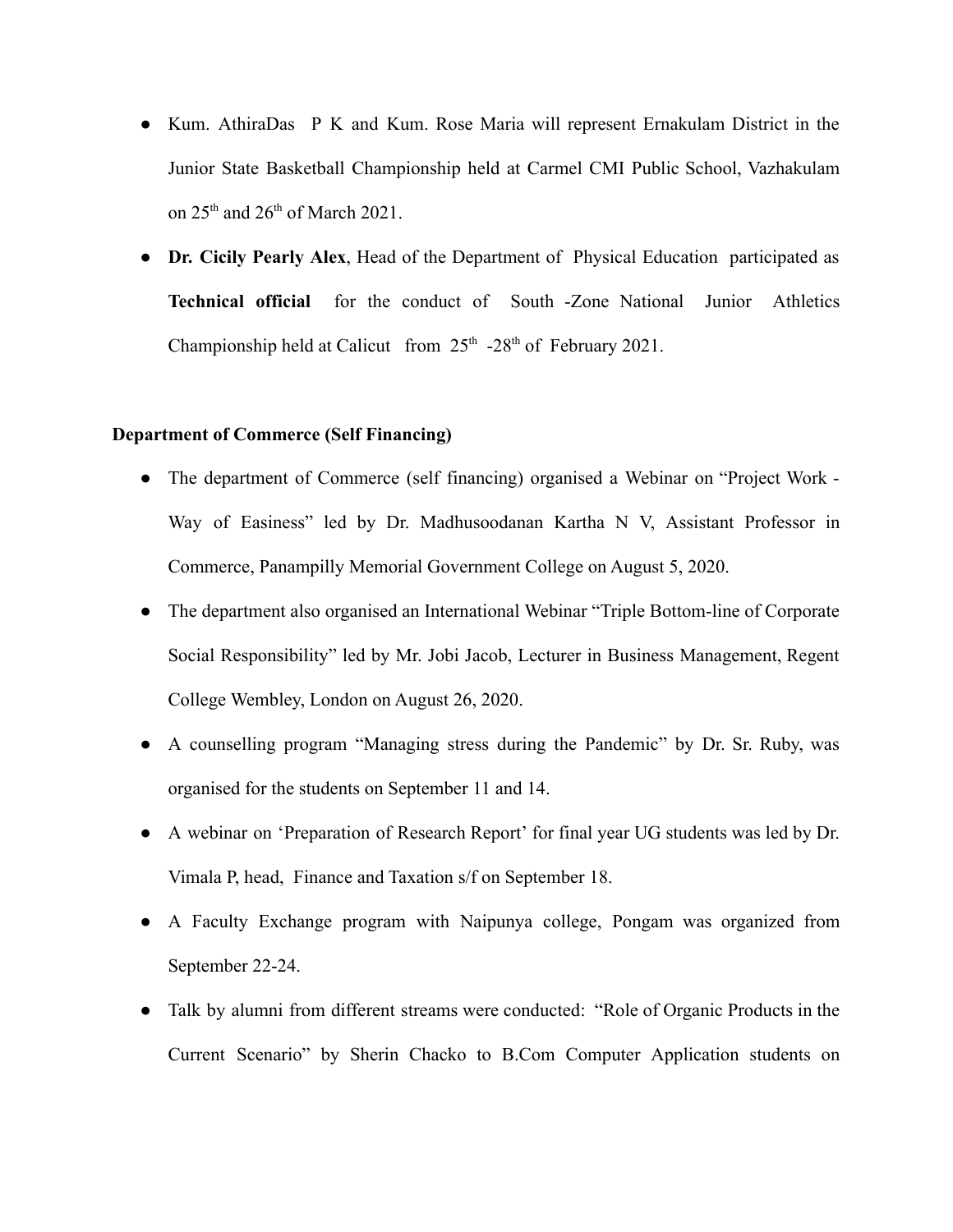- Kum. AthiraDas P K and Kum. Rose Maria will represent Ernakulam District in the Junior State Basketball Championship held at Carmel CMI Public School, Vazhakulam on 25th and 26th of March 2021.
- **Dr. Cicily Pearly Alex**, Head of the Department of Physical Education participated as **Technical official** for the conduct of South -Zone National Junior Athletics Championship held at Calicut from 25th -28th of February 2021.

**Department of Commerce (Self Financing)**

- The department of Commerce (self financing) organised a Webinar on "Project Work - Way of Easiness" led by Dr. Madhusoodanan Kartha N V, Assistant Professor in Commerce, Panampilly Memorial Government College on August 5, 2020.
- The department also organised an International Webinar "Triple Bottom-line of Corporate Social Responsibility" led by Mr. Jobi Jacob, Lecturer in Business Management, Regent College Wembley, London on August 26, 2020.
- A counselling program "Managing stress during the Pandemic" by Dr. Sr. Ruby, was organised for the students on September 11 and 14.
- A webinar on 'Preparation of Research Report' for final year UG students was led by Dr. Vimala P, head, Finance and Taxation s/f on September 18.
- A Faculty Exchange program with Naipunya college, Pongam was organized from September 22-24.
- Talk by alumni from different streams were conducted: "Role of Organic Products in the Current Scenario" by Sherin Chacko to B.Com Computer Application students on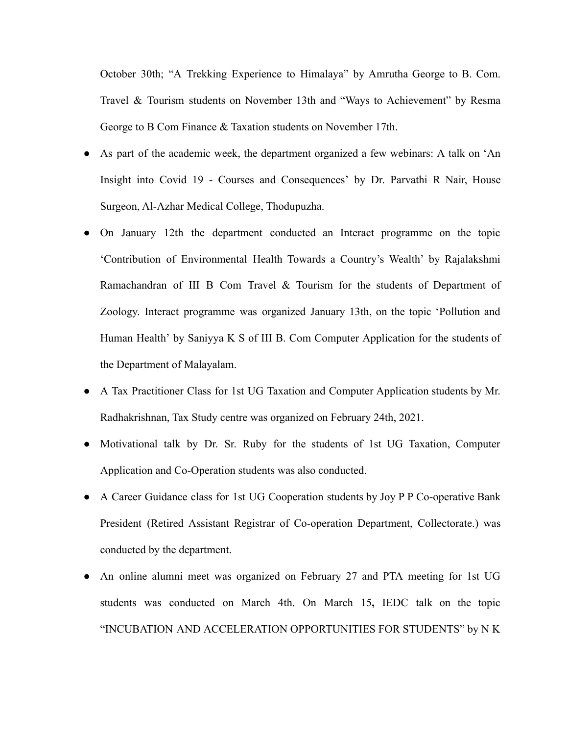October 30th; "A Trekking Experience to Himalaya" by Amrutha George to B. Com. Travel & Tourism students on November 13th and "Ways to Achievement" by Resma George to B Com Finance & Taxation students on November 17th.

- As part of the academic week, the department organized a few webinars: A talk on 'An Insight into Covid 19 - Courses and Consequences' by Dr. Parvathi R Nair, House Surgeon, Al-Azhar Medical College, Thodupuzha.
- On January 12th the department conducted an Interact programme on the topic 'Contribution of Environmental Health Towards a Country's Wealth' by Rajalakshmi Ramachandran of III B Com Travel & Tourism for the students of Department of Zoology. Interact programme was organized January 13th, on the topic 'Pollution and Human Health' by Saniyya K S of III B. Com Computer Application for the students of the Department of Malayalam.
- A Tax Practitioner Class for 1st UG Taxation and Computer Application students by Mr. Radhakrishnan, Tax Study centre was organized on February 24th, 2021.
- Motivational talk by Dr. Sr. Ruby for the students of 1st UG Taxation, Computer Application and Co-Operation students was also conducted.
- A Career Guidance class for 1st UG Cooperation students by Joy P P Co-operative Bank President (Retired Assistant Registrar of Co-operation Department, Collectorate.) was conducted by the department.
- An online alumni meet was organized on February 27 and PTA meeting for 1st UG students was conducted on March 4th. On March 15**,** IEDC talk on the topic "INCUBATION AND ACCELERATION OPPORTUNITIES FOR STUDENTS" by N K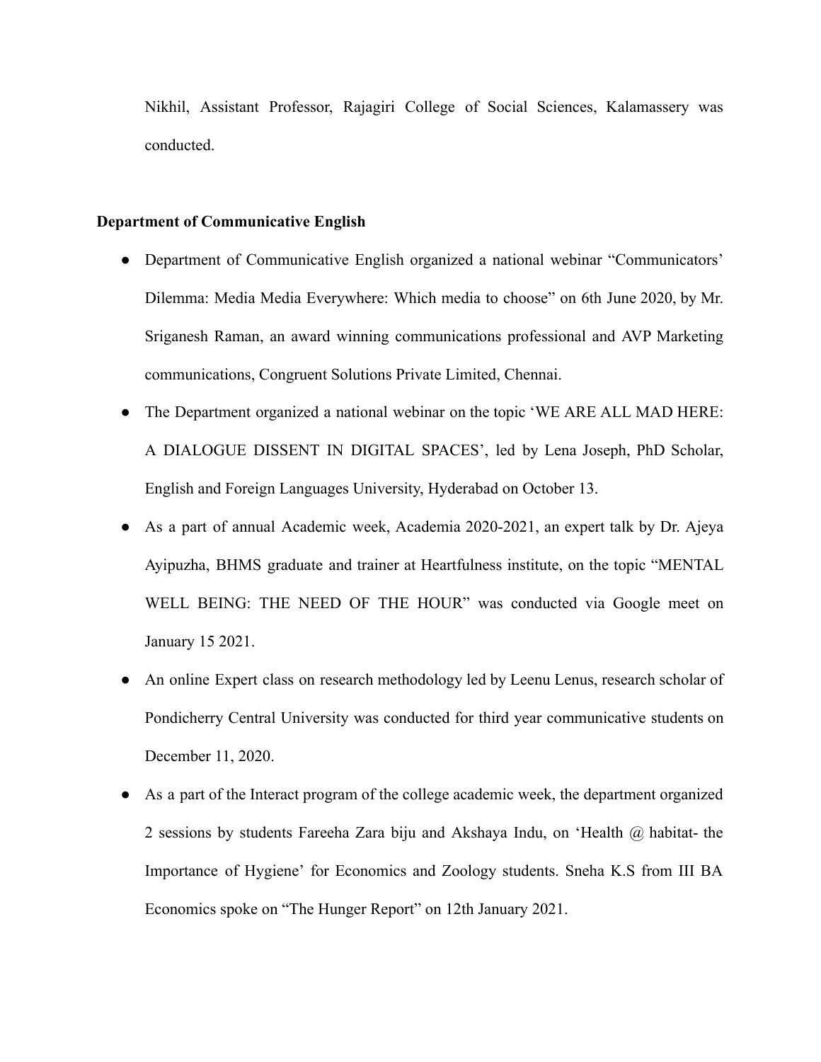Nikhil, Assistant Professor, Rajagiri College of Social Sciences, Kalamassery was conducted.

**Department of Communicative English**

- Department of Communicative English organized a national webinar "Communicators' Dilemma: Media Media Everywhere: Which media to choose" on 6th June 2020, by Mr. Sriganesh Raman, an award winning communications professional and AVP Marketing communications, Congruent Solutions Private Limited, Chennai.
- The Department organized a national webinar on the topic 'WE ARE ALL MAD HERE: A DIALOGUE DISSENT IN DIGITAL SPACES', led by Lena Joseph, PhD Scholar, English and Foreign Languages University, Hyderabad on October 13.
- As a part of annual Academic week, Academia 2020-2021, an expert talk by Dr. Ajeya Ayipuzha, BHMS graduate and trainer at Heartfulness institute, on the topic "MENTAL WELL BEING: THE NEED OF THE HOUR" was conducted via Google meet on January 15 2021.
- An online Expert class on research methodology led by Leenu Lenus, research scholar of Pondicherry Central University was conducted for third year communicative students on December 11, 2020.
- As a part of the Interact program of the college academic week, the department organized 2 sessions by students Fareeha Zara biju and Akshaya Indu, on 'Health @ habitat- the Importance of Hygiene' for Economics and Zoology students. Sneha K.S from III BA Economics spoke on "The Hunger Report" on 12th January 2021.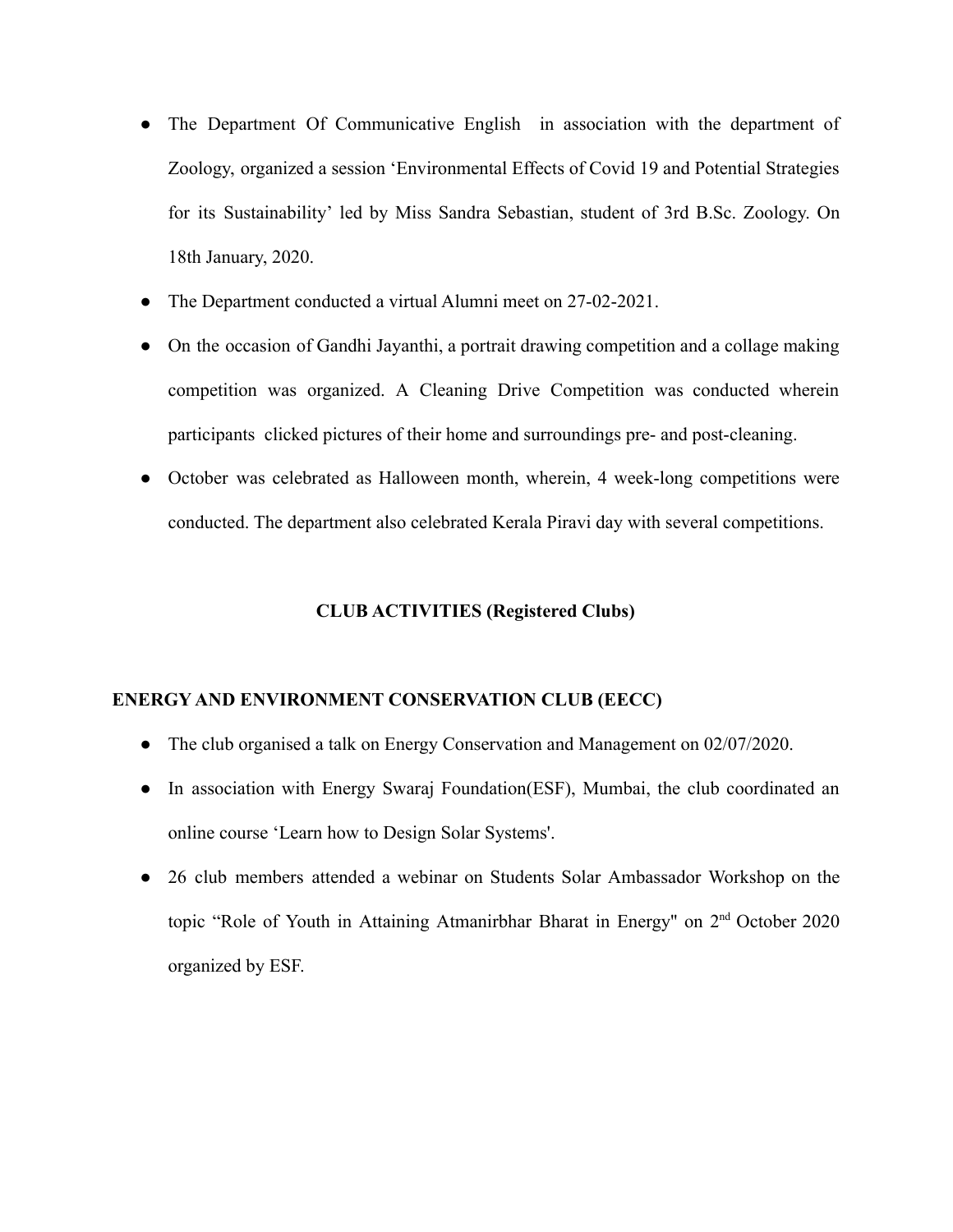- The Department Of Communicative English in association with the department of Zoology, organized a session 'Environmental Effects of Covid 19 and Potential Strategies for its Sustainability' led by Miss Sandra Sebastian, student of 3rd B.Sc. Zoology. On 18th January, 2020.
- The Department conducted a virtual Alumni meet on 27-02-2021.
- On the occasion of Gandhi Jayanthi, a portrait drawing competition and a collage making competition was organized. A Cleaning Drive Competition was conducted wherein participants clicked pictures of their home and surroundings pre- and post-cleaning.
- October was celebrated as Halloween month, wherein, 4 week-long competitions were conducted. The department also celebrated Kerala Piravi day with several competitions.

## CLUB ACTIVITIES (Registered Clubs)

### ENERGY AND ENVIRONMENT CONSERVATION CLUB (EECC)

- The club organised a talk on Energy Conservation and Management on 02/07/2020.
- In association with Energy Swaraj Foundation(ESF), Mumbai, the club coordinated an online course 'Learn how to Design Solar Systems'.
- 26 club members attended a webinar on Students Solar Ambassador Workshop on the topic "Role of Youth in Attaining Atmanirbhar Bharat in Energy" on 2nd October 2020 organized by ESF.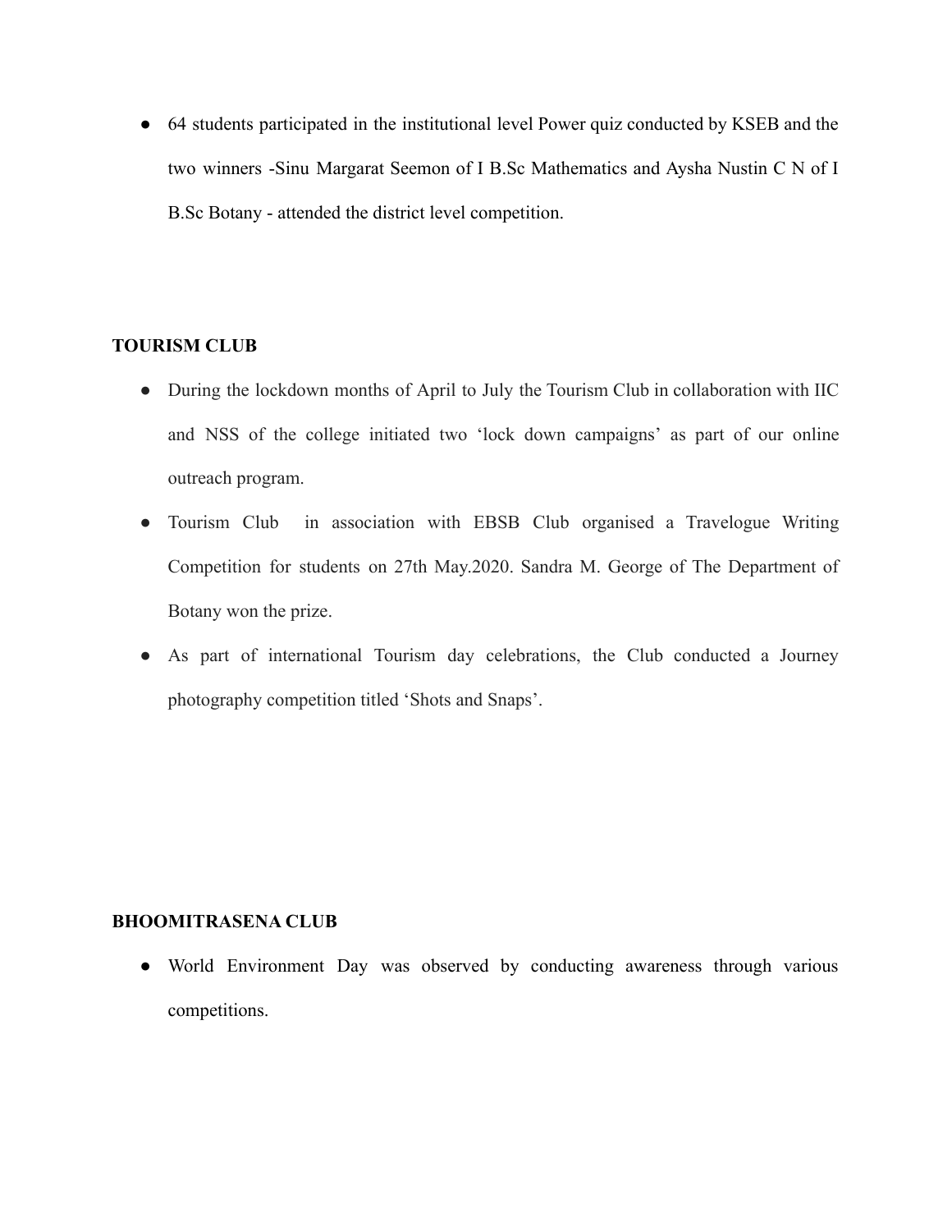- 64 students participated in the institutional level Power quiz conducted by KSEB and the two winners -Sinu Margarat Seemon of I B.Sc Mathematics and Aysha Nustin C N of I B.Sc Botany - attended the district level competition.

**TOURISM CLUB**

- During the lockdown months of April to July the Tourism Club in collaboration with IIC and NSS of the college initiated two 'lock down campaigns' as part of our online outreach program.
- Tourism Club in association with EBSB Club organised a Travelogue Writing Competition for students on 27th May.2020. Sandra M. George of The Department of Botany won the prize.
- As part of international Tourism day celebrations, the Club conducted a Journey photography competition titled 'Shots and Snaps'.

**BHOOMITRASENA CLUB**

- World Environment Day was observed by conducting awareness through various competitions.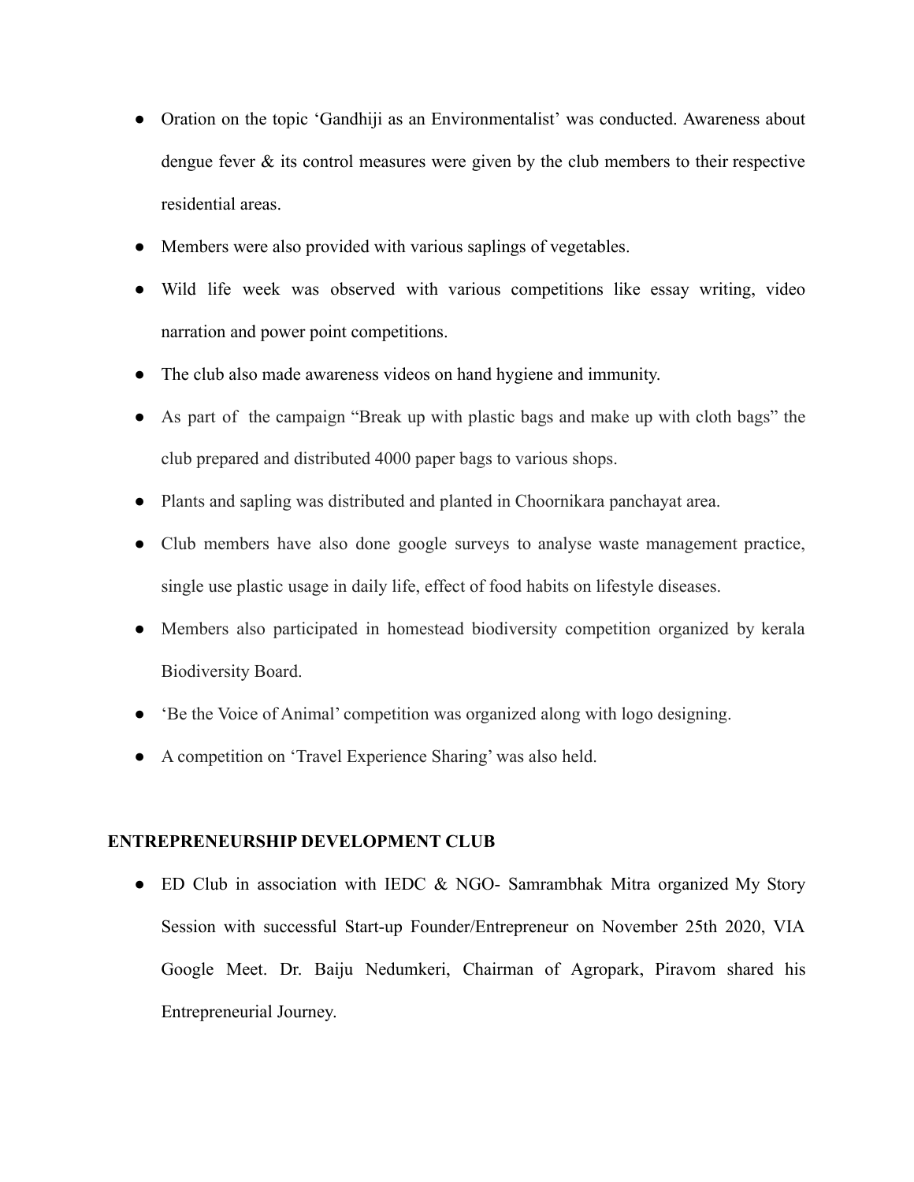- Oration on the topic 'Gandhiji as an Environmentalist' was conducted. Awareness about dengue fever & its control measures were given by the club members to their respective residential areas.
- Members were also provided with various saplings of vegetables.
- Wild life week was observed with various competitions like essay writing, video narration and power point competitions.
- The club also made awareness videos on hand hygiene and immunity.
- As part of the campaign "Break up with plastic bags and make up with cloth bags" the club prepared and distributed 4000 paper bags to various shops.
- Plants and sapling was distributed and planted in Choornikara panchayat area.
- Club members have also done google surveys to analyse waste management practice, single use plastic usage in daily life, effect of food habits on lifestyle diseases.
- Members also participated in homestead biodiversity competition organized by kerala Biodiversity Board.
- 'Be the Voice of Animal' competition was organized along with logo designing.
- A competition on 'Travel Experience Sharing' was also held.

**ENTREPRENEURSHIP DEVELOPMENT CLUB**

- ED Club in association with IEDC & NGO- Samrambhak Mitra organized My Story Session with successful Start-up Founder/Entrepreneur on November 25th 2020, VIA Google Meet. Dr. Baiju Nedumkeri, Chairman of Agropark, Piravom shared his Entrepreneurial Journey.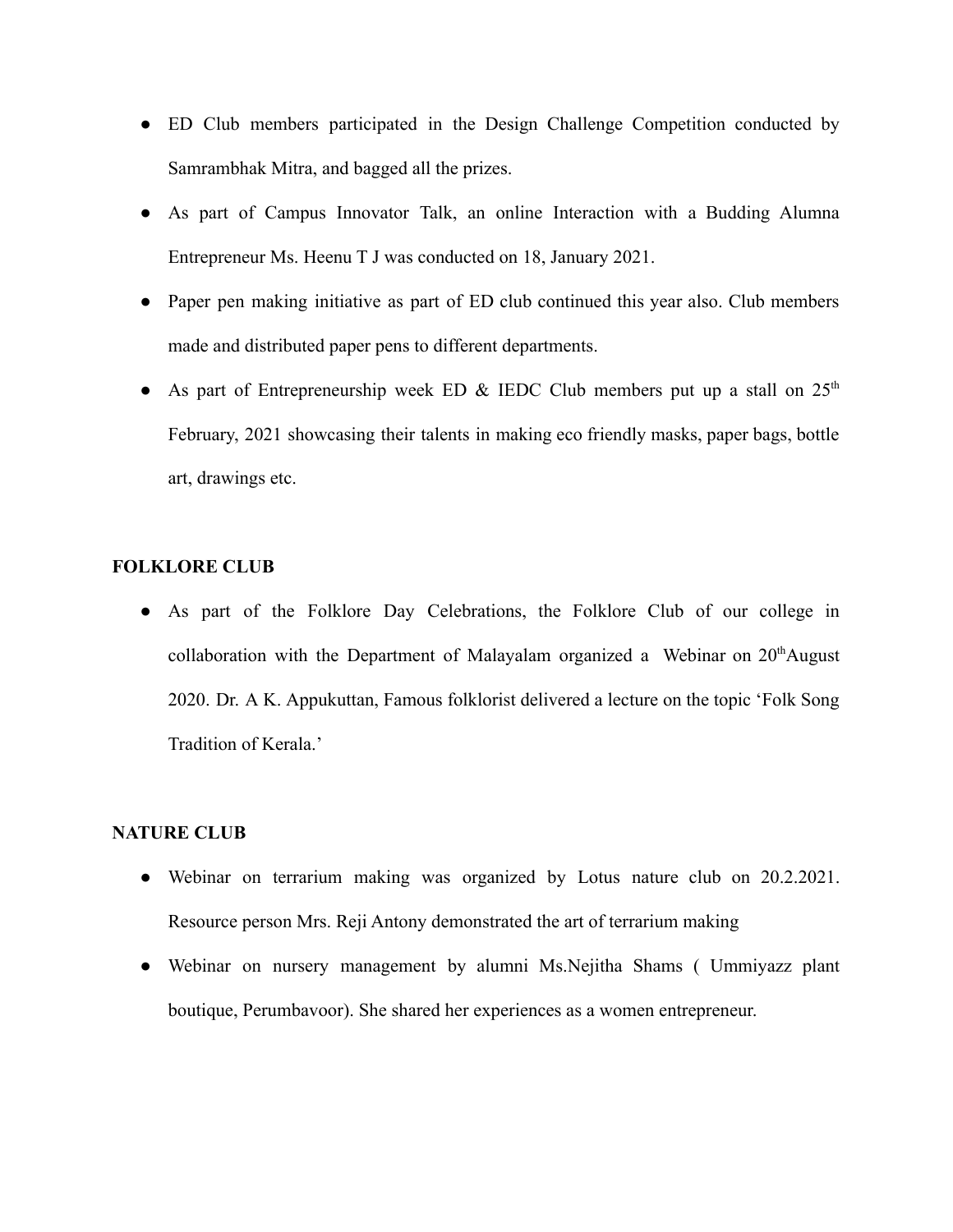- ED Club members participated in the Design Challenge Competition conducted by Samrambhak Mitra, and bagged all the prizes.
- As part of Campus Innovator Talk, an online Interaction with a Budding Alumna Entrepreneur Ms. Heenu T J was conducted on 18, January 2021.
- Paper pen making initiative as part of ED club continued this year also. Club members made and distributed paper pens to different departments.
- As part of Entrepreneurship week ED & IEDC Club members put up a stall on 25th February, 2021 showcasing their talents in making eco friendly masks, paper bags, bottle art, drawings etc.

**FOLKLORE CLUB**

- As part of the Folklore Day Celebrations, the Folklore Club of our college in collaboration with the Department of Malayalam organized a Webinar on 20th August 2020. Dr. A K. Appukuttan, Famous folklorist delivered a lecture on the topic 'Folk Song Tradition of Kerala.'

**NATURE CLUB**

- Webinar on terrarium making was organized by Lotus nature club on 20.2.2021. Resource person Mrs. Reji Antony demonstrated the art of terrarium making
- Webinar on nursery management by alumni Ms.Nejitha Shams ( Ummiyazz plant boutique, Perumbavoor). She shared her experiences as a women entrepreneur.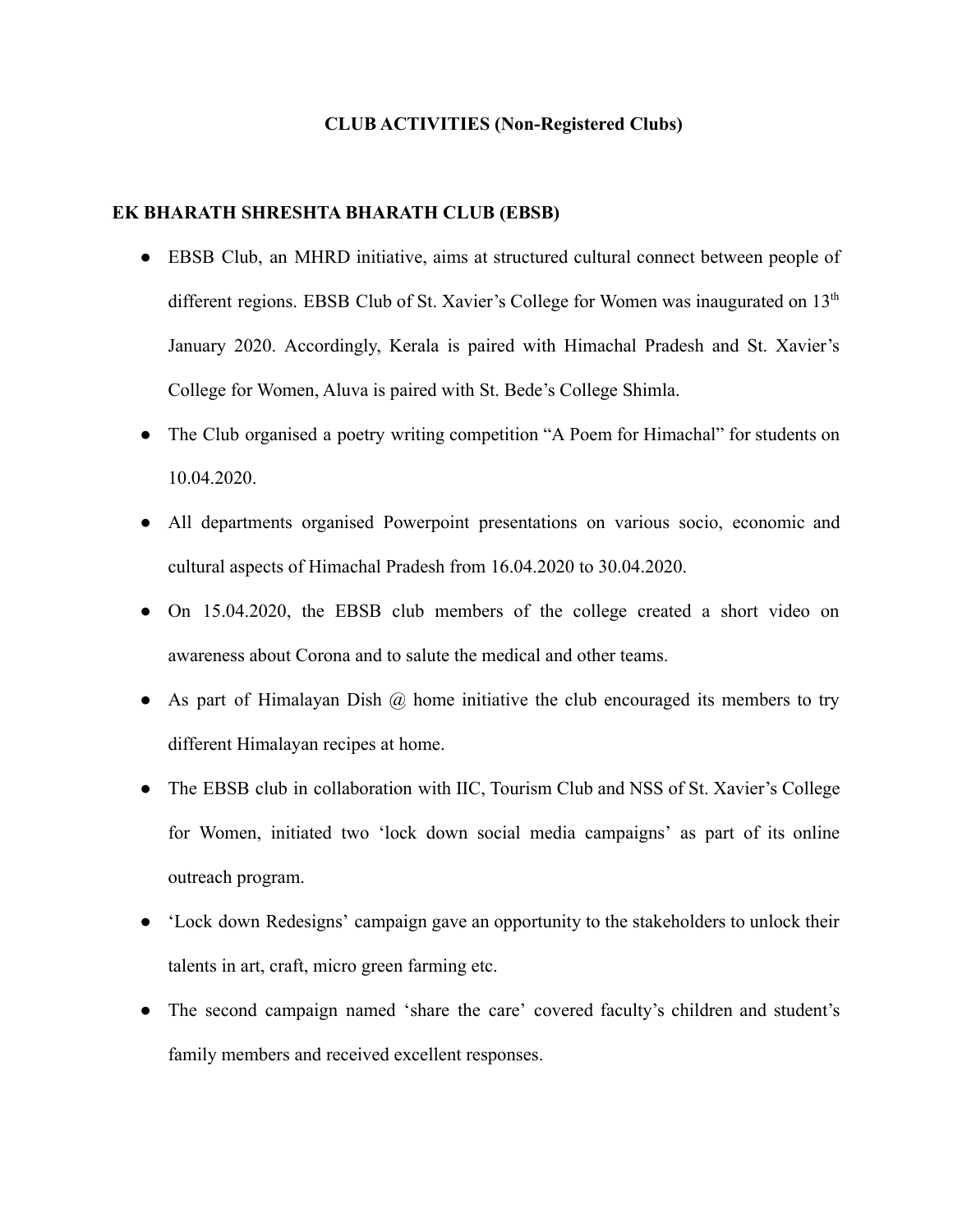## CLUB ACTIVITIES (Non-Registered Clubs)

### EK BHARATH SHRESHTA BHARATH CLUB (EBSB)

- EBSB Club, an MHRD initiative, aims at structured cultural connect between people of different regions. EBSB Club of St. Xavier's College for Women was inaugurated on 13th January 2020. Accordingly, Kerala is paired with Himachal Pradesh and St. Xavier's College for Women, Aluva is paired with St. Bede's College Shimla.
- The Club organised a poetry writing competition "A Poem for Himachal" for students on 10.04.2020.
- All departments organised Powerpoint presentations on various socio, economic and cultural aspects of Himachal Pradesh from 16.04.2020 to 30.04.2020.
- On 15.04.2020, the EBSB club members of the college created a short video on awareness about Corona and to salute the medical and other teams.
- As part of Himalayan Dish @ home initiative the club encouraged its members to try different Himalayan recipes at home.
- The EBSB club in collaboration with IIC, Tourism Club and NSS of St. Xavier's College for Women, initiated two 'lock down social media campaigns' as part of its online outreach program.
- 'Lock down Redesigns' campaign gave an opportunity to the stakeholders to unlock their talents in art, craft, micro green farming etc.
- The second campaign named 'share the care' covered faculty's children and student's family members and received excellent responses.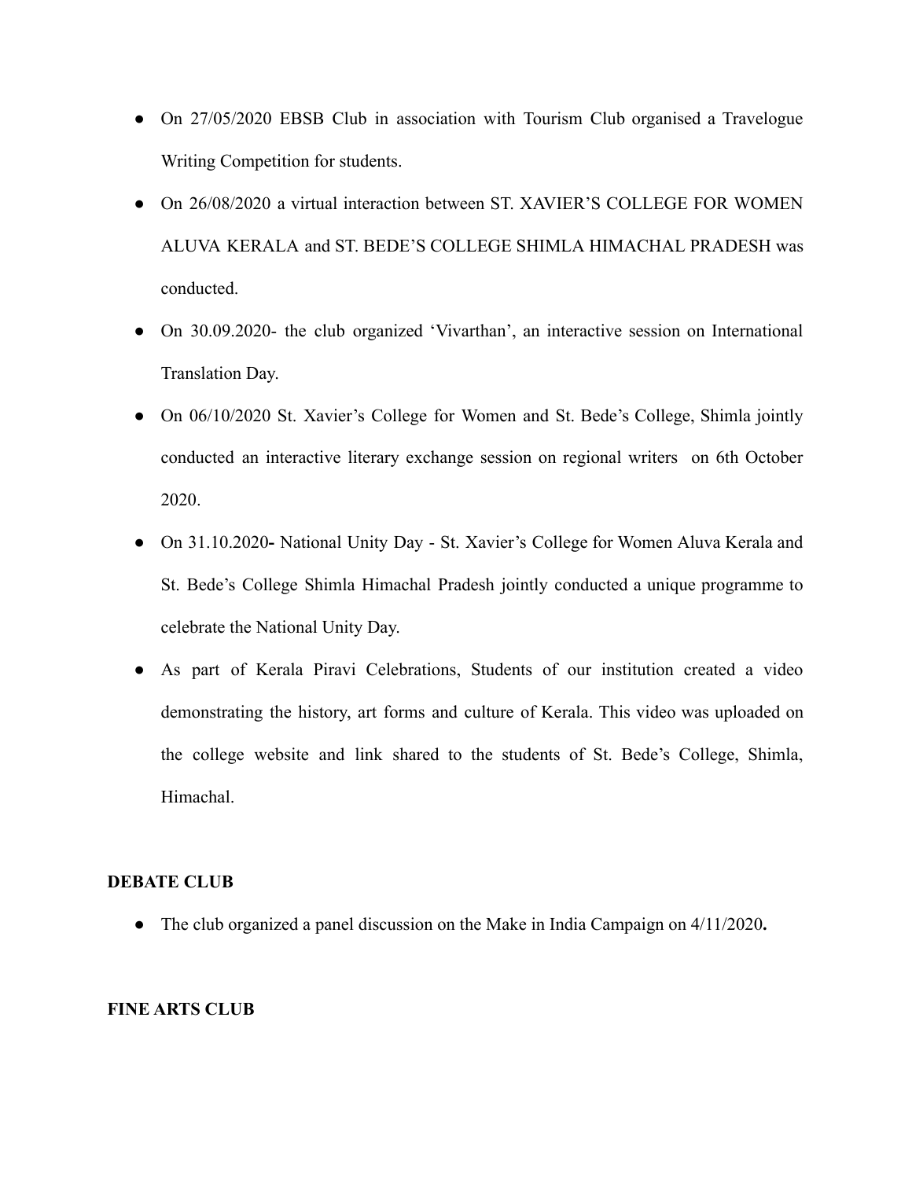- On 27/05/2020 EBSB Club in association with Tourism Club organised a Travelogue Writing Competition for students.
- On 26/08/2020 a virtual interaction between ST. XAVIER'S COLLEGE FOR WOMEN ALUVA KERALA and ST. BEDE'S COLLEGE SHIMLA HIMACHAL PRADESH was conducted.
- On 30.09.2020- the club organized 'Vivarthan', an interactive session on International Translation Day.
- On 06/10/2020 St. Xavier's College for Women and St. Bede's College, Shimla jointly conducted an interactive literary exchange session on regional writers on 6th October 2020.
- On 31.10.2020**-** National Unity Day - St. Xavier's College for Women Aluva Kerala and St. Bede's College Shimla Himachal Pradesh jointly conducted a unique programme to celebrate the National Unity Day.
- As part of Kerala Piravi Celebrations, Students of our institution created a video demonstrating the history, art forms and culture of Kerala. This video was uploaded on the college website and link shared to the students of St. Bede's College, Shimla, Himachal.

**DEBATE CLUB**

- The club organized a panel discussion on the Make in India Campaign on 4/11/2020**.**

**FINE ARTS CLUB**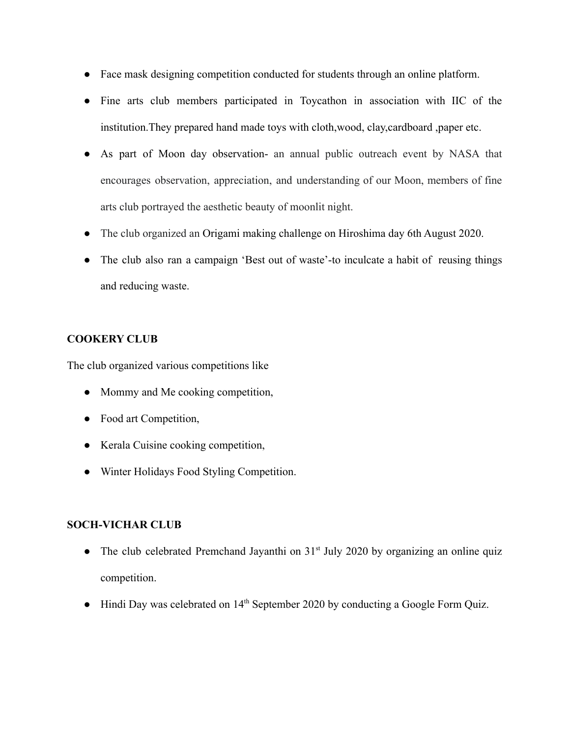- Face mask designing competition conducted for students through an online platform.
- Fine arts club members participated in Toycathon in association with IIC of the institution.They prepared hand made toys with cloth,wood, clay,cardboard ,paper etc.
- As part of Moon day observation- an annual public outreach event by NASA that encourages observation, appreciation, and understanding of our Moon, members of fine arts club portrayed the aesthetic beauty of moonlit night.
- The club organized an Origami making challenge on Hiroshima day 6th August 2020.
- The club also ran a campaign 'Best out of waste'-to inculcate a habit of reusing things and reducing waste.

**COOKERY CLUB**

The club organized various competitions like

- Mommy and Me cooking competition,
- Food art Competition,
- Kerala Cuisine cooking competition,
- Winter Holidays Food Styling Competition.

**SOCH-VICHAR CLUB**

- The club celebrated Premchand Jayanthi on 31st July 2020 by organizing an online quiz competition.
- Hindi Day was celebrated on 14th September 2020 by conducting a Google Form Quiz.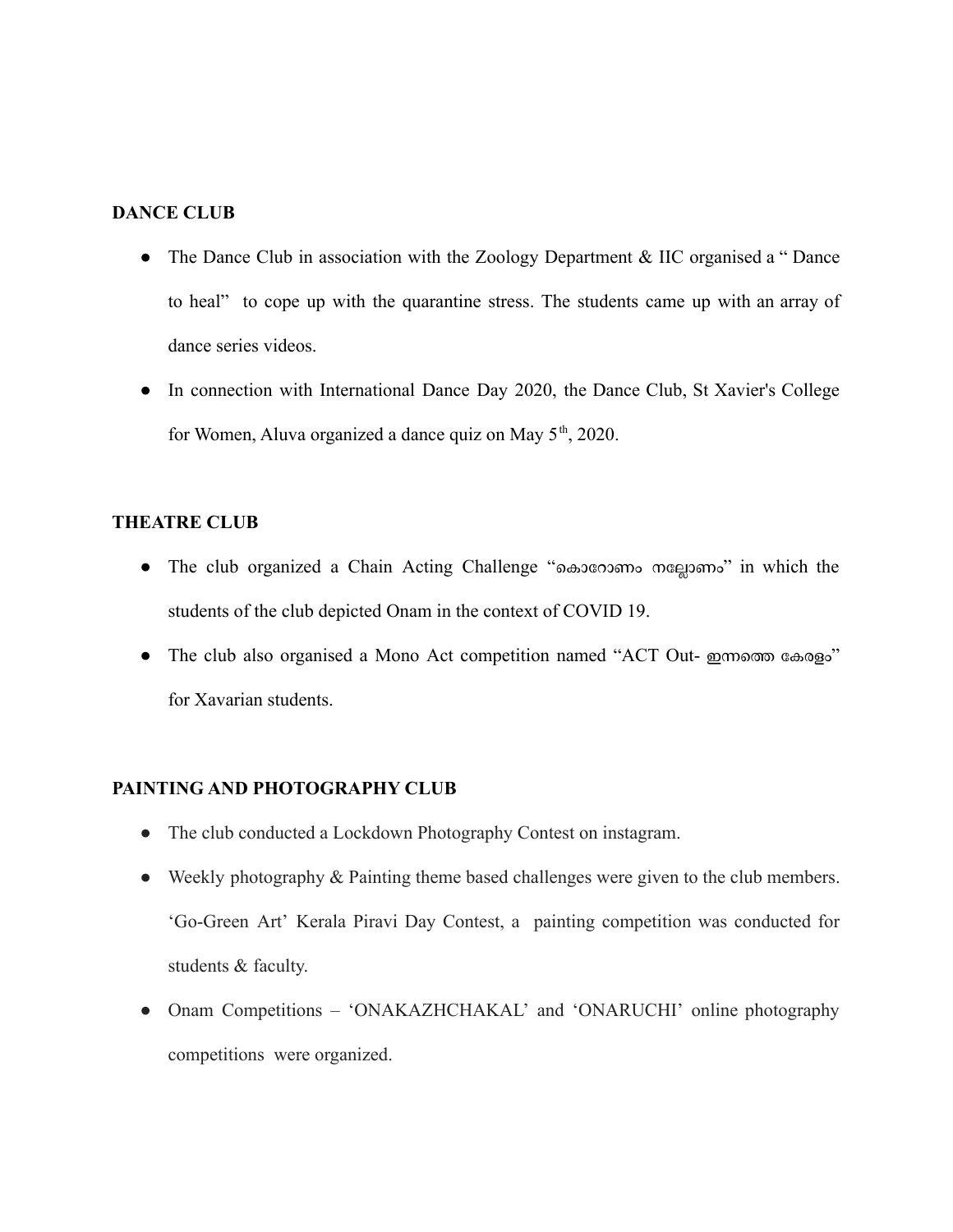**DANCE CLUB**

- The Dance Club in association with the Zoology Department & IIC organised a " Dance to heal" to cope up with the quarantine stress. The students came up with an array of dance series videos.
- In connection with International Dance Day 2020, the Dance Club, St Xavier's College for Women, Aluva organized a dance quiz on May 5th, 2020.

**THEATRE CLUB**

- The club organized a Chain Acting Challenge "കൊറോണം നല്ലോണം" in which the students of the club depicted Onam in the context of COVID 19.
- The club also organised a Mono Act competition named "ACT Out- ഇന്നത്തെ കേരളം" for Xavarian students.

**PAINTING AND PHOTOGRAPHY CLUB**

- The club conducted a Lockdown Photography Contest on instagram.
- Weekly photography & Painting theme based challenges were given to the club members. 'Go-Green Art' Kerala Piravi Day Contest, a painting competition was conducted for students & faculty.
- Onam Competitions – 'ONAKAZHCHAKAL' and 'ONARUCHI' online photography competitions were organized.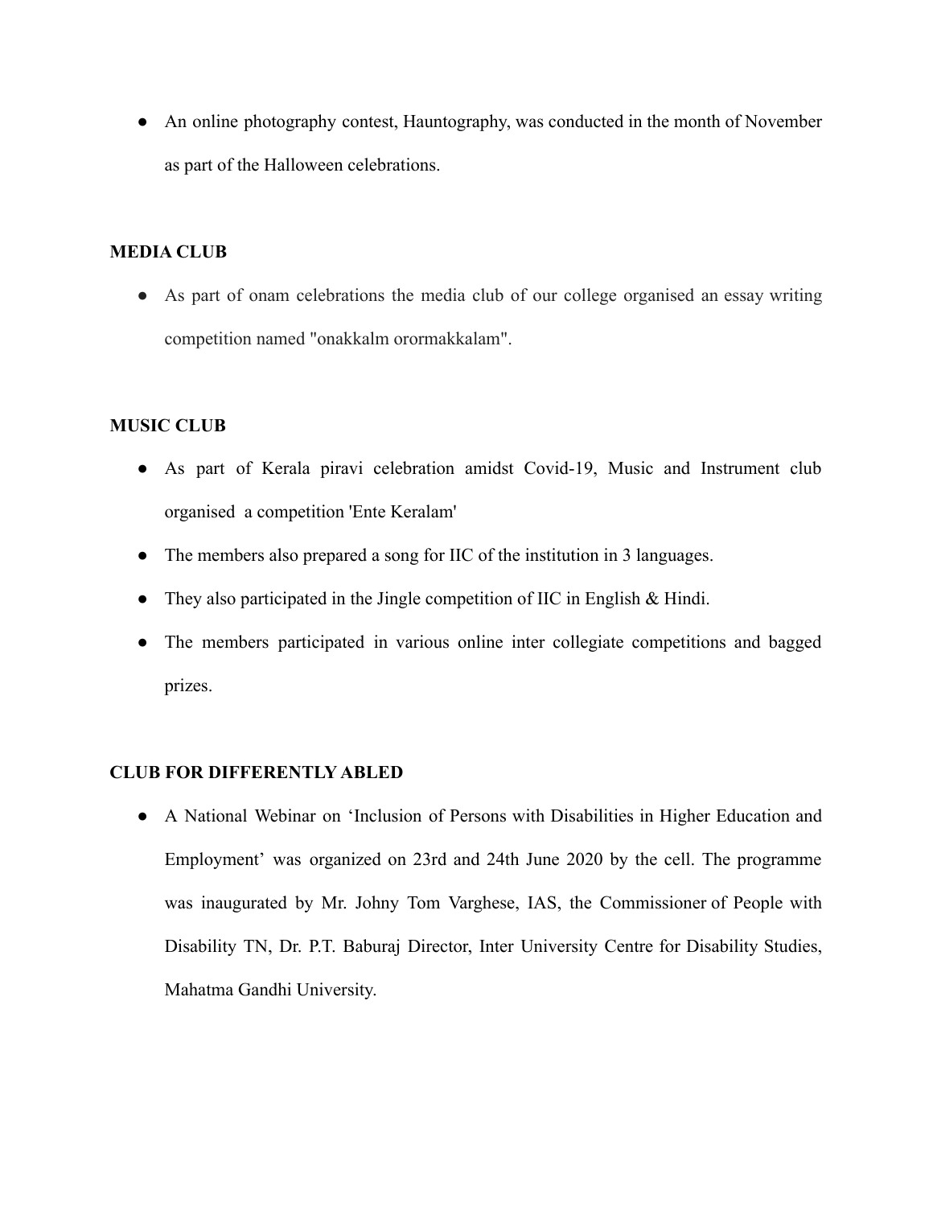- An online photography contest, Hauntography, was conducted in the month of November as part of the Halloween celebrations.

**MEDIA CLUB**

- As part of onam celebrations the media club of our college organised an essay writing competition named "onakkalm orormakkalam".

**MUSIC CLUB**

- As part of Kerala piravi celebration amidst Covid-19, Music and Instrument club organised a competition 'Ente Keralam'
- The members also prepared a song for IIC of the institution in 3 languages.
- They also participated in the Jingle competition of IIC in English & Hindi.
- The members participated in various online inter collegiate competitions and bagged prizes.

**CLUB FOR DIFFERENTLY ABLED**

- A National Webinar on 'Inclusion of Persons with Disabilities in Higher Education and Employment' was organized on 23rd and 24th June 2020 by the cell. The programme was inaugurated by Mr. Johny Tom Varghese, IAS, the Commissioner of People with Disability TN, Dr. P.T. Baburaj Director, Inter University Centre for Disability Studies, Mahatma Gandhi University.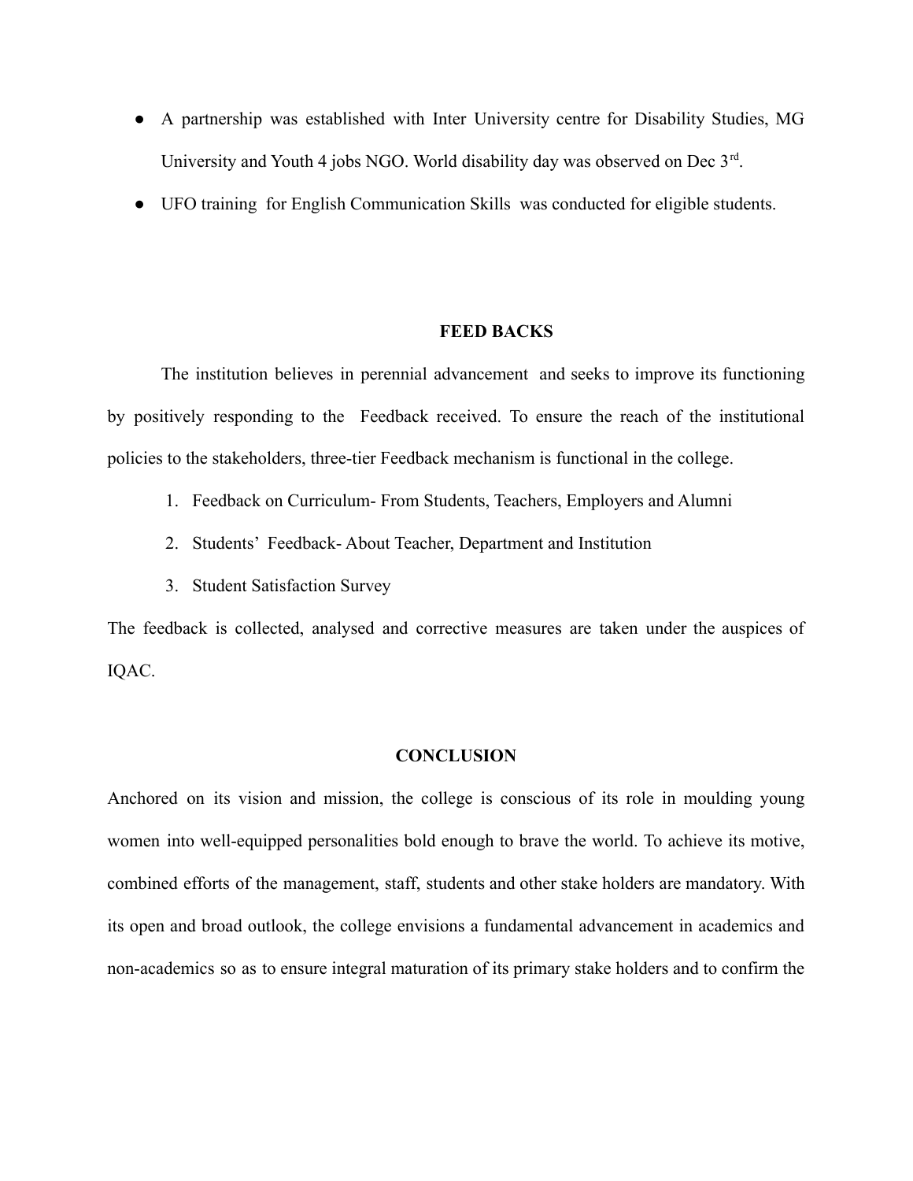- A partnership was established with Inter University centre for Disability Studies, MG University and Youth 4 jobs NGO. World disability day was observed on Dec 3rd.
- UFO training for English Communication Skills was conducted for eligible students.

## FEED BACKS

The institution believes in perennial advancement and seeks to improve its functioning by positively responding to the Feedback received. To ensure the reach of the institutional policies to the stakeholders, three-tier Feedback mechanism is functional in the college.

1. Feedback on Curriculum- From Students, Teachers, Employers and Alumni
2. Students' Feedback- About Teacher, Department and Institution
3. Student Satisfaction Survey

The feedback is collected, analysed and corrective measures are taken under the auspices of IQAC.

## CONCLUSION

Anchored on its vision and mission, the college is conscious of its role in moulding young women into well-equipped personalities bold enough to brave the world. To achieve its motive, combined efforts of the management, staff, students and other stake holders are mandatory. With its open and broad outlook, the college envisions a fundamental advancement in academics and non-academics so as to ensure integral maturation of its primary stake holders and to confirm the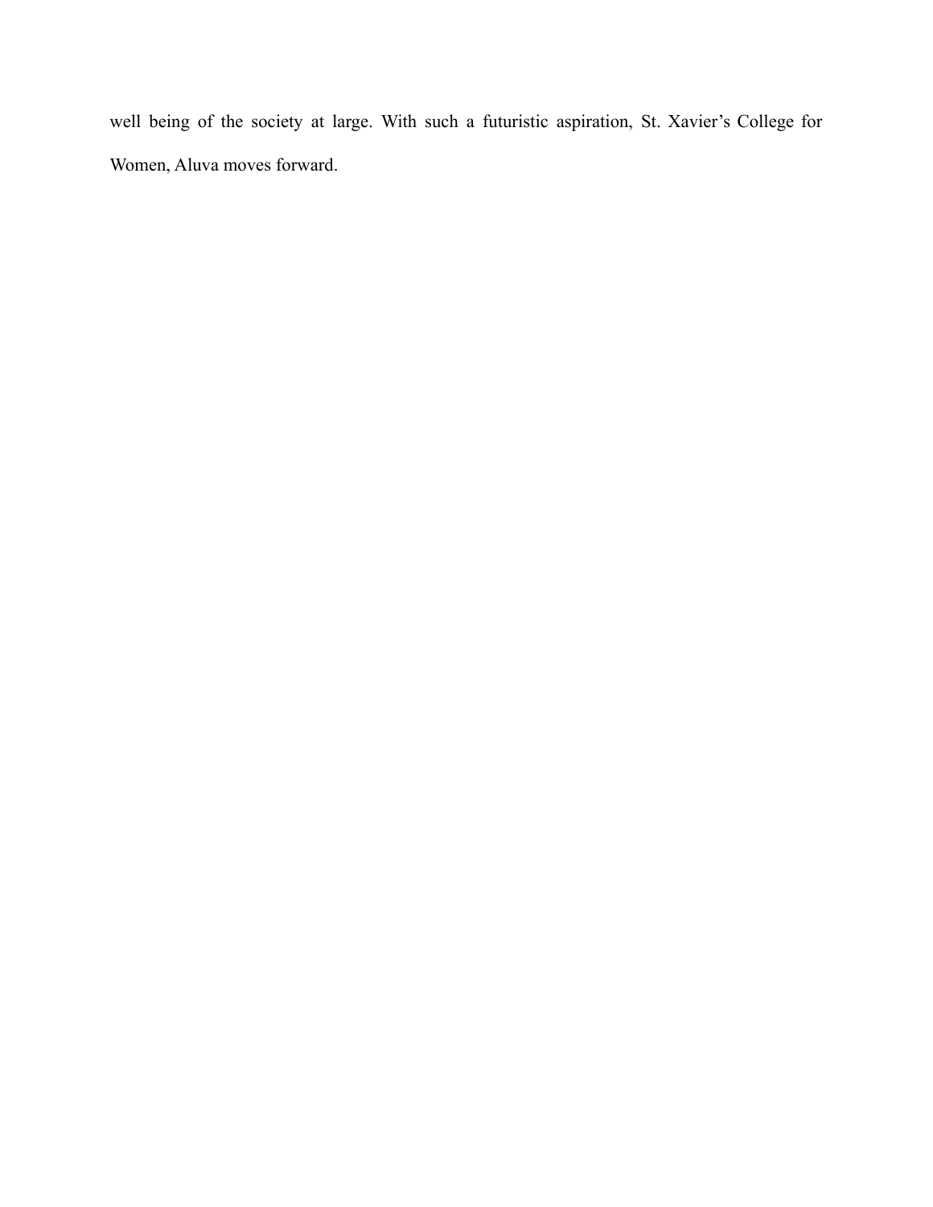well being of the society at large. With such a futuristic aspiration, St. Xavier's College for Women, Aluva moves forward.